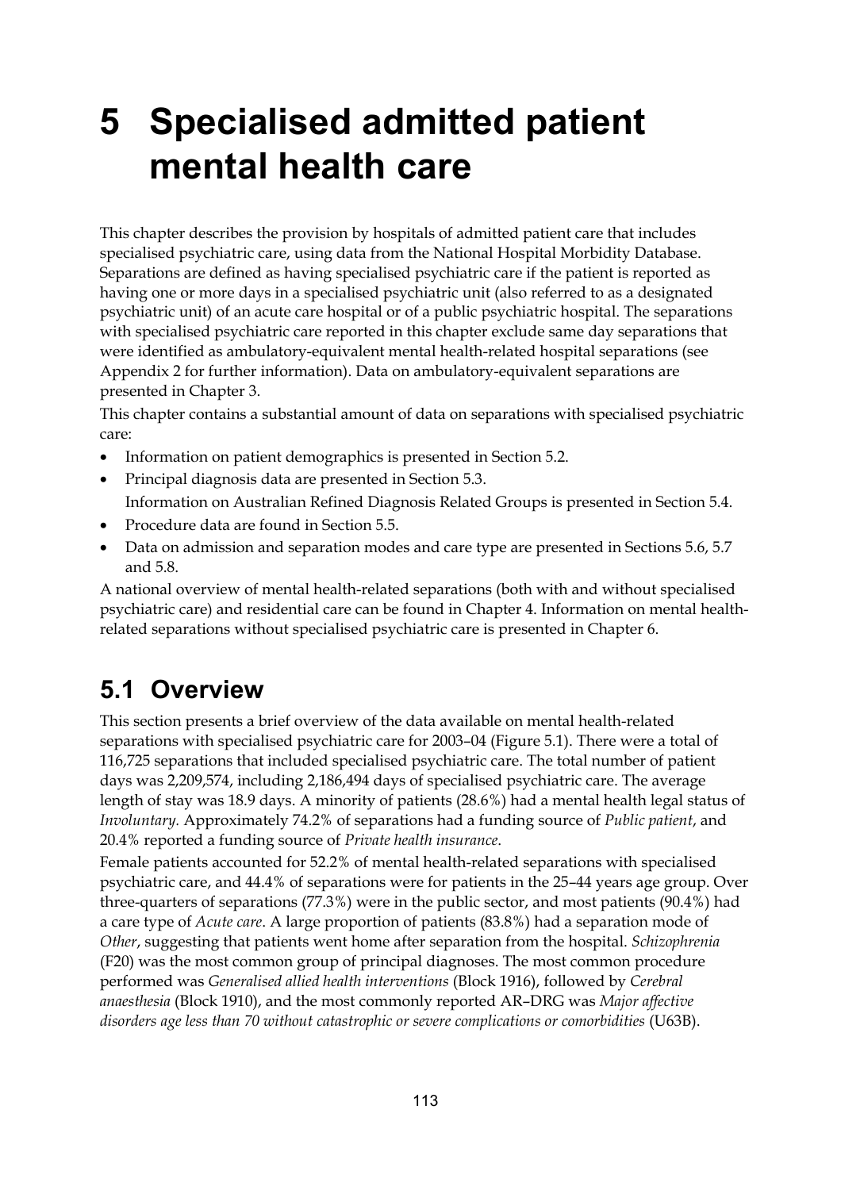# 5 Specialised admitted patient mental health care

This chapter describes the provision by hospitals of admitted patient care that includes specialised psychiatric care, using data from the National Hospital Morbidity Database. Separations are defined as having specialised psychiatric care if the patient is reported as having one or more days in a specialised psychiatric unit (also referred to as a designated psychiatric unit) of an acute care hospital or of a public psychiatric hospital. The separations with specialised psychiatric care reported in this chapter exclude same day separations that were identified as ambulatory-equivalent mental health-related hospital separations (see Appendix 2 for further information). Data on ambulatory-equivalent separations are presented in Chapter 3.

This chapter contains a substantial amount of data on separations with specialised psychiatric care:

- Information on patient demographics is presented in Section 5.2.
- Principal diagnosis data are presented in Section 5.3.
  Information on Australian Refined Diagnosis Related Groups is presented in Section 5.4.
- Procedure data are found in Section 5.5.
- Data on admission and separation modes and care type are presented in Sections 5.6, 5.7 and 5.8.

A national overview of mental health-related separations (both with and without specialised psychiatric care) and residential care can be found in Chapter 4. Information on mental health-related separations without specialised psychiatric care is presented in Chapter 6.

## 5.1 Overview

This section presents a brief overview of the data available on mental health-related separations with specialised psychiatric care for 2003–04 (Figure 5.1). There were a total of 116,725 separations that included specialised psychiatric care. The total number of patient days was 2,209,574, including 2,186,494 days of specialised psychiatric care. The average length of stay was 18.9 days. A minority of patients (28.6%) had a mental health legal status of *Involuntary.* Approximately 74.2% of separations had a funding source of *Public patient*, and 20.4% reported a funding source of *Private health insurance*.

Female patients accounted for 52.2% of mental health-related separations with specialised psychiatric care, and 44.4% of separations were for patients in the 25–44 years age group. Over three-quarters of separations (77.3%) were in the public sector, and most patients (90.4%) had a care type of *Acute care*. A large proportion of patients (83.8%) had a separation mode of *Other*, suggesting that patients went home after separation from the hospital. *Schizophrenia* (F20) was the most common group of principal diagnoses. The most common procedure performed was *Generalised allied health interventions* (Block 1916), followed by *Cerebral anaesthesia* (Block 1910), and the most commonly reported AR–DRG was *Major affective disorders age less than 70 without catastrophic or severe complications or comorbidities* (U63B).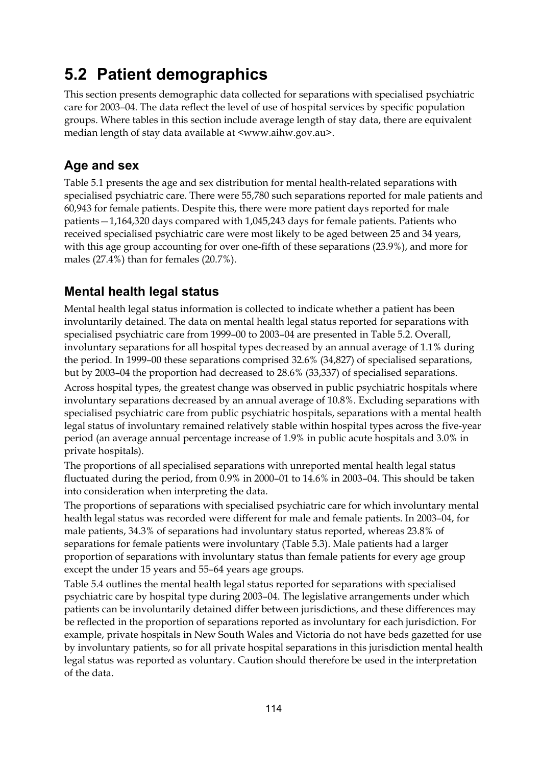## 5.2 Patient demographics

This section presents demographic data collected for separations with specialised psychiatric care for 2003–04. The data reflect the level of use of hospital services by specific population groups. Where tables in this section include average length of stay data, there are equivalent median length of stay data available at <www.aihw.gov.au>.

### Age and sex

Table 5.1 presents the age and sex distribution for mental health-related separations with specialised psychiatric care. There were 55,780 such separations reported for male patients and 60,943 for female patients. Despite this, there were more patient days reported for male patients—1,164,320 days compared with 1,045,243 days for female patients. Patients who received specialised psychiatric care were most likely to be aged between 25 and 34 years, with this age group accounting for over one-fifth of these separations (23.9%), and more for males (27.4%) than for females (20.7%).

### Mental health legal status

Mental health legal status information is collected to indicate whether a patient has been involuntarily detained. The data on mental health legal status reported for separations with specialised psychiatric care from 1999–00 to 2003–04 are presented in Table 5.2. Overall, involuntary separations for all hospital types decreased by an annual average of 1.1% during the period. In 1999–00 these separations comprised 32.6% (34,827) of specialised separations, but by 2003–04 the proportion had decreased to 28.6% (33,337) of specialised separations.

Across hospital types, the greatest change was observed in public psychiatric hospitals where involuntary separations decreased by an annual average of 10.8%. Excluding separations with specialised psychiatric care from public psychiatric hospitals, separations with a mental health legal status of involuntary remained relatively stable within hospital types across the five-year period (an average annual percentage increase of 1.9% in public acute hospitals and 3.0% in private hospitals).

The proportions of all specialised separations with unreported mental health legal status fluctuated during the period, from 0.9% in 2000–01 to 14.6% in 2003–04. This should be taken into consideration when interpreting the data.

The proportions of separations with specialised psychiatric care for which involuntary mental health legal status was recorded were different for male and female patients. In 2003–04, for male patients, 34.3% of separations had involuntary status reported, whereas 23.8% of separations for female patients were involuntary (Table 5.3). Male patients had a larger proportion of separations with involuntary status than female patients for every age group except the under 15 years and 55–64 years age groups.

Table 5.4 outlines the mental health legal status reported for separations with specialised psychiatric care by hospital type during 2003–04. The legislative arrangements under which patients can be involuntarily detained differ between jurisdictions, and these differences may be reflected in the proportion of separations reported as involuntary for each jurisdiction. For example, private hospitals in New South Wales and Victoria do not have beds gazetted for use by involuntary patients, so for all private hospital separations in this jurisdiction mental health legal status was reported as voluntary. Caution should therefore be used in the interpretation of the data.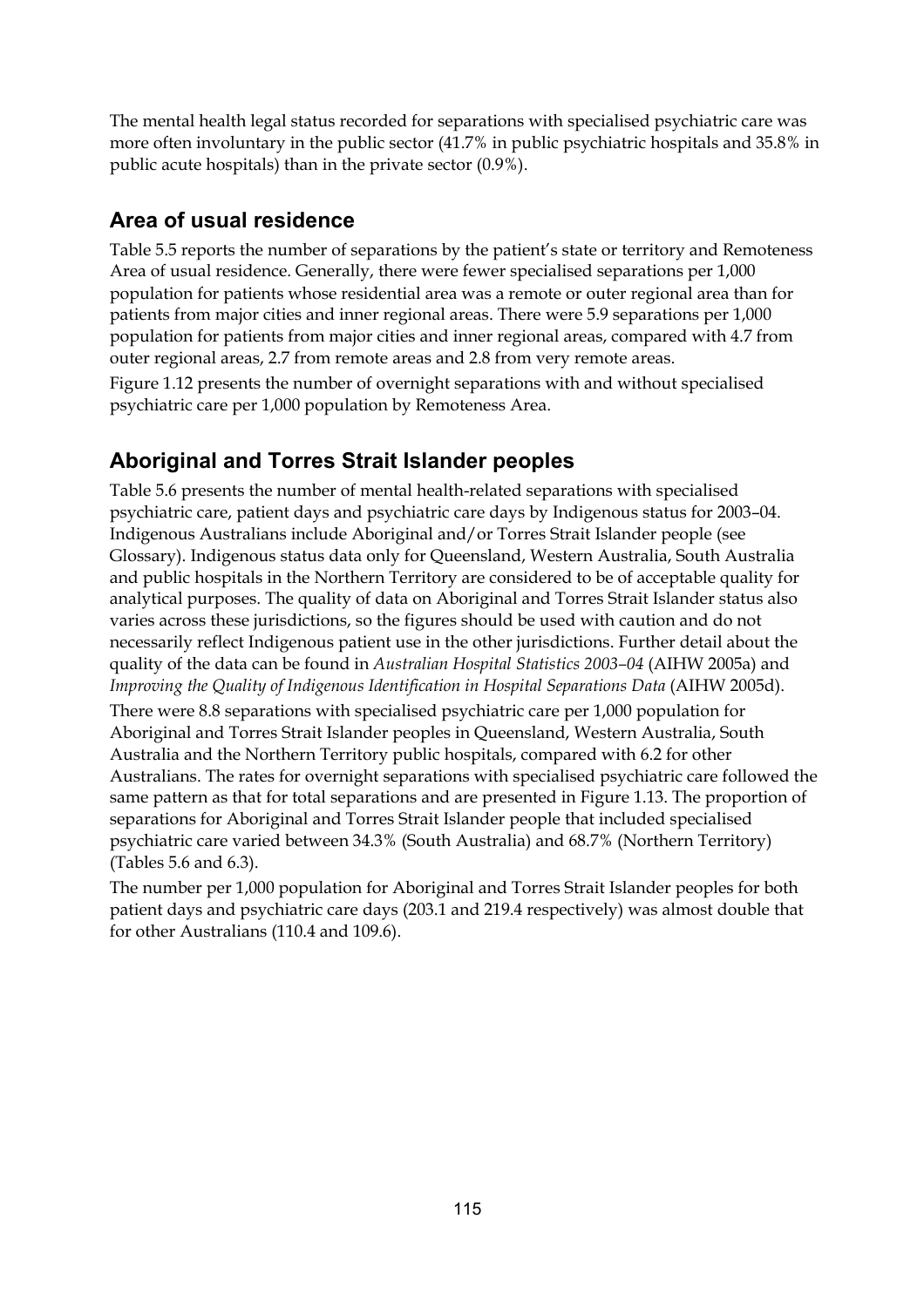The mental health legal status recorded for separations with specialised psychiatric care was more often involuntary in the public sector (41.7% in public psychiatric hospitals and 35.8% in public acute hospitals) than in the private sector (0.9%).

## Area of usual residence

Table 5.5 reports the number of separations by the patient's state or territory and Remoteness Area of usual residence. Generally, there were fewer specialised separations per 1,000 population for patients whose residential area was a remote or outer regional area than for patients from major cities and inner regional areas. There were 5.9 separations per 1,000 population for patients from major cities and inner regional areas, compared with 4.7 from outer regional areas, 2.7 from remote areas and 2.8 from very remote areas.

Figure 1.12 presents the number of overnight separations with and without specialised psychiatric care per 1,000 population by Remoteness Area.

## Aboriginal and Torres Strait Islander peoples

Table 5.6 presents the number of mental health-related separations with specialised psychiatric care, patient days and psychiatric care days by Indigenous status for 2003–04. Indigenous Australians include Aboriginal and/or Torres Strait Islander people (see Glossary). Indigenous status data only for Queensland, Western Australia, South Australia and public hospitals in the Northern Territory are considered to be of acceptable quality for analytical purposes. The quality of data on Aboriginal and Torres Strait Islander status also varies across these jurisdictions, so the figures should be used with caution and do not necessarily reflect Indigenous patient use in the other jurisdictions. Further detail about the quality of the data can be found in *Australian Hospital Statistics 2003–04* (AIHW 2005a) and *Improving the Quality of Indigenous Identification in Hospital Separations Data* (AIHW 2005d).

There were 8.8 separations with specialised psychiatric care per 1,000 population for Aboriginal and Torres Strait Islander peoples in Queensland, Western Australia, South Australia and the Northern Territory public hospitals, compared with 6.2 for other Australians. The rates for overnight separations with specialised psychiatric care followed the same pattern as that for total separations and are presented in Figure 1.13. The proportion of separations for Aboriginal and Torres Strait Islander people that included specialised psychiatric care varied between 34.3% (South Australia) and 68.7% (Northern Territory) (Tables 5.6 and 6.3).

The number per 1,000 population for Aboriginal and Torres Strait Islander peoples for both patient days and psychiatric care days (203.1 and 219.4 respectively) was almost double that for other Australians (110.4 and 109.6).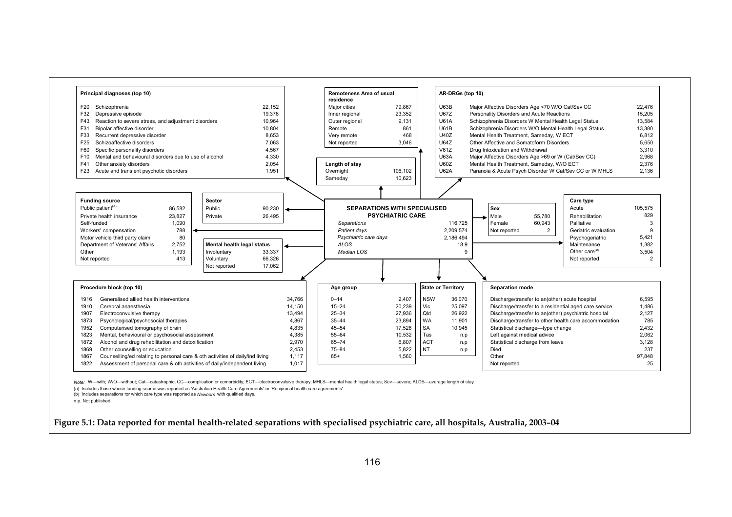**Principal diagnoses (top 10)**

| Code | Diagnosis | Number |
|---|---|---|
| F20 | Schizophrenia | 22,152 |
| F32 | Depressive episode | 19,376 |
| F43 | Reaction to severe stress, and adjustment disorders | 10,964 |
| F31 | Bipolar affective disorder | 10,804 |
| F33 | Recurrent depressive disorder | 8,653 |
| F25 | Schizoaffective disorders | 7,063 |
| F60 | Specific personality disorders | 4,567 |
| F10 | Mental and behavioural disorders due to use of alcohol | 4,330 |
| F41 | Other anxiety disorders | 2,054 |
| F23 | Acute and transient psychotic disorders | 1,951 |

**Remoteness Area of usual residence**

| Area | Number |
|---|---|
| Major cities | 79,867 |
| Inner regional | 23,352 |
| Outer regional | 9,131 |
| Remote | 861 |
| Very remote | 468 |
| Not reported | 3,046 |

**AR-DRGs (top 10)**

| Code | AR-DRG | Number |
|---|---|---|
| U63B | Major Affective Disorders Age <70 W/O Cat/Sev CC | 22,476 |
| U67Z | Personality Disorders and Acute Reactions | 15,205 |
| U61A | Schizophrenia Disorders W Mental Health Legal Status | 13,584 |
| U61B | Schizophrenia Disorders W/O Mental Health Legal Status | 13,380 |
| U40Z | Mental Health Treatment, Sameday, W ECT | 6,812 |
| U64Z | Other Affective and Somatoform Disorders | 5,650 |
| V61Z | Drug Intoxication and Withdrawal | 3,310 |
| U63A | Major Affective Disorders Age >69 or W (Cat/Sev CC) | 2,968 |
| U60Z | Mental Health Treatment, Sameday, W/O ECT | 2,376 |
| U62A | Paranoia & Acute Psych Disorder W Cat/Sev CC or W MHLS | 2,136 |

**Length of stay**

| Length of stay | Number |
|---|---|
| Overnight | 106,102 |
| Sameday | 10,623 |

**SEPARATIONS WITH SPECIALISED PSYCHIATRIC CARE**

| | |
|---|---|
| *Separations* | 116,725 |
| *Patient days* | 2,209,574 |
| *Psychiatric care days* | 2,186,494 |
| *ALOS* | 18.9 |
| *Median LOS* | 9 |

**Funding source**

| Funding source | Number |
|---|---|
| Public patient[(a)] | 86,582 |
| Private health insurance | 23,827 |
| Self-funded | 1,090 |
| Workers' compensation | 788 |
| Motor vehicle third party claim | 80 |
| Department of Veterans' Affairs | 2,752 |
| Other | 1,193 |
| Not reported | 413 |

**Sector**

| Sector | Number |
|---|---|
| Public | 90,230 |
| Private | 26,495 |

**Mental health legal status**

| Status | Number |
|---|---|
| Involuntary | 33,337 |
| Voluntary | 66,326 |
| Not reported | 17,062 |

**Sex**

| Sex | Number |
|---|---|
| Male | 55,780 |
| Female | 60,943 |
| Not reported | 2 |

**Care type**

| Care type | Number |
|---|---|
| Acute | 105,575 |
| Rehabilitation | 829 |
| Palliative | 3 |
| Geriatric evaluation | 9 |
| Psychogeriatric | 5,421 |
| Maintenance | 1,382 |
| Other care[(b)] | 3,504 |
| Not reported | 2 |

**Procedure block (top 10)**

| Block | Procedure | Number |
|---|---|---|
| 1916 | Generalised allied health interventions | 34,766 |
| 1910 | Cerebral anaesthesia | 14,150 |
| 1907 | Electroconvulsive therapy | 13,494 |
| 1873 | Psychological/psychosocial therapies | 4,867 |
| 1952 | Computerised tomography of brain | 4,835 |
| 1823 | Mental, behavioural or psychosocial assessment | 4,385 |
| 1872 | Alcohol and drug rehabilitation and detoxification | 2,970 |
| 1869 | Other counselling or education | 2,453 |
| 1867 | Counselling/ed relating to personal care & oth activities of daily/ind living | 1,117 |
| 1822 | Assessment of personal care & oth activities of daily/independent living | 1,017 |

**Age group**

| Age group | Number |
|---|---|
| 0–14 | 2,407 |
| 15–24 | 20,239 |
| 25–34 | 27,936 |
| 35–44 | 23,894 |
| 45–54 | 17,528 |
| 55–64 | 10,532 |
| 65–74 | 6,807 |
| 75–84 | 5,822 |
| 85+ | 1,560 |

**State or Territory**

| State or Territory | Number |
|---|---|
| NSW | 36,070 |
| Vic | 25,097 |
| Qld | 26,922 |
| WA | 11,901 |
| SA | 10,945 |
| Tas | n.p |
| ACT | n.p |
| NT | n.p |

**Separation mode**

| Separation mode | Number |
|---|---|
| Discharge/transfer to an(other) acute hospital | 6,595 |
| Discharge/transfer to a residential aged care service | 1,486 |
| Discharge/transfer to an(other) psychiatric hospital | 2,127 |
| Discharge/transfer to other health care accommodation | 785 |
| Statistical discharge—type change | 2,432 |
| Left against medical advice | 2,062 |
| Statistical discharge from leave | 3,128 |
| Died | 237 |
| Other | 97,848 |
| Not reported | 25 |

*Note:* W—with; W/O—without; Cat—catastrophic; CC—complication or comorbidity; ECT—electroconvulsive therapy; MHLS—mental health legal status; Sev—severe; ALOS—average length of stay.

(a) Includes those whose funding source was reported as 'Australian Health Care Agreements' or 'Reciprocal health care agreements'.

(b) Includes separations for which care type was reported as *Newborn* with qualified days.

n.p. Not published.

**Figure 5.1: Data reported for mental health-related separations with specialised psychiatric care, all hospitals, Australia, 2003–04**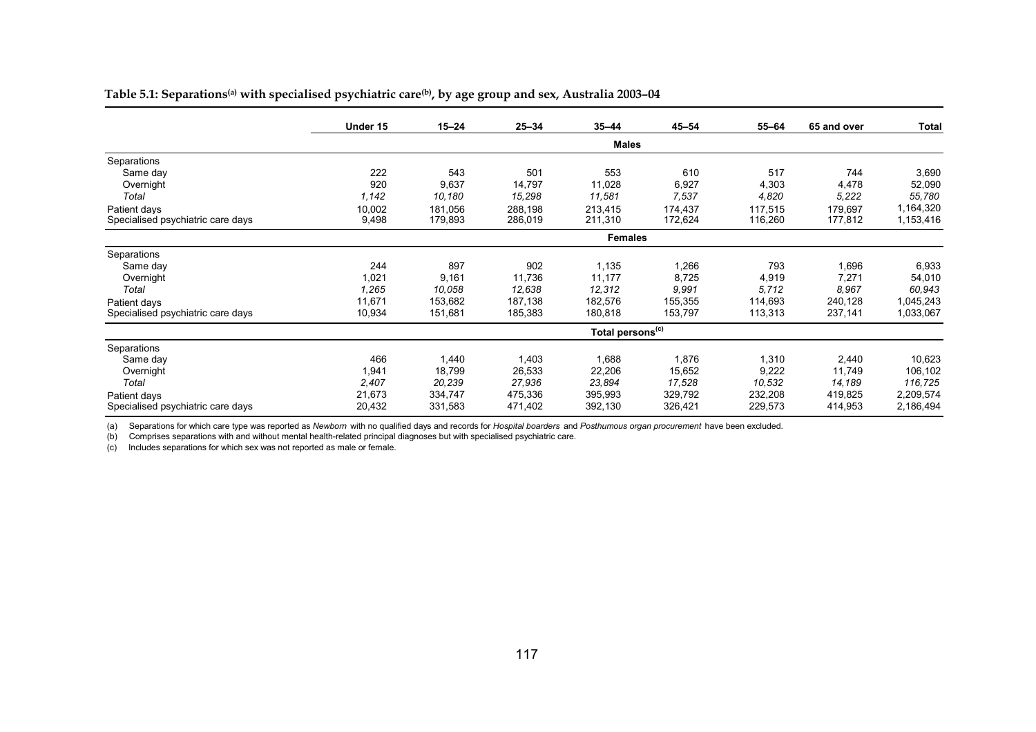**Table 5.1: Separations[(a)] with specialised psychiatric care[(b)], by age group and sex, Australia 2003–04**

| | Under 15 | 15–24 | 25–34 | 35–44 | 45–54 | 55–64 | 65 and over | Total |
|---|---|---|---|---|---|---|---|---|
| | | | | **Males** | | | | |
| Separations | | | | | | | | |
| Same day | 222 | 543 | 501 | 553 | 610 | 517 | 744 | 3,690 |
| Overnight | 920 | 9,637 | 14,797 | 11,028 | 6,927 | 4,303 | 4,478 | 52,090 |
| *Total* | *1,142* | *10,180* | *15,298* | *11,581* | *7,537* | *4,820* | *5,222* | *55,780* |
| Patient days | 10,002 | 181,056 | 288,198 | 213,415 | 174,437 | 117,515 | 179,697 | 1,164,320 |
| Specialised psychiatric care days | 9,498 | 179,893 | 286,019 | 211,310 | 172,624 | 116,260 | 177,812 | 1,153,416 |
| | | | | **Females** | | | | |
| Separations | | | | | | | | |
| Same day | 244 | 897 | 902 | 1,135 | 1,266 | 793 | 1,696 | 6,933 |
| Overnight | 1,021 | 9,161 | 11,736 | 11,177 | 8,725 | 4,919 | 7,271 | 54,010 |
| *Total* | *1,265* | *10,058* | *12,638* | *12,312* | *9,991* | *5,712* | *8,967* | *60,943* |
| Patient days | 11,671 | 153,682 | 187,138 | 182,576 | 155,355 | 114,693 | 240,128 | 1,045,243 |
| Specialised psychiatric care days | 10,934 | 151,681 | 185,383 | 180,818 | 153,797 | 113,313 | 237,141 | 1,033,067 |
| | | | | **Total persons[(c)]** | | | | |
| Separations | | | | | | | | |
| Same day | 466 | 1,440 | 1,403 | 1,688 | 1,876 | 1,310 | 2,440 | 10,623 |
| Overnight | 1,941 | 18,799 | 26,533 | 22,206 | 15,652 | 9,222 | 11,749 | 106,102 |
| *Total* | *2,407* | *20,239* | *27,936* | *23,894* | *17,528* | *10,532* | *14,189* | *116,725* |
| Patient days | 21,673 | 334,747 | 475,336 | 395,993 | 329,792 | 232,208 | 419,825 | 2,209,574 |
| Specialised psychiatric care days | 20,432 | 331,583 | 471,402 | 392,130 | 326,421 | 229,573 | 414,953 | 2,186,494 |

(a) Separations for which care type was reported as *Newborn* with no qualified days and records for *Hospital boarders* and *Posthumous organ procurement* have been excluded.

(b) Comprises separations with and without mental health-related principal diagnoses but with specialised psychiatric care.

(c) Includes separations for which sex was not reported as male or female.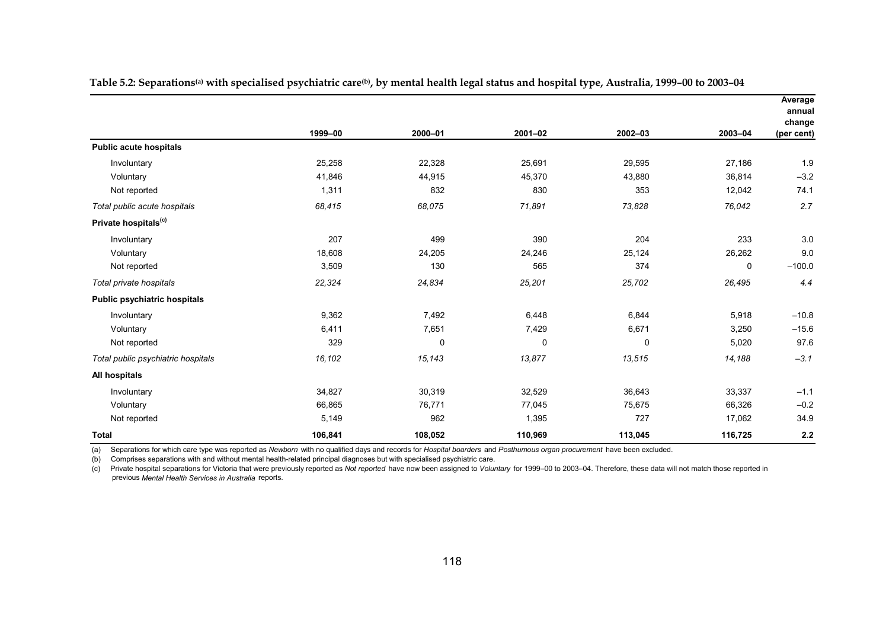**Table 5.2: Separations[(a)] with specialised psychiatric care[(b)], by mental health legal status and hospital type, Australia, 1999–00 to 2003–04**

| | 1999–00 | 2000–01 | 2001–02 | 2002–03 | 2003–04 | Average annual change (per cent) |
|---|---|---|---|---|---|---|
| **Public acute hospitals** | | | | | | |
| Involuntary | 25,258 | 22,328 | 25,691 | 29,595 | 27,186 | 1.9 |
| Voluntary | 41,846 | 44,915 | 45,370 | 43,880 | 36,814 | –3.2 |
| Not reported | 1,311 | 832 | 830 | 353 | 12,042 | 74.1 |
| *Total public acute hospitals* | *68,415* | *68,075* | *71,891* | *73,828* | *76,042* | *2.7* |
| **Private hospitals[(c)]** | | | | | | |
| Involuntary | 207 | 499 | 390 | 204 | 233 | 3.0 |
| Voluntary | 18,608 | 24,205 | 24,246 | 25,124 | 26,262 | 9.0 |
| Not reported | 3,509 | 130 | 565 | 374 | 0 | –100.0 |
| *Total private hospitals* | *22,324* | *24,834* | *25,201* | *25,702* | *26,495* | *4.4* |
| **Public psychiatric hospitals** | | | | | | |
| Involuntary | 9,362 | 7,492 | 6,448 | 6,844 | 5,918 | –10.8 |
| Voluntary | 6,411 | 7,651 | 7,429 | 6,671 | 3,250 | –15.6 |
| Not reported | 329 | 0 | 0 | 0 | 5,020 | 97.6 |
| *Total public psychiatric hospitals* | *16,102* | *15,143* | *13,877* | *13,515* | *14,188* | *–3.1* |
| **All hospitals** | | | | | | |
| Involuntary | 34,827 | 30,319 | 32,529 | 36,643 | 33,337 | –1.1 |
| Voluntary | 66,865 | 76,771 | 77,045 | 75,675 | 66,326 | –0.2 |
| Not reported | 5,149 | 962 | 1,395 | 727 | 17,062 | 34.9 |
| **Total** | **106,841** | **108,052** | **110,969** | **113,045** | **116,725** | **2.2** |

(a) Separations for which care type was reported as *Newborn* with no qualified days and records for *Hospital boarders* and *Posthumous organ procurement* have been excluded.

(b) Comprises separations with and without mental health-related principal diagnoses but with specialised psychiatric care.

(c) Private hospital separations for Victoria that were previously reported as *Not reported* have now been assigned to *Voluntary* for 1999–00 to 2003–04. Therefore, these data will not match those reported in previous *Mental Health Services in Australia* reports.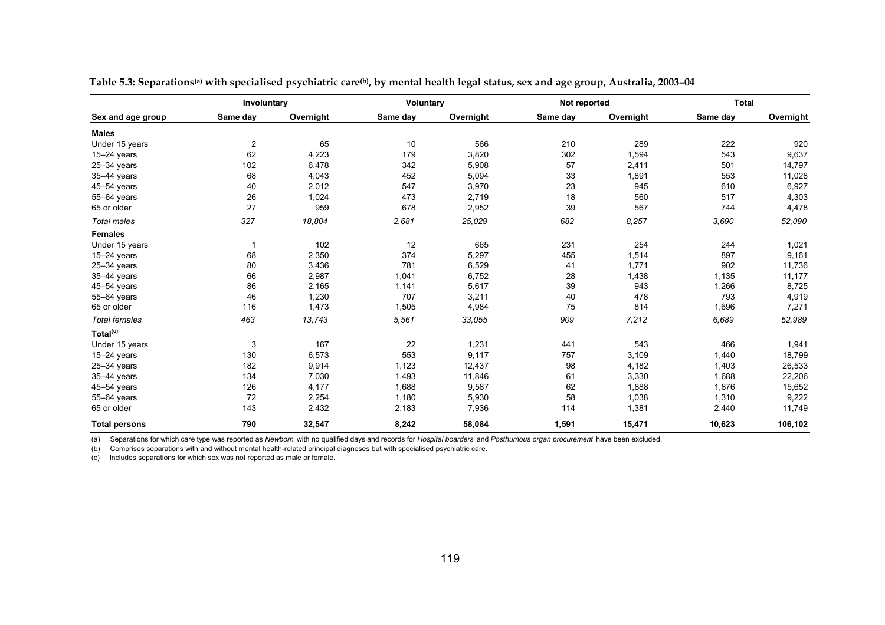**Table 5.3: Separations[(a)] with specialised psychiatric care[(b)], by mental health legal status, sex and age group, Australia, 2003–04**

| | Involuntary | | Voluntary | | Not reported | | Total | |
|---|---|---|---|---|---|---|---|---|
| **Sex and age group** | **Same day** | **Overnight** | **Same day** | **Overnight** | **Same day** | **Overnight** | **Same day** | **Overnight** |
| **Males** | | | | | | | | |
| Under 15 years | 2 | 65 | 10 | 566 | 210 | 289 | 222 | 920 |
| 15–24 years | 62 | 4,223 | 179 | 3,820 | 302 | 1,594 | 543 | 9,637 |
| 25–34 years | 102 | 6,478 | 342 | 5,908 | 57 | 2,411 | 501 | 14,797 |
| 35–44 years | 68 | 4,043 | 452 | 5,094 | 33 | 1,891 | 553 | 11,028 |
| 45–54 years | 40 | 2,012 | 547 | 3,970 | 23 | 945 | 610 | 6,927 |
| 55–64 years | 26 | 1,024 | 473 | 2,719 | 18 | 560 | 517 | 4,303 |
| 65 or older | 27 | 959 | 678 | 2,952 | 39 | 567 | 744 | 4,478 |
| *Total males* | *327* | *18,804* | *2,681* | *25,029* | *682* | *8,257* | *3,690* | *52,090* |
| **Females** | | | | | | | | |
| Under 15 years | 1 | 102 | 12 | 665 | 231 | 254 | 244 | 1,021 |
| 15–24 years | 68 | 2,350 | 374 | 5,297 | 455 | 1,514 | 897 | 9,161 |
| 25–34 years | 80 | 3,436 | 781 | 6,529 | 41 | 1,771 | 902 | 11,736 |
| 35–44 years | 66 | 2,987 | 1,041 | 6,752 | 28 | 1,438 | 1,135 | 11,177 |
| 45–54 years | 86 | 2,165 | 1,141 | 5,617 | 39 | 943 | 1,266 | 8,725 |
| 55–64 years | 46 | 1,230 | 707 | 3,211 | 40 | 478 | 793 | 4,919 |
| 65 or older | 116 | 1,473 | 1,505 | 4,984 | 75 | 814 | 1,696 | 7,271 |
| *Total females* | *463* | *13,743* | *5,561* | *33,055* | *909* | *7,212* | *6,689* | *52,989* |
| **Total[(c)]** | | | | | | | | |
| Under 15 years | 3 | 167 | 22 | 1,231 | 441 | 543 | 466 | 1,941 |
| 15–24 years | 130 | 6,573 | 553 | 9,117 | 757 | 3,109 | 1,440 | 18,799 |
| 25–34 years | 182 | 9,914 | 1,123 | 12,437 | 98 | 4,182 | 1,403 | 26,533 |
| 35–44 years | 134 | 7,030 | 1,493 | 11,846 | 61 | 3,330 | 1,688 | 22,206 |
| 45–54 years | 126 | 4,177 | 1,688 | 9,587 | 62 | 1,888 | 1,876 | 15,652 |
| 55–64 years | 72 | 2,254 | 1,180 | 5,930 | 58 | 1,038 | 1,310 | 9,222 |
| 65 or older | 143 | 2,432 | 2,183 | 7,936 | 114 | 1,381 | 2,440 | 11,749 |
| **Total persons** | **790** | **32,547** | **8,242** | **58,084** | **1,591** | **15,471** | **10,623** | **106,102** |

(a) Separations for which care type was reported as *Newborn* with no qualified days and records for *Hospital boarders* and *Posthumous organ procurement* have been excluded.

(b) Comprises separations with and without mental health-related principal diagnoses but with specialised psychiatric care.

(c) Includes separations for which sex was not reported as male or female.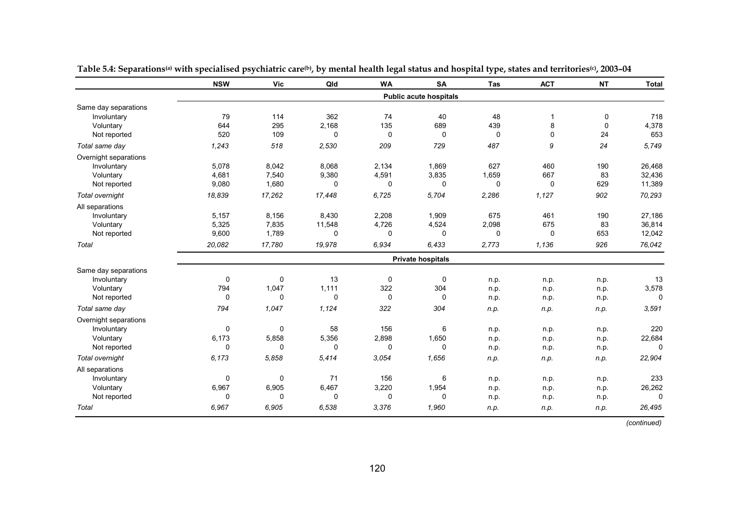**Table 5.4: Separations[(a)] with specialised psychiatric care[(b)], by mental health legal status and hospital type, states and territories[(c)], 2003–04**

| | NSW | Vic | Qld | WA | SA | Tas | ACT | NT | Total |
|---|---|---|---|---|---|---|---|---|---|
| | | | | | **Public acute hospitals** | | | | |
| Same day separations | | | | | | | | | |
| Involuntary | 79 | 114 | 362 | 74 | 40 | 48 | 1 | 0 | 718 |
| Voluntary | 644 | 295 | 2,168 | 135 | 689 | 439 | 8 | 0 | 4,378 |
| Not reported | 520 | 109 | 0 | 0 | 0 | 0 | 0 | 24 | 653 |
| *Total same day* | *1,243* | *518* | *2,530* | *209* | *729* | *487* | *9* | *24* | *5,749* |
| Overnight separations | | | | | | | | | |
| Involuntary | 5,078 | 8,042 | 8,068 | 2,134 | 1,869 | 627 | 460 | 190 | 26,468 |
| Voluntary | 4,681 | 7,540 | 9,380 | 4,591 | 3,835 | 1,659 | 667 | 83 | 32,436 |
| Not reported | 9,080 | 1,680 | 0 | 0 | 0 | 0 | 0 | 629 | 11,389 |
| *Total overnight* | *18,839* | *17,262* | *17,448* | *6,725* | *5,704* | *2,286* | *1,127* | *902* | *70,293* |
| All separations | | | | | | | | | |
| Involuntary | 5,157 | 8,156 | 8,430 | 2,208 | 1,909 | 675 | 461 | 190 | 27,186 |
| Voluntary | 5,325 | 7,835 | 11,548 | 4,726 | 4,524 | 2,098 | 675 | 83 | 36,814 |
| Not reported | 9,600 | 1,789 | 0 | 0 | 0 | 0 | 0 | 653 | 12,042 |
| *Total* | *20,082* | *17,780* | *19,978* | *6,934* | *6,433* | *2,773* | *1,136* | *926* | *76,042* |
| | | | | | **Private hospitals** | | | | |
| Same day separations | | | | | | | | | |
| Involuntary | 0 | 0 | 13 | 0 | 0 | n.p. | n.p. | n.p. | 13 |
| Voluntary | 794 | 1,047 | 1,111 | 322 | 304 | n.p. | n.p. | n.p. | 3,578 |
| Not reported | 0 | 0 | 0 | 0 | 0 | n.p. | n.p. | n.p. | 0 |
| *Total same day* | *794* | *1,047* | *1,124* | *322* | *304* | *n.p.* | *n.p.* | *n.p.* | *3,591* |
| Overnight separations | | | | | | | | | |
| Involuntary | 0 | 0 | 58 | 156 | 6 | n.p. | n.p. | n.p. | 220 |
| Voluntary | 6,173 | 5,858 | 5,356 | 2,898 | 1,650 | n.p. | n.p. | n.p. | 22,684 |
| Not reported | 0 | 0 | 0 | 0 | 0 | n.p. | n.p. | n.p. | 0 |
| *Total overnight* | *6,173* | *5,858* | *5,414* | *3,054* | *1,656* | *n.p.* | *n.p.* | *n.p.* | *22,904* |
| All separations | | | | | | | | | |
| Involuntary | 0 | 0 | 71 | 156 | 6 | n.p. | n.p. | n.p. | 233 |
| Voluntary | 6,967 | 6,905 | 6,467 | 3,220 | 1,954 | n.p. | n.p. | n.p. | 26,262 |
| Not reported | 0 | 0 | 0 | 0 | 0 | n.p. | n.p. | n.p. | 0 |
| *Total* | *6,967* | *6,905* | *6,538* | *3,376* | *1,960* | *n.p.* | *n.p.* | *n.p.* | *26,495* |

*(continued)*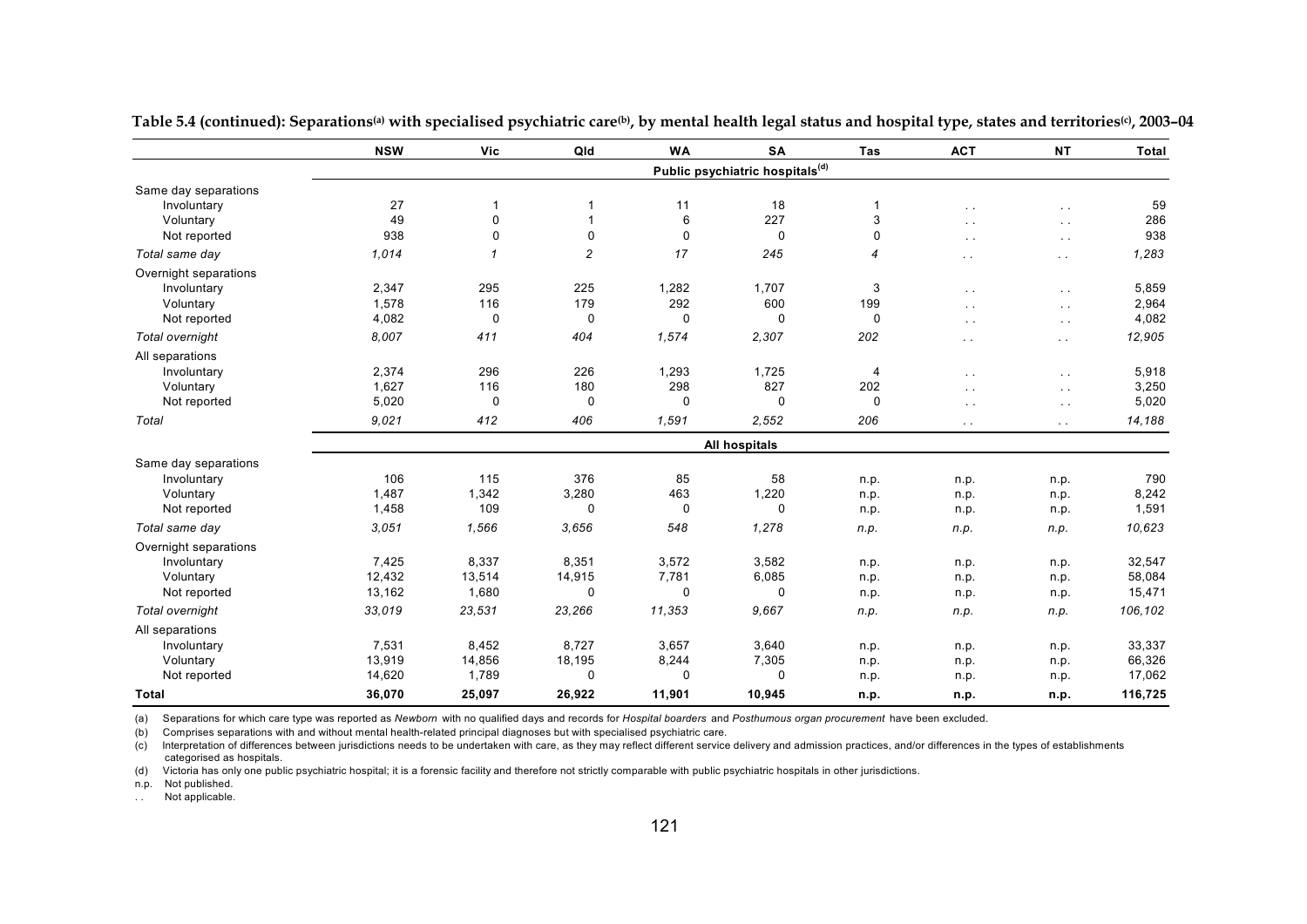**Table 5.4 (continued): Separations[(a)] with specialised psychiatric care[(b)], by mental health legal status and hospital type, states and territories[(c)], 2003–04**

| | NSW | Vic | Qld | WA | SA | Tas | ACT | NT | Total |
|---|---|---|---|---|---|---|---|---|---|
| | **Public psychiatric hospitals[(d)]** | | | | | | | | |
| Same day separations | | | | | | | | | |
| Involuntary | 27 | 1 | 1 | 11 | 18 | 1 | . . | . . | 59 |
| Voluntary | 49 | 0 | 1 | 6 | 227 | 3 | . . | . . | 286 |
| Not reported | 938 | 0 | 0 | 0 | 0 | 0 | . . | . . | 938 |
| *Total same day* | *1,014* | *1* | *2* | *17* | *245* | *4* | . . | . . | *1,283* |
| Overnight separations | | | | | | | | | |
| Involuntary | 2,347 | 295 | 225 | 1,282 | 1,707 | 3 | . . | . . | 5,859 |
| Voluntary | 1,578 | 116 | 179 | 292 | 600 | 199 | . . | . . | 2,964 |
| Not reported | 4,082 | 0 | 0 | 0 | 0 | 0 | . . | . . | 4,082 |
| *Total overnight* | *8,007* | *411* | *404* | *1,574* | *2,307* | *202* | . . | . . | *12,905* |
| All separations | | | | | | | | | |
| Involuntary | 2,374 | 296 | 226 | 1,293 | 1,725 | 4 | . . | . . | 5,918 |
| Voluntary | 1,627 | 116 | 180 | 298 | 827 | 202 | . . | . . | 3,250 |
| Not reported | 5,020 | 0 | 0 | 0 | 0 | 0 | . . | . . | 5,020 |
| *Total* | *9,021* | *412* | *406* | *1,591* | *2,552* | *206* | . . | . . | *14,188* |
| | **All hospitals** | | | | | | | | |
| Same day separations | | | | | | | | | |
| Involuntary | 106 | 115 | 376 | 85 | 58 | n.p. | n.p. | n.p. | 790 |
| Voluntary | 1,487 | 1,342 | 3,280 | 463 | 1,220 | n.p. | n.p. | n.p. | 8,242 |
| Not reported | 1,458 | 109 | 0 | 0 | 0 | n.p. | n.p. | n.p. | 1,591 |
| *Total same day* | *3,051* | *1,566* | *3,656* | *548* | *1,278* | *n.p.* | *n.p.* | *n.p.* | *10,623* |
| Overnight separations | | | | | | | | | |
| Involuntary | 7,425 | 8,337 | 8,351 | 3,572 | 3,582 | n.p. | n.p. | n.p. | 32,547 |
| Voluntary | 12,432 | 13,514 | 14,915 | 7,781 | 6,085 | n.p. | n.p. | n.p. | 58,084 |
| Not reported | 13,162 | 1,680 | 0 | 0 | 0 | n.p. | n.p. | n.p. | 15,471 |
| *Total overnight* | *33,019* | *23,531* | *23,266* | *11,353* | *9,667* | *n.p.* | *n.p.* | *n.p.* | *106,102* |
| All separations | | | | | | | | | |
| Involuntary | 7,531 | 8,452 | 8,727 | 3,657 | 3,640 | n.p. | n.p. | n.p. | 33,337 |
| Voluntary | 13,919 | 14,856 | 18,195 | 8,244 | 7,305 | n.p. | n.p. | n.p. | 66,326 |
| Not reported | 14,620 | 1,789 | 0 | 0 | 0 | n.p. | n.p. | n.p. | 17,062 |
| **Total** | **36,070** | **25,097** | **26,922** | **11,901** | **10,945** | **n.p.** | **n.p.** | **n.p.** | **116,725** |

(a) Separations for which care type was reported as *Newborn* with no qualified days and records for *Hospital boarders* and *Posthumous organ procurement* have been excluded.

(b) Comprises separations with and without mental health-related principal diagnoses but with specialised psychiatric care.

(c) Interpretation of differences between jurisdictions needs to be undertaken with care, as they may reflect different service delivery and admission practices, and/or differences in the types of establishments categorised as hospitals.

(d) Victoria has only one public psychiatric hospital; it is a forensic facility and therefore not strictly comparable with public psychiatric hospitals in other jurisdictions.

n.p. Not published.

. . Not applicable.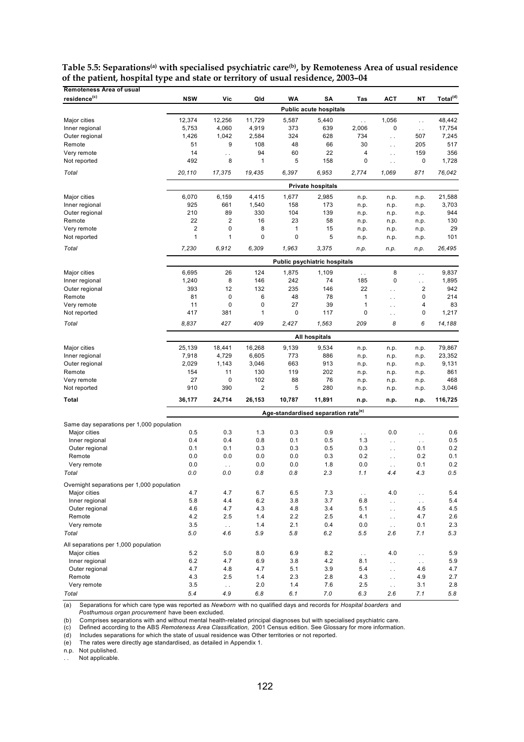**Table 5.5: Separations[(a)] with specialised psychiatric care[(b)], by Remoteness Area of usual residence of the patient, hospital type and state or territory of usual residence, 2003–04**

| Remoteness Area of usual residence[(c)] | NSW | Vic | Qld | WA | SA | Tas | ACT | NT | Total[(d)] |
|---|---|---|---|---|---|---|---|---|---|
| | | | | | **Public acute hospitals** | | | | |
| Major cities | 12,374 | 12,256 | 11,729 | 5,587 | 5,440 | . . | 1,056 | . . | 48,442 |
| Inner regional | 5,753 | 4,060 | 4,919 | 373 | 639 | 2,006 | 0 | . . | 17,754 |
| Outer regional | 1,426 | 1,042 | 2,584 | 324 | 628 | 734 | . . | 507 | 7,245 |
| Remote | 51 | 9 | 108 | 48 | 66 | 30 | . . | 205 | 517 |
| Very remote | 14 | . . | 94 | 60 | 22 | 4 | . . | 159 | 356 |
| Not reported | 492 | 8 | 1 | 5 | 158 | 0 | . . | 0 | 1,728 |
| *Total* | *20,110* | *17,375* | *19,435* | *6,397* | *6,953* | *2,774* | *1,069* | *871* | *76,042* |
| | | | | | **Private hospitals** | | | | |
| Major cities | 6,070 | 6,159 | 4,415 | 1,677 | 2,985 | n.p. | n.p. | n.p. | 21,588 |
| Inner regional | 925 | 661 | 1,540 | 158 | 173 | n.p. | n.p. | n.p. | 3,703 |
| Outer regional | 210 | 89 | 330 | 104 | 139 | n.p. | n.p. | n.p. | 944 |
| Remote | 22 | 2 | 16 | 23 | 58 | n.p. | n.p. | n.p. | 130 |
| Very remote | 2 | 0 | 8 | 1 | 15 | n.p. | n.p. | n.p. | 29 |
| Not reported | 1 | 1 | 0 | 0 | 5 | n.p. | n.p. | n.p. | 101 |
| *Total* | *7,230* | *6,912* | *6,309* | *1,963* | *3,375* | *n.p.* | *n.p.* | *n.p.* | *26,495* |
| | | | | | **Public psychiatric hospitals** | | | | |
| Major cities | 6,695 | 26 | 124 | 1,875 | 1,109 | . . | 8 | . . | 9,837 |
| Inner regional | 1,240 | 8 | 146 | 242 | 74 | 185 | 0 | . . | 1,895 |
| Outer regional | 393 | 12 | 132 | 235 | 146 | 22 | . . | 2 | 942 |
| Remote | 81 | 0 | 6 | 48 | 78 | 1 | . . | 0 | 214 |
| Very remote | 11 | 0 | 0 | 27 | 39 | 1 | . . | 4 | 83 |
| Not reported | 417 | 381 | 1 | 0 | 117 | 0 | . . | 0 | 1,217 |
| *Total* | *8,837* | *427* | *409* | *2,427* | *1,563* | *209* | *8* | *6* | *14,188* |
| | | | | | **All hospitals** | | | | |
| Major cities | 25,139 | 18,441 | 16,268 | 9,139 | 9,534 | n.p. | n.p. | n.p. | 79,867 |
| Inner regional | 7,918 | 4,729 | 6,605 | 773 | 886 | n.p. | n.p. | n.p. | 23,352 |
| Outer regional | 2,029 | 1,143 | 3,046 | 663 | 913 | n.p. | n.p. | n.p. | 9,131 |
| Remote | 154 | 11 | 130 | 119 | 202 | n.p. | n.p. | n.p. | 861 |
| Very remote | 27 | 0 | 102 | 88 | 76 | n.p. | n.p. | n.p. | 468 |
| Not reported | 910 | 390 | 2 | 5 | 280 | n.p. | n.p. | n.p. | 3,046 |
| **Total** | **36,177** | **24,714** | **26,153** | **10,787** | **11,891** | **n.p.** | **n.p.** | **n.p.** | **116,725** |
| | | | | | **Age-standardised separation rate[(e)]** | | | | |
| Same day separations per 1,000 population | | | | | | | | | |
| Major cities | 0.5 | 0.3 | 1.3 | 0.3 | 0.9 | . . | 0.0 | . . | 0.6 |
| Inner regional | 0.4 | 0.4 | 0.8 | 0.1 | 0.5 | 1.3 | . . | . . | 0.5 |
| Outer regional | 0.1 | 0.1 | 0.3 | 0.3 | 0.5 | 0.3 | . . | 0.1 | 0.2 |
| Remote | 0.0 | 0.0 | 0.0 | 0.0 | 0.3 | 0.2 | . . | 0.2 | 0.1 |
| Very remote | 0.0 | . . | 0.0 | 0.0 | 1.8 | 0.0 | . . | 0.1 | 0.2 |
| *Total* | *0.0* | *0.0* | *0.8* | *0.8* | *2.3* | *1.1* | *4.4* | *4.3* | *0.5* |
| Overnight separations per 1,000 population | | | | | | | | | |
| Major cities | 4.7 | 4.7 | 6.7 | 6.5 | 7.3 | . . | 4.0 | . . | 5.4 |
| Inner regional | 5.8 | 4.4 | 6.2 | 3.8 | 3.7 | 6.8 | . . | . . | 5.4 |
| Outer regional | 4.6 | 4.7 | 4.3 | 4.8 | 3.4 | 5.1 | . . | 4.5 | 4.5 |
| Remote | 4.2 | 2.5 | 1.4 | 2.2 | 2.5 | 4.1 | . . | 4.7 | 2.6 |
| Very remote | 3.5 | . . | 1.4 | 2.1 | 0.4 | 0.0 | . . | 0.1 | 2.3 |
| *Total* | *5.0* | *4.6* | *5.9* | *5.8* | *6.2* | *5.5* | *2.6* | *7.1* | *5.3* |
| All separations per 1,000 population | | | | | | | | | |
| Major cities | 5.2 | 5.0 | 8.0 | 6.9 | 8.2 | . . | 4.0 | . . | 5.9 |
| Inner regional | 6.2 | 4.7 | 6.9 | 3.8 | 4.2 | 8.1 | . . | . . | 5.9 |
| Outer regional | 4.7 | 4.8 | 4.7 | 5.1 | 3.9 | 5.4 | . . | 4.6 | 4.7 |
| Remote | 4.3 | 2.5 | 1.4 | 2.3 | 2.8 | 4.3 | . . | 4.9 | 2.7 |
| Very remote | 3.5 | . . | 2.0 | 1.4 | 7.6 | 2.5 | . . | 3.1 | 2.8 |
| *Total* | *5.4* | *4.9* | *6.8* | *6.1* | *7.0* | *6.3* | *2.6* | *7.1* | *5.8* |

(a) Separations for which care type was reported as *Newborn* with no qualified days and records for *Hospital boarders* and *Posthumous organ procurement* have been excluded.

(b) Comprises separations with and without mental health-related principal diagnoses but with specialised psychiatric care.

(c) Defined according to the ABS *Remoteness Area Classification,* 2001 Census edition. See Glossary for more information.

(d) Includes separations for which the state of usual residence was Other territories or not reported.

(e) The rates were directly age standardised, as detailed in Appendix 1.

n.p. Not published.

. . Not applicable.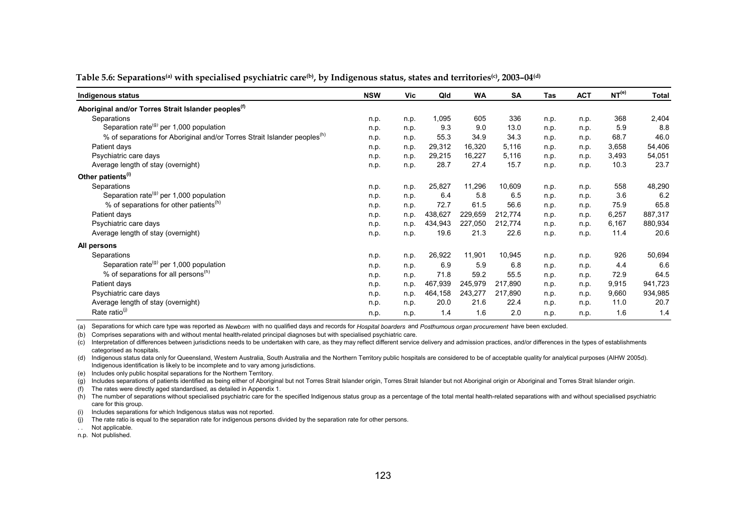**Table 5.6: Separations[(a)] with specialised psychiatric care[(b)], by Indigenous status, states and territories[(c)], 2003–04[(d)]**

| Indigenous status | NSW | Vic | Qld | WA | SA | Tas | ACT | NT[(e)] | Total |
|---|---|---|---|---|---|---|---|---|---|
| **Aboriginal and/or Torres Strait Islander peoples[(f)]** | | | | | | | | | |
| Separations | n.p. | n.p. | 1,095 | 605 | 336 | n.p. | n.p. | 368 | 2,404 |
| Separation rate[(g)] per 1,000 population | n.p. | n.p. | 9.3 | 9.0 | 13.0 | n.p. | n.p. | 5.9 | 8.8 |
| % of separations for Aboriginal and/or Torres Strait Islander peoples[(h)] | n.p. | n.p. | 55.3 | 34.9 | 34.3 | n.p. | n.p. | 68.7 | 46.0 |
| Patient days | n.p. | n.p. | 29,312 | 16,320 | 5,116 | n.p. | n.p. | 3,658 | 54,406 |
| Psychiatric care days | n.p. | n.p. | 29,215 | 16,227 | 5,116 | n.p. | n.p. | 3,493 | 54,051 |
| Average length of stay (overnight) | n.p. | n.p. | 28.7 | 27.4 | 15.7 | n.p. | n.p. | 10.3 | 23.7 |
| **Other patients[(i)]** | | | | | | | | | |
| Separations | n.p. | n.p. | 25,827 | 11,296 | 10,609 | n.p. | n.p. | 558 | 48,290 |
| Separation rate[(g)] per 1,000 population | n.p. | n.p. | 6.4 | 5.8 | 6.5 | n.p. | n.p. | 3.6 | 6.2 |
| % of separations for other patients[(h)] | n.p. | n.p. | 72.7 | 61.5 | 56.6 | n.p. | n.p. | 75.9 | 65.8 |
| Patient days | n.p. | n.p. | 438,627 | 229,659 | 212,774 | n.p. | n.p. | 6,257 | 887,317 |
| Psychiatric care days | n.p. | n.p. | 434,943 | 227,050 | 212,774 | n.p. | n.p. | 6,167 | 880,934 |
| Average length of stay (overnight) | n.p. | n.p. | 19.6 | 21.3 | 22.6 | n.p. | n.p. | 11.4 | 20.6 |
| **All persons** | | | | | | | | | |
| Separations | n.p. | n.p. | 26,922 | 11,901 | 10,945 | n.p. | n.p. | 926 | 50,694 |
| Separation rate[(g)] per 1,000 population | n.p. | n.p. | 6.9 | 5.9 | 6.8 | n.p. | n.p. | 4.4 | 6.6 |
| % of separations for all persons[(h)] | n.p. | n.p. | 71.8 | 59.2 | 55.5 | n.p. | n.p. | 72.9 | 64.5 |
| Patient days | n.p. | n.p. | 467,939 | 245,979 | 217,890 | n.p. | n.p. | 9,915 | 941,723 |
| Psychiatric care days | n.p. | n.p. | 464,158 | 243,277 | 217,890 | n.p. | n.p. | 9,660 | 934,985 |
| Average length of stay (overnight) | n.p. | n.p. | 20.0 | 21.6 | 22.4 | n.p. | n.p. | 11.0 | 20.7 |
| Rate ratio[(j)] | n.p. | n.p. | 1.4 | 1.6 | 2.0 | n.p. | n.p. | 1.6 | 1.4 |

(a) Separations for which care type was reported as *Newborn* with no qualified days and records for *Hospital boarders* and *Posthumous organ procurement* have been excluded.

(b) Comprises separations with and without mental health-related principal diagnoses but with specialised psychiatric care.

(c) Interpretation of differences between jurisdictions needs to be undertaken with care, as they may reflect different service delivery and admission practices, and/or differences in the types of establishments categorised as hospitals.

(d) Indigenous status data only for Queensland, Western Australia, South Australia and the Northern Territory public hospitals are considered to be of acceptable quality for analytical purposes (AIHW 2005d). Indigenous identification is likely to be incomplete and to vary among jurisdictions.

(e) Includes only public hospital separations for the Northern Territory.

(g) Includes separations of patients identified as being either of Aboriginal but not Torres Strait Islander origin, Torres Strait Islander but not Aboriginal origin or Aboriginal and Torres Strait Islander origin.

(f) The rates were directly aged standardised, as detailed in Appendix 1.

(h) The number of separations without specialised psychiatric care for the specified Indigenous status group as a percentage of the total mental health-related separations with and without specialised psychiatric care for this group.

(i) Includes separations for which Indigenous status was not reported.

(j) The rate ratio is equal to the separation rate for indigenous persons divided by the separation rate for other persons.

. . Not applicable.

n.p. Not published.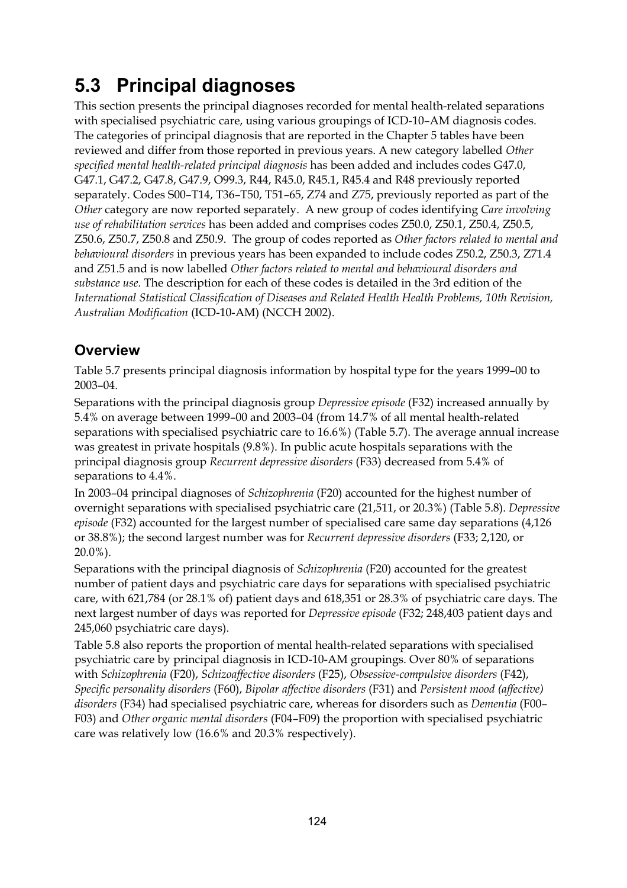# 5.3 Principal diagnoses

This section presents the principal diagnoses recorded for mental health-related separations with specialised psychiatric care, using various groupings of ICD-10–AM diagnosis codes. The categories of principal diagnosis that are reported in the Chapter 5 tables have been reviewed and differ from those reported in previous years. A new category labelled *Other specified mental health-related principal diagnosis* has been added and includes codes G47.0, G47.1, G47.2, G47.8, G47.9, O99.3, R44, R45.0, R45.1, R45.4 and R48 previously reported separately. Codes S00–T14, T36–T50, T51–65, Z74 and Z75, previously reported as part of the *Other* category are now reported separately. A new group of codes identifying *Care involving use of rehabilitation services* has been added and comprises codes Z50.0, Z50.1, Z50.4, Z50.5, Z50.6, Z50.7, Z50.8 and Z50.9. The group of codes reported as *Other factors related to mental and behavioural disorders* in previous years has been expanded to include codes Z50.2, Z50.3, Z71.4 and Z51.5 and is now labelled *Other factors related to mental and behavioural disorders and substance use.* The description for each of these codes is detailed in the 3rd edition of the *International Statistical Classification of Diseases and Related Health Health Problems, 10th Revision, Australian Modification* (ICD-10-AM) (NCCH 2002).

## Overview

Table 5.7 presents principal diagnosis information by hospital type for the years 1999–00 to 2003–04.

Separations with the principal diagnosis group *Depressive episode* (F32) increased annually by 5.4% on average between 1999–00 and 2003–04 (from 14.7% of all mental health-related separations with specialised psychiatric care to 16.6%) (Table 5.7). The average annual increase was greatest in private hospitals (9.8%). In public acute hospitals separations with the principal diagnosis group *Recurrent depressive disorders* (F33) decreased from 5.4% of separations to 4.4%.

In 2003–04 principal diagnoses of *Schizophrenia* (F20) accounted for the highest number of overnight separations with specialised psychiatric care (21,511, or 20.3%) (Table 5.8). *Depressive episode* (F32) accounted for the largest number of specialised care same day separations (4,126 or 38.8%); the second largest number was for *Recurrent depressive disorders* (F33; 2,120, or 20.0%).

Separations with the principal diagnosis of *Schizophrenia* (F20) accounted for the greatest number of patient days and psychiatric care days for separations with specialised psychiatric care, with 621,784 (or 28.1% of) patient days and 618,351 or 28.3% of psychiatric care days. The next largest number of days was reported for *Depressive episode* (F32; 248,403 patient days and 245,060 psychiatric care days).

Table 5.8 also reports the proportion of mental health-related separations with specialised psychiatric care by principal diagnosis in ICD-10-AM groupings. Over 80% of separations with *Schizophrenia* (F20), *Schizoaffective disorders* (F25), *Obsessive-compulsive disorders* (F42), *Specific personality disorders* (F60), *Bipolar affective disorders* (F31) and *Persistent mood (affective) disorders* (F34) had specialised psychiatric care, whereas for disorders such as *Dementia* (F00–F03) and *Other organic mental disorders* (F04–F09) the proportion with specialised psychiatric care was relatively low (16.6% and 20.3% respectively).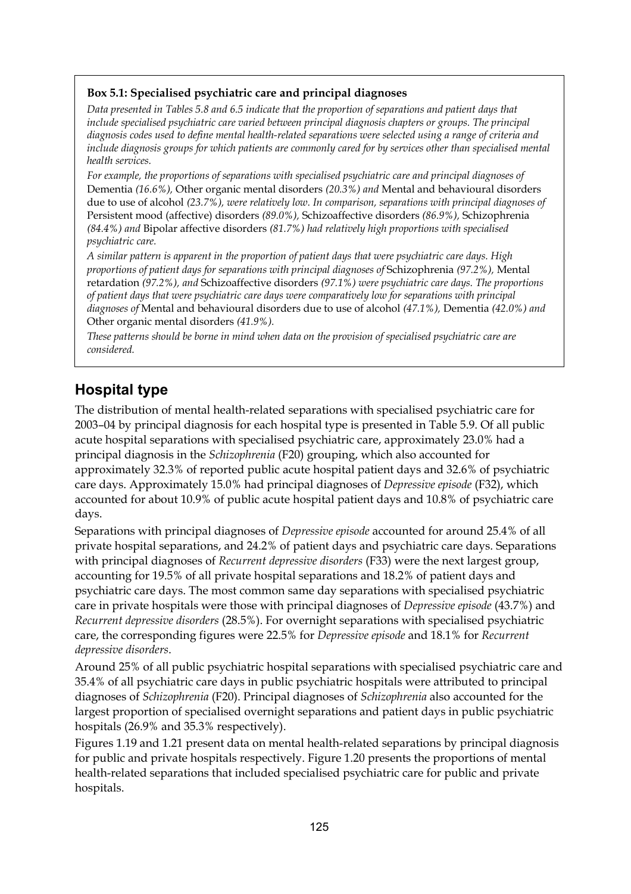**Box 5.1: Specialised psychiatric care and principal diagnoses**

*Data presented in Tables 5.8 and 6.5 indicate that the proportion of separations and patient days that include specialised psychiatric care varied between principal diagnosis chapters or groups. The principal diagnosis codes used to define mental health-related separations were selected using a range of criteria and include diagnosis groups for which patients are commonly cared for by services other than specialised mental health services.*

*For example, the proportions of separations with specialised psychiatric care and principal diagnoses of* Dementia *(16.6%),* Other organic mental disorders *(20.3%) and* Mental and behavioural disorders due to use of alcohol *(23.7%), were relatively low. In comparison, separations with principal diagnoses of* Persistent mood (affective) disorders *(89.0%),* Schizoaffective disorders *(86.9%),* Schizophrenia *(84.4%) and* Bipolar affective disorders *(81.7%) had relatively high proportions with specialised psychiatric care.*

*A similar pattern is apparent in the proportion of patient days that were psychiatric care days. High proportions of patient days for separations with principal diagnoses of* Schizophrenia *(97.2%),* Mental retardation *(97.2%), and* Schizoaffective disorders *(97.1%) were psychiatric care days. The proportions of patient days that were psychiatric care days were comparatively low for separations with principal diagnoses of* Mental and behavioural disorders due to use of alcohol *(47.1%),* Dementia *(42.0%) and* Other organic mental disorders *(41.9%).*

*These patterns should be borne in mind when data on the provision of specialised psychiatric care are considered.*

## Hospital type

The distribution of mental health-related separations with specialised psychiatric care for 2003–04 by principal diagnosis for each hospital type is presented in Table 5.9. Of all public acute hospital separations with specialised psychiatric care, approximately 23.0% had a principal diagnosis in the *Schizophrenia* (F20) grouping, which also accounted for approximately 32.3% of reported public acute hospital patient days and 32.6% of psychiatric care days. Approximately 15.0% had principal diagnoses of *Depressive episode* (F32), which accounted for about 10.9% of public acute hospital patient days and 10.8% of psychiatric care days.

Separations with principal diagnoses of *Depressive episode* accounted for around 25.4% of all private hospital separations, and 24.2% of patient days and psychiatric care days. Separations with principal diagnoses of *Recurrent depressive disorders* (F33) were the next largest group, accounting for 19.5% of all private hospital separations and 18.2% of patient days and psychiatric care days. The most common same day separations with specialised psychiatric care in private hospitals were those with principal diagnoses of *Depressive episode* (43.7%) and *Recurrent depressive disorders* (28.5%). For overnight separations with specialised psychiatric care, the corresponding figures were 22.5% for *Depressive episode* and 18.1% for *Recurrent depressive disorders*.

Around 25% of all public psychiatric hospital separations with specialised psychiatric care and 35.4% of all psychiatric care days in public psychiatric hospitals were attributed to principal diagnoses of *Schizophrenia* (F20). Principal diagnoses of *Schizophrenia* also accounted for the largest proportion of specialised overnight separations and patient days in public psychiatric hospitals (26.9% and 35.3% respectively).

Figures 1.19 and 1.21 present data on mental health-related separations by principal diagnosis for public and private hospitals respectively. Figure 1.20 presents the proportions of mental health-related separations that included specialised psychiatric care for public and private hospitals.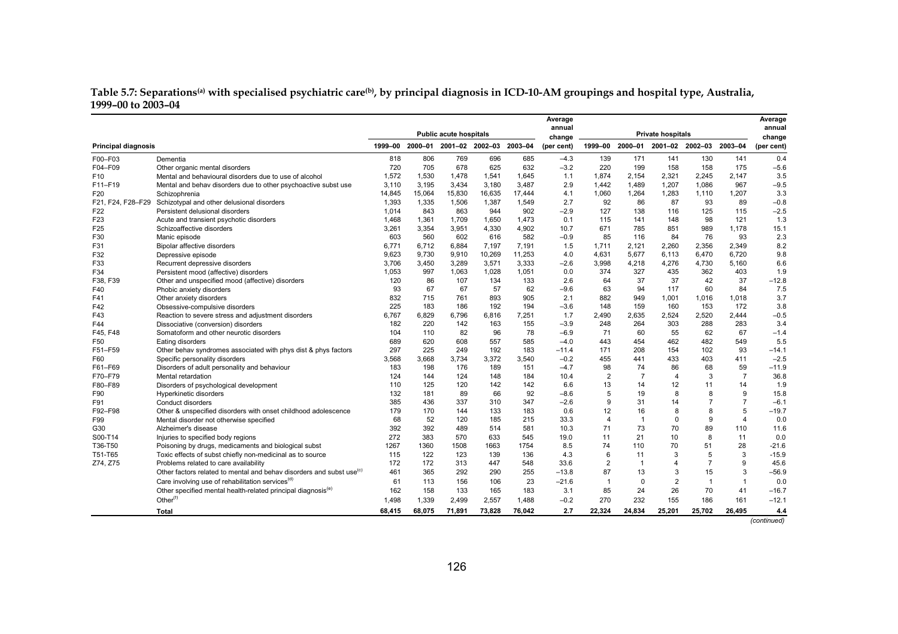**Table 5.7: Separations[(a)] with specialised psychiatric care[(b)], by principal diagnosis in ICD-10-AM groupings and hospital type, Australia, 1999–00 to 2003–04**

| Principal diagnosis | | Public acute hospitals | | | | | Average annual change | Private hospitals | | | | | Average annual change |
|---|---|---|---|---|---|---|---|---|---|---|---|---|---|
| | | 1999–00 | 2000–01 | 2001–02 | 2002–03 | 2003–04 | (per cent) | 1999–00 | 2000–01 | 2001–02 | 2002–03 | 2003–04 | (per cent) |
| F00–F03 | Dementia | 818 | 806 | 769 | 696 | 685 | –4.3 | 139 | 171 | 141 | 130 | 141 | 0.4 |
| F04–F09 | Other organic mental disorders | 720 | 705 | 678 | 625 | 632 | –3.2 | 220 | 199 | 158 | 158 | 175 | –5.6 |
| F10 | Mental and behavioural disorders due to use of alcohol | 1,572 | 1,530 | 1,478 | 1,541 | 1,645 | 1.1 | 1,874 | 2,154 | 2,321 | 2,245 | 2,147 | 3.5 |
| F11–F19 | Mental and behav disorders due to other psychoactive subst use | 3,110 | 3,195 | 3,434 | 3,180 | 3,487 | 2.9 | 1,442 | 1,489 | 1,207 | 1,086 | 967 | –9.5 |
| F20 | Schizophrenia | 14,845 | 15,064 | 15,830 | 16,635 | 17,444 | 4.1 | 1,060 | 1,264 | 1,283 | 1,110 | 1,207 | 3.3 |
| F21, F24, F28–F29 | Schizotypal and other delusional disorders | 1,393 | 1,335 | 1,506 | 1,387 | 1,549 | 2.7 | 92 | 86 | 87 | 93 | 89 | –0.8 |
| F22 | Persistent delusional disorders | 1,014 | 843 | 863 | 944 | 902 | –2.9 | 127 | 138 | 116 | 125 | 115 | –2.5 |
| F23 | Acute and transient psychotic disorders | 1,468 | 1,361 | 1,709 | 1,650 | 1,473 | 0.1 | 115 | 141 | 148 | 98 | 121 | 1.3 |
| F25 | Schizoaffective disorders | 3,261 | 3,354 | 3,951 | 4,330 | 4,902 | 10.7 | 671 | 785 | 851 | 989 | 1,178 | 15.1 |
| F30 | Manic episode | 603 | 560 | 602 | 616 | 582 | –0.9 | 85 | 116 | 84 | 76 | 93 | 2.3 |
| F31 | Bipolar affective disorders | 6,771 | 6,712 | 6,884 | 7,197 | 7,191 | 1.5 | 1,711 | 2,121 | 2,260 | 2,356 | 2,349 | 8.2 |
| F32 | Depressive episode | 9,623 | 9,730 | 9,910 | 10,269 | 11,253 | 4.0 | 4,631 | 5,677 | 6,113 | 6,470 | 6,720 | 9.8 |
| F33 | Recurrent depressive disorders | 3,706 | 3,450 | 3,289 | 3,571 | 3,333 | –2.6 | 3,998 | 4,218 | 4,276 | 4,730 | 5,160 | 6.6 |
| F34 | Persistent mood (affective) disorders | 1,053 | 997 | 1,063 | 1,028 | 1,051 | 0.0 | 374 | 327 | 435 | 362 | 403 | 1.9 |
| F38, F39 | Other and unspecified mood (affective) disorders | 120 | 86 | 107 | 134 | 133 | 2.6 | 64 | 37 | 37 | 42 | 37 | –12.8 |
| F40 | Phobic anxiety disorders | 93 | 67 | 67 | 57 | 62 | –9.6 | 63 | 94 | 117 | 60 | 84 | 7.5 |
| F41 | Other anxiety disorders | 832 | 715 | 761 | 893 | 905 | 2.1 | 882 | 949 | 1,001 | 1,016 | 1,018 | 3.7 |
| F42 | Obsessive-compulsive disorders | 225 | 183 | 186 | 192 | 194 | –3.6 | 148 | 159 | 160 | 153 | 172 | 3.8 |
| F43 | Reaction to severe stress and adjustment disorders | 6,767 | 6,829 | 6,796 | 6,816 | 7,251 | 1.7 | 2,490 | 2,635 | 2,524 | 2,520 | 2,444 | –0.5 |
| F44 | Dissociative (conversion) disorders | 182 | 220 | 142 | 163 | 155 | –3.9 | 248 | 264 | 303 | 288 | 283 | 3.4 |
| F45, F48 | Somatoform and other neurotic disorders | 104 | 110 | 82 | 96 | 78 | –6.9 | 71 | 60 | 55 | 62 | 67 | –1.4 |
| F50 | Eating disorders | 689 | 620 | 608 | 557 | 585 | –4.0 | 443 | 454 | 462 | 482 | 549 | 5.5 |
| F51–F59 | Other behav syndromes associated with phys dist & phys factors | 297 | 225 | 249 | 192 | 183 | –11.4 | 171 | 208 | 154 | 102 | 93 | –14.1 |
| F60 | Specific personality disorders | 3,568 | 3,668 | 3,734 | 3,372 | 3,540 | –0.2 | 455 | 441 | 433 | 403 | 411 | –2.5 |
| F61–F69 | Disorders of adult personality and behaviour | 183 | 198 | 176 | 189 | 151 | –4.7 | 98 | 74 | 86 | 68 | 59 | –11.9 |
| F70–F79 | Mental retardation | 124 | 144 | 124 | 148 | 184 | 10.4 | 2 | 7 | 4 | 3 | 7 | 36.8 |
| F80–F89 | Disorders of psychological development | 110 | 125 | 120 | 142 | 142 | 6.6 | 13 | 14 | 12 | 11 | 14 | 1.9 |
| F90 | Hyperkinetic disorders | 132 | 181 | 89 | 66 | 92 | –8.6 | 5 | 19 | 8 | 8 | 9 | 15.8 |
| F91 | Conduct disorders | 385 | 436 | 337 | 310 | 347 | –2.6 | 9 | 31 | 14 | 7 | 7 | –6.1 |
| F92–F98 | Other & unspecified disorders with onset childhood adolescence | 179 | 170 | 144 | 133 | 183 | 0.6 | 12 | 16 | 8 | 8 | 5 | –19.7 |
| F99 | Mental disorder not otherwise specified | 68 | 52 | 120 | 185 | 215 | 33.3 | 4 | 1 | 0 | 9 | 4 | 0.0 |
| G30 | Alzheimer's disease | 392 | 392 | 489 | 514 | 581 | 10.3 | 71 | 73 | 70 | 89 | 110 | 11.6 |
| S00-T14 | Injuries to specified body regions | 272 | 383 | 570 | 633 | 545 | 19.0 | 11 | 21 | 10 | 8 | 11 | 0.0 |
| T36-T50 | Poisoning by drugs, medicaments and biological subst | 1267 | 1360 | 1508 | 1663 | 1754 | 8.5 | 74 | 110 | 70 | 51 | 28 | -21.6 |
| T51-T65 | Toxic effects of subst chiefly non-medicinal as to source | 115 | 122 | 123 | 139 | 136 | 4.3 | 6 | 11 | 3 | 5 | 3 | -15.9 |
| Z74, Z75 | Problems related to care availability | 172 | 172 | 313 | 447 | 548 | 33.6 | 2 | 1 | 4 | 7 | 9 | 45.6 |
| | Other factors related to mental and behav disorders and subst use[(c)] | 461 | 365 | 292 | 290 | 255 | –13.8 | 87 | 13 | 3 | 15 | 3 | –56.9 |
| | Care involving use of rehabilitation services[(d)] | 61 | 113 | 156 | 106 | 23 | –21.6 | 1 | 0 | 2 | 1 | 1 | 0.0 |
| | Other specified mental health-related principal diagnosis[(e)] | 162 | 158 | 133 | 165 | 183 | 3.1 | 85 | 24 | 26 | 70 | 41 | –16.7 |
| | Other[(f)] | 1,498 | 1,339 | 2,499 | 2,557 | 1,488 | –0.2 | 270 | 232 | 155 | 186 | 161 | –12.1 |
| | **Total** | **68,415** | **68,075** | **71,891** | **73,828** | **76,042** | **2.7** | **22,324** | **24,834** | **25,201** | **25,702** | **26,495** | **4.4** |

*(continued)*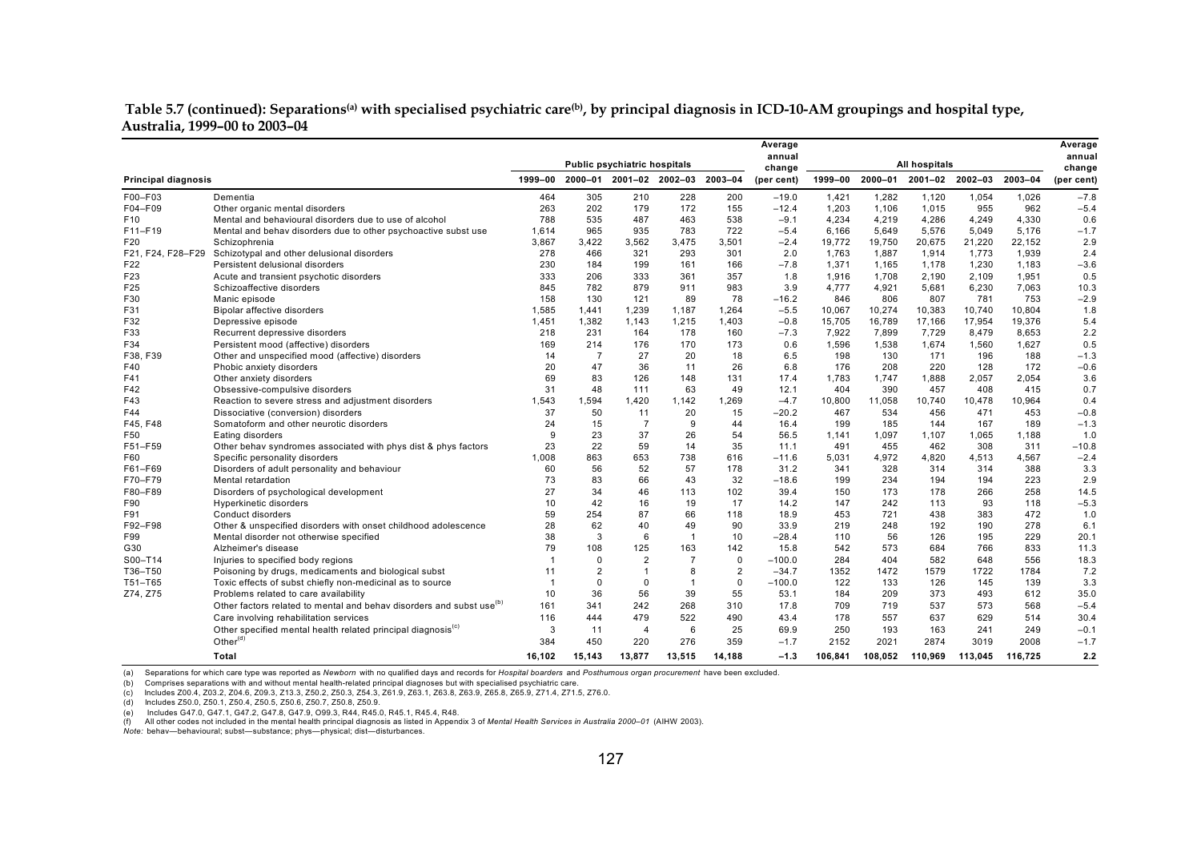**Table 5.7 (continued): Separations[(a)] with specialised psychiatric care[(b)], by principal diagnosis in ICD-10-AM groupings and hospital type, Australia, 1999–00 to 2003–04**

| Principal diagnosis | | Public psychiatric hospitals | | | | | Average annual change | All hospitals | | | | | Average annual change |
|---|---|---|---|---|---|---|---|---|---|---|---|---|---|
| | | 1999–00 | 2000–01 | 2001–02 | 2002–03 | 2003–04 | (per cent) | 1999–00 | 2000–01 | 2001–02 | 2002–03 | 2003–04 | (per cent) |
| F00–F03 | Dementia | 464 | 305 | 210 | 228 | 200 | −19.0 | 1,421 | 1,282 | 1,120 | 1,054 | 1,026 | −7.8 |
| F04–F09 | Other organic mental disorders | 263 | 202 | 179 | 172 | 155 | −12.4 | 1,203 | 1,106 | 1,015 | 955 | 962 | −5.4 |
| F10 | Mental and behavioural disorders due to use of alcohol | 788 | 535 | 487 | 463 | 538 | −9.1 | 4,234 | 4,219 | 4,286 | 4,249 | 4,330 | 0.6 |
| F11–F19 | Mental and behav disorders due to other psychoactive subst use | 1,614 | 965 | 935 | 783 | 722 | −5.4 | 6,166 | 5,649 | 5,576 | 5,049 | 5,176 | −1.7 |
| F20 | Schizophrenia | 3,867 | 3,422 | 3,562 | 3,475 | 3,501 | −2.4 | 19,772 | 19,750 | 20,675 | 21,220 | 22,152 | 2.9 |
| F21, F24, F28–F29 | Schizotypal and other delusional disorders | 278 | 466 | 321 | 293 | 301 | 2.0 | 1,763 | 1,887 | 1,914 | 1,773 | 1,939 | 2.4 |
| F22 | Persistent delusional disorders | 230 | 184 | 199 | 161 | 166 | −7.8 | 1,371 | 1,165 | 1,178 | 1,230 | 1,183 | −3.6 |
| F23 | Acute and transient psychotic disorders | 333 | 206 | 333 | 361 | 357 | 1.8 | 1,916 | 1,708 | 2,190 | 2,109 | 1,951 | 0.5 |
| F25 | Schizoaffective disorders | 845 | 782 | 879 | 911 | 983 | 3.9 | 4,777 | 4,921 | 5,681 | 6,230 | 7,063 | 10.3 |
| F30 | Manic episode | 158 | 130 | 121 | 89 | 78 | −16.2 | 846 | 806 | 807 | 781 | 753 | −2.9 |
| F31 | Bipolar affective disorders | 1,585 | 1,441 | 1,239 | 1,187 | 1,264 | −5.5 | 10,067 | 10,274 | 10,383 | 10,740 | 10,804 | 1.8 |
| F32 | Depressive episode | 1,451 | 1,382 | 1,143 | 1,215 | 1,403 | −0.8 | 15,705 | 16,789 | 17,166 | 17,954 | 19,376 | 5.4 |
| F33 | Recurrent depressive disorders | 218 | 231 | 164 | 178 | 160 | −7.3 | 7,922 | 7,899 | 7,729 | 8,479 | 8,653 | 2.2 |
| F34 | Persistent mood (affective) disorders | 169 | 214 | 176 | 170 | 173 | 0.6 | 1,596 | 1,538 | 1,674 | 1,560 | 1,627 | 0.5 |
| F38, F39 | Other and unspecified mood (affective) disorders | 14 | 7 | 27 | 20 | 18 | 6.5 | 198 | 130 | 171 | 196 | 188 | −1.3 |
| F40 | Phobic anxiety disorders | 20 | 47 | 36 | 11 | 26 | 6.8 | 176 | 208 | 220 | 128 | 172 | −0.6 |
| F41 | Other anxiety disorders | 69 | 83 | 126 | 148 | 131 | 17.4 | 1,783 | 1,747 | 1,888 | 2,057 | 2,054 | 3.6 |
| F42 | Obsessive-compulsive disorders | 31 | 48 | 111 | 63 | 49 | 12.1 | 404 | 390 | 457 | 408 | 415 | 0.7 |
| F43 | Reaction to severe stress and adjustment disorders | 1,543 | 1,594 | 1,420 | 1,142 | 1,269 | −4.7 | 10,800 | 11,058 | 10,740 | 10,478 | 10,964 | 0.4 |
| F44 | Dissociative (conversion) disorders | 37 | 50 | 11 | 20 | 15 | −20.2 | 467 | 534 | 456 | 471 | 453 | −0.8 |
| F45, F48 | Somatoform and other neurotic disorders | 24 | 15 | 7 | 9 | 44 | 16.4 | 199 | 185 | 144 | 167 | 189 | −1.3 |
| F50 | Eating disorders | 9 | 23 | 37 | 26 | 54 | 56.5 | 1,141 | 1,097 | 1,107 | 1,065 | 1,188 | 1.0 |
| F51–F59 | Other behav syndromes associated with phys dist & phys factors | 23 | 22 | 59 | 14 | 35 | 11.1 | 491 | 455 | 462 | 308 | 311 | −10.8 |
| F60 | Specific personality disorders | 1,008 | 863 | 653 | 738 | 616 | −11.6 | 5,031 | 4,972 | 4,820 | 4,513 | 4,567 | −2.4 |
| F61–F69 | Disorders of adult personality and behaviour | 60 | 56 | 52 | 57 | 178 | 31.2 | 341 | 328 | 314 | 314 | 388 | 3.3 |
| F70–F79 | Mental retardation | 73 | 83 | 66 | 43 | 32 | −18.6 | 199 | 234 | 194 | 194 | 223 | 2.9 |
| F80–F89 | Disorders of psychological development | 27 | 34 | 46 | 113 | 102 | 39.4 | 150 | 173 | 178 | 266 | 258 | 14.5 |
| F90 | Hyperkinetic disorders | 10 | 42 | 16 | 19 | 17 | 14.2 | 147 | 242 | 113 | 93 | 118 | −5.3 |
| F91 | Conduct disorders | 59 | 254 | 87 | 66 | 118 | 18.9 | 453 | 721 | 438 | 383 | 472 | 1.0 |
| F92–F98 | Other & unspecified disorders with onset childhood adolescence | 28 | 62 | 40 | 49 | 90 | 33.9 | 219 | 248 | 192 | 190 | 278 | 6.1 |
| F99 | Mental disorder not otherwise specified | 38 | 3 | 6 | 1 | 10 | −28.4 | 110 | 56 | 126 | 195 | 229 | 20.1 |
| G30 | Alzheimer's disease | 79 | 108 | 125 | 163 | 142 | 15.8 | 542 | 573 | 684 | 766 | 833 | 11.3 |
| S00–T14 | Injuries to specified body regions | 1 | 0 | 2 | 7 | 0 | −100.0 | 284 | 404 | 582 | 648 | 556 | 18.3 |
| T36–T50 | Poisoning by drugs, medicaments and biological subst | 11 | 2 | 1 | 8 | 2 | −34.7 | 1352 | 1472 | 1579 | 1722 | 1784 | 7.2 |
| T51–T65 | Toxic effects of subst chiefly non-medicinal as to source | 1 | 0 | 0 | 1 | 0 | −100.0 | 122 | 133 | 126 | 145 | 139 | 3.3 |
| Z74, Z75 | Problems related to care availability | 10 | 36 | 56 | 39 | 55 | 53.1 | 184 | 209 | 373 | 493 | 612 | 35.0 |
| | Other factors related to mental and behav disorders and subst use[(b)] | 161 | 341 | 242 | 268 | 310 | 17.8 | 709 | 719 | 537 | 573 | 568 | −5.4 |
| | Care involving rehabilitation services | 116 | 444 | 479 | 522 | 490 | 43.4 | 178 | 557 | 637 | 629 | 514 | 30.4 |
| | Other specified mental health related principal diagnosis[(c)] | 3 | 11 | 4 | 6 | 25 | 69.9 | 250 | 193 | 163 | 241 | 249 | −0.1 |
| | Other[(d)] | 384 | 450 | 220 | 276 | 359 | −1.7 | 2152 | 2021 | 2874 | 3019 | 2008 | −1.7 |
| | **Total** | **16,102** | **15,143** | **13,877** | **13,515** | **14,188** | **−1.3** | **106,841** | **108,052** | **110,969** | **113,045** | **116,725** | **2.2** |

(a) Separations for which care type was reported as *Newborn* with no qualified days and records for *Hospital boarders* and *Posthumous organ procurement* have been excluded.
(b) Comprises separations with and without mental health-related principal diagnoses but with specialised psychiatric care.
(c) Includes Z00.4, Z03.2, Z04.6, Z09.3, Z13.3, Z50.2, Z50.3, Z54.3, Z61.9, Z63.1, Z63.8, Z63.9, Z65.8, Z65.9, Z71.4, Z71.5, Z76.0.
(d) Includes Z50.0, Z50.1, Z50.4, Z50.5, Z50.6, Z50.7, Z50.8, Z50.9.
(e) Includes G47.0, G47.1, G47.2, G47.8, G47.9, O99.3, R44, R45.0, R45.1, R45.4, R48.
(f) All other codes not included in the mental health principal diagnosis as listed in Appendix 3 of *Mental Health Services in Australia 2000–01* (AIHW 2003).
*Note:* behav—behavioural; subst—substance; phys—physical; dist—disturbances.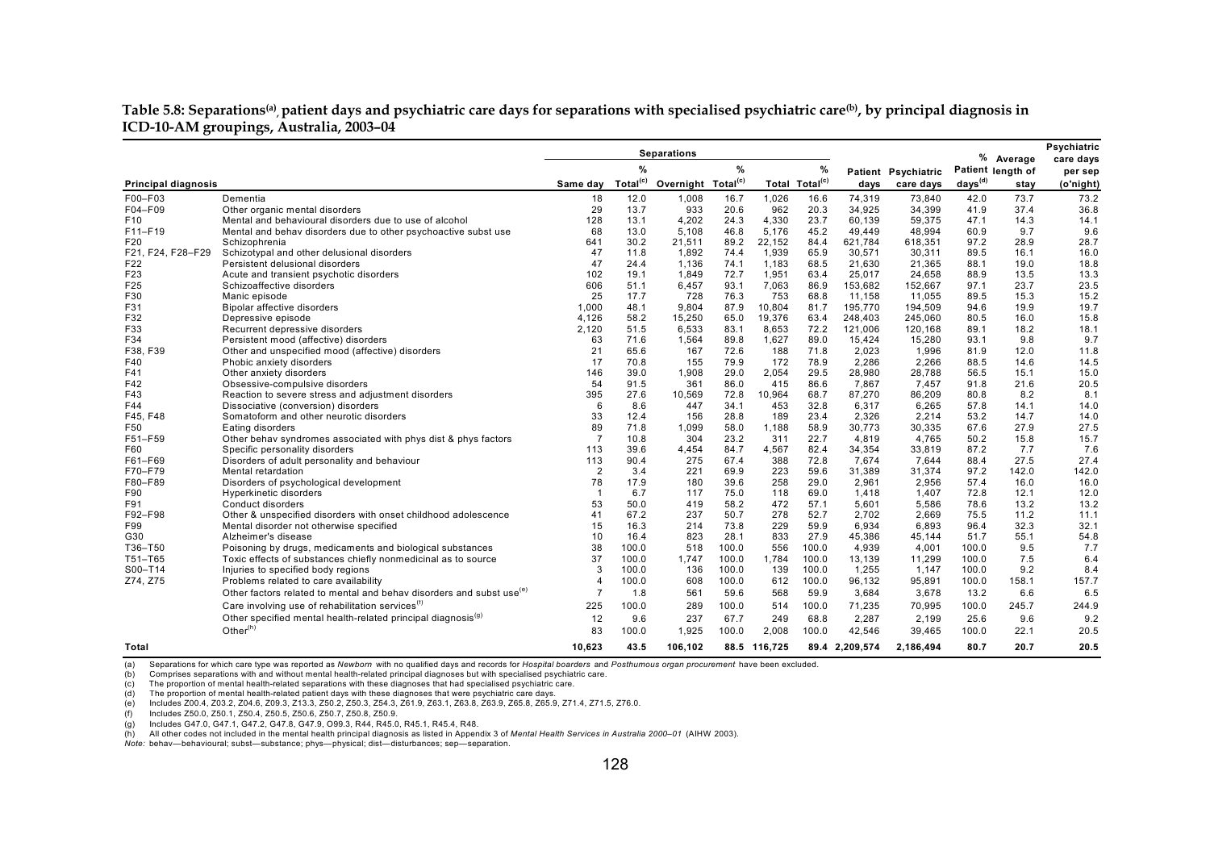**Table 5.8: Separations[(a)], patient days and psychiatric care days for separations with specialised psychiatric care[(b)], by principal diagnosis in ICD-10-AM groupings, Australia, 2003–04**

| | | Separations | | | | | | | | | | |
|---|---|---|---|---|---|---|---|---|---|---|---|---|
| Principal diagnosis | | Same day | % Total[(c)] | Overnight | % Total[(c)] | Total | % Total[(c)] | Patient days | Psychiatric care days | % Patient days[(d)] | Average length of stay | Psychiatric care days per sep (o'night) |
| F00–F03 | Dementia | 18 | 12.0 | 1,008 | 16.7 | 1,026 | 16.6 | 74,319 | 73,840 | 42.0 | 73.7 | 73.2 |
| F04–F09 | Other organic mental disorders | 29 | 13.7 | 933 | 20.6 | 962 | 20.3 | 34,925 | 34,399 | 41.9 | 37.4 | 36.8 |
| F10 | Mental and behavioural disorders due to use of alcohol | 128 | 13.1 | 4,202 | 24.3 | 4,330 | 23.7 | 60,139 | 59,375 | 47.1 | 14.3 | 14.1 |
| F11–F19 | Mental and behav disorders due to other psychoactive subst use | 68 | 13.0 | 5,108 | 46.8 | 5,176 | 45.2 | 49,449 | 48,994 | 60.9 | 9.7 | 9.6 |
| F20 | Schizophrenia | 641 | 30.2 | 21,511 | 89.2 | 22,152 | 84.4 | 621,784 | 618,351 | 97.2 | 28.9 | 28.7 |
| F21, F24, F28–F29 | Schizotypal and other delusional disorders | 47 | 11.8 | 1,892 | 74.4 | 1,939 | 65.9 | 30,571 | 30,311 | 89.5 | 16.1 | 16.0 |
| F22 | Persistent delusional disorders | 47 | 24.4 | 1,136 | 74.1 | 1,183 | 68.5 | 21,630 | 21,365 | 88.1 | 19.0 | 18.8 |
| F23 | Acute and transient psychotic disorders | 102 | 19.1 | 1,849 | 72.7 | 1,951 | 63.4 | 25,017 | 24,658 | 88.9 | 13.5 | 13.3 |
| F25 | Schizoaffective disorders | 606 | 51.1 | 6,457 | 93.1 | 7,063 | 86.9 | 153,682 | 152,667 | 97.1 | 23.7 | 23.5 |
| F30 | Manic episode | 25 | 17.7 | 728 | 76.3 | 753 | 68.8 | 11,158 | 11,055 | 89.5 | 15.3 | 15.2 |
| F31 | Bipolar affective disorders | 1,000 | 48.1 | 9,804 | 87.9 | 10,804 | 81.7 | 195,770 | 194,509 | 94.6 | 19.9 | 19.7 |
| F32 | Depressive episode | 4,126 | 58.2 | 15,250 | 65.0 | 19,376 | 63.4 | 248,403 | 245,060 | 80.5 | 16.0 | 15.8 |
| F33 | Recurrent depressive disorders | 2,120 | 51.5 | 6,533 | 83.1 | 8,653 | 72.2 | 121,006 | 120,168 | 89.1 | 18.2 | 18.1 |
| F34 | Persistent mood (affective) disorders | 63 | 71.6 | 1,564 | 89.8 | 1,627 | 89.0 | 15,424 | 15,280 | 93.1 | 9.8 | 9.7 |
| F38, F39 | Other and unspecified mood (affective) disorders | 21 | 65.6 | 167 | 72.6 | 188 | 71.8 | 2,023 | 1,996 | 81.9 | 12.0 | 11.8 |
| F40 | Phobic anxiety disorders | 17 | 70.8 | 155 | 79.9 | 172 | 78.9 | 2,286 | 2,266 | 88.5 | 14.6 | 14.5 |
| F41 | Other anxiety disorders | 146 | 39.0 | 1,908 | 29.0 | 2,054 | 29.5 | 28,980 | 28,788 | 56.5 | 15.1 | 15.0 |
| F42 | Obsessive-compulsive disorders | 54 | 91.5 | 361 | 86.0 | 415 | 86.6 | 7,867 | 7,457 | 91.8 | 21.6 | 20.5 |
| F43 | Reaction to severe stress and adjustment disorders | 395 | 27.6 | 10,569 | 72.8 | 10,964 | 68.7 | 87,270 | 86,209 | 80.8 | 8.2 | 8.1 |
| F44 | Dissociative (conversion) disorders | 6 | 8.6 | 447 | 34.1 | 453 | 32.8 | 6,317 | 6,265 | 57.8 | 14.1 | 14.0 |
| F45, F48 | Somatoform and other neurotic disorders | 33 | 12.4 | 156 | 28.8 | 189 | 23.4 | 2,326 | 2,214 | 53.2 | 14.7 | 14.0 |
| F50 | Eating disorders | 89 | 71.8 | 1,099 | 58.0 | 1,188 | 58.9 | 30,773 | 30,335 | 67.6 | 27.9 | 27.5 |
| F51–F59 | Other behav syndromes associated with phys dist & phys factors | 7 | 10.8 | 304 | 23.2 | 311 | 22.7 | 4,819 | 4,765 | 50.2 | 15.8 | 15.7 |
| F60 | Specific personality disorders | 113 | 39.6 | 4,454 | 84.7 | 4,567 | 82.4 | 34,354 | 33,819 | 87.2 | 7.7 | 7.6 |
| F61–F69 | Disorders of adult personality and behaviour | 113 | 90.4 | 275 | 67.4 | 388 | 72.8 | 7,674 | 7,644 | 88.4 | 27.5 | 27.4 |
| F70–F79 | Mental retardation | 2 | 3.4 | 221 | 69.9 | 223 | 59.6 | 31,389 | 31,374 | 97.2 | 142.0 | 142.0 |
| F80–F89 | Disorders of psychological development | 78 | 17.9 | 180 | 39.6 | 258 | 29.0 | 2,961 | 2,956 | 57.4 | 16.0 | 16.0 |
| F90 | Hyperkinetic disorders | 1 | 6.7 | 117 | 75.0 | 118 | 69.0 | 1,418 | 1,407 | 72.8 | 12.1 | 12.0 |
| F91 | Conduct disorders | 53 | 50.0 | 419 | 58.2 | 472 | 57.1 | 5,601 | 5,586 | 78.6 | 13.2 | 13.2 |
| F92–F98 | Other & unspecified disorders with onset childhood adolescence | 41 | 67.2 | 237 | 50.7 | 278 | 52.7 | 2,702 | 2,669 | 75.5 | 11.2 | 11.1 |
| F99 | Mental disorder not otherwise specified | 15 | 16.3 | 214 | 73.8 | 229 | 59.9 | 6,934 | 6,893 | 96.4 | 32.3 | 32.1 |
| G30 | Alzheimer's disease | 10 | 16.4 | 823 | 28.1 | 833 | 27.9 | 45,386 | 45,144 | 51.7 | 55.1 | 54.8 |
| T36–T50 | Poisoning by drugs, medicaments and biological substances | 38 | 100.0 | 518 | 100.0 | 556 | 100.0 | 4,939 | 4,001 | 100.0 | 9.5 | 7.7 |
| T51–T65 | Toxic effects of substances chiefly nonmedicinal as to source | 37 | 100.0 | 1,747 | 100.0 | 1,784 | 100.0 | 13,139 | 11,299 | 100.0 | 7.5 | 6.4 |
| S00–T14 | Injuries to specified body regions | 3 | 100.0 | 136 | 100.0 | 139 | 100.0 | 1,255 | 1,147 | 100.0 | 9.2 | 8.4 |
| Z74, Z75 | Problems related to care availability | 4 | 100.0 | 608 | 100.0 | 612 | 100.0 | 96,132 | 95,891 | 100.0 | 158.1 | 157.7 |
| | Other factors related to mental and behav disorders and subst use[(e)] | 7 | 1.8 | 561 | 59.6 | 568 | 59.9 | 3,684 | 3,678 | 13.2 | 6.6 | 6.5 |
| | Care involving use of rehabilitation services[(f)] | 225 | 100.0 | 289 | 100.0 | 514 | 100.0 | 71,235 | 70,995 | 100.0 | 245.7 | 244.9 |
| | Other specified mental health-related principal diagnosis[(g)] | 12 | 9.6 | 237 | 67.7 | 249 | 68.8 | 2,287 | 2,199 | 25.6 | 9.6 | 9.2 |
| | Other[(h)] | 83 | 100.0 | 1,925 | 100.0 | 2,008 | 100.0 | 42,546 | 39,465 | 100.0 | 22.1 | 20.5 |
| **Total** | | **10,623** | **43.5** | **106,102** | **88.5** | **116,725** | **89.4** | **2,209,574** | **2,186,494** | **80.7** | **20.7** | **20.5** |

(a) Separations for which care type was reported as *Newborn* with no qualified days and records for *Hospital boarders* and *Posthumous organ procurement* have been excluded.

(b) Comprises separations with and without mental health-related principal diagnoses but with specialised psychiatric care.

(c) The proportion of mental health-related separations with these diagnoses that had specialised psychiatric care.

(d) The proportion of mental health-related patient days with these diagnoses that were psychiatric care days.

(e) Includes Z00.4, Z03.2, Z04.6, Z09.3, Z13.3, Z50.2, Z50.3, Z54.3, Z61.9, Z63.1, Z63.8, Z63.9, Z65.8, Z65.9, Z71.4, Z71.5, Z76.0.

(f) Includes Z50.0, Z50.1, Z50.4, Z50.5, Z50.6, Z50.7, Z50.8, Z50.9.

(g) Includes G47.0, G47.1, G47.2, G47.8, G47.9, O99.3, R44, R45.0, R45.1, R45.4, R48.

(h) All other codes not included in the mental health principal diagnosis as listed in Appendix 3 of *Mental Health Services in Australia 2000–01* (AIHW 2003).

*Note:* behav—behavioural; subst—substance; phys—physical; dist—disturbances; sep—separation.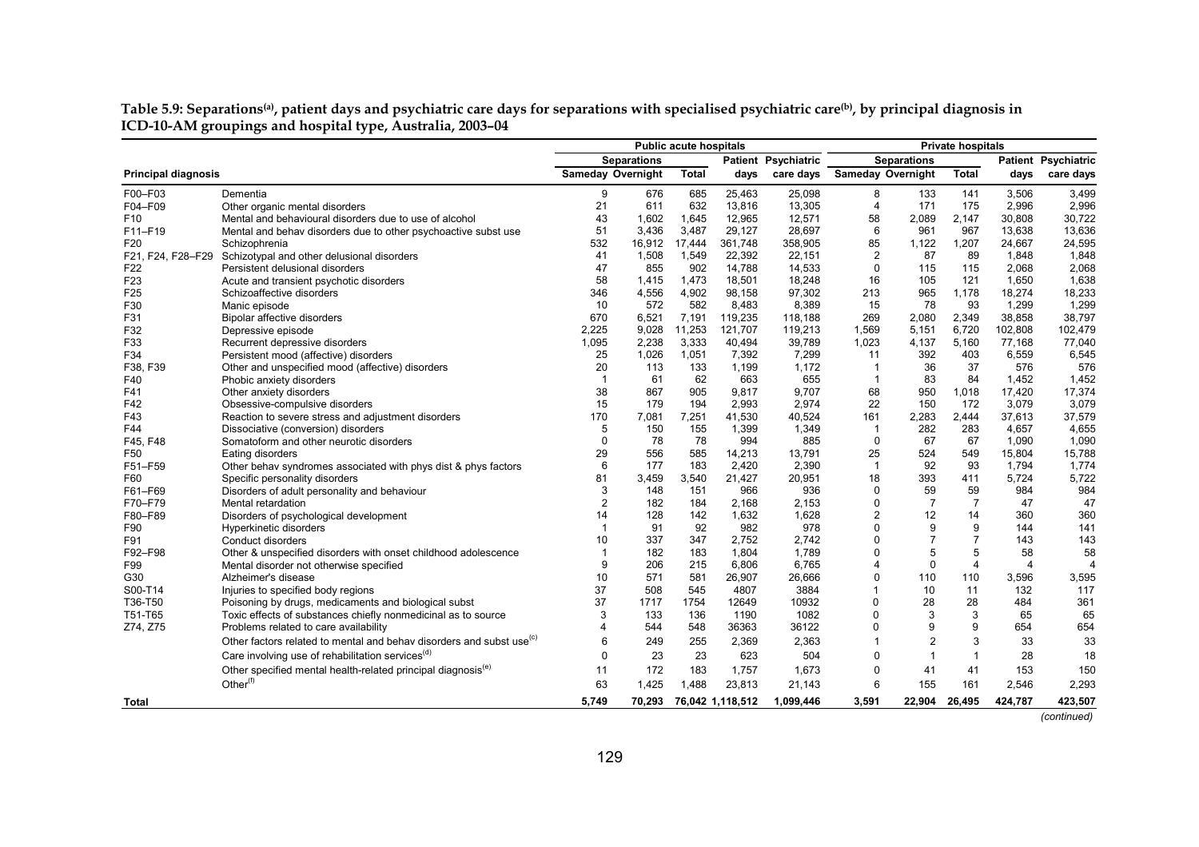**Table 5.9: Separations[(a)], patient days and psychiatric care days for separations with specialised psychiatric care[(b)], by principal diagnosis in ICD-10-AM groupings and hospital type, Australia, 2003–04**

| | | Public acute hospitals | | | | | Private hospitals | | | | |
|---|---|---|---|---|---|---|---|---|---|---|---|
| | | Separations | | | Patient | Psychiatric | Separations | | | Patient | Psychiatric |
| **Principal diagnosis** | | Sameday | Overnight | Total | days | care days | Sameday | Overnight | Total | days | care days |
| F00–F03 | Dementia | 9 | 676 | 685 | 25,463 | 25,098 | 8 | 133 | 141 | 3,506 | 3,499 |
| F04–F09 | Other organic mental disorders | 21 | 611 | 632 | 13,816 | 13,305 | 4 | 171 | 175 | 2,996 | 2,996 |
| F10 | Mental and behavioural disorders due to use of alcohol | 43 | 1,602 | 1,645 | 12,965 | 12,571 | 58 | 2,089 | 2,147 | 30,808 | 30,722 |
| F11–F19 | Mental and behav disorders due to other psychoactive subst use | 51 | 3,436 | 3,487 | 29,127 | 28,697 | 6 | 961 | 967 | 13,638 | 13,636 |
| F20 | Schizophrenia | 532 | 16,912 | 17,444 | 361,748 | 358,905 | 85 | 1,122 | 1,207 | 24,667 | 24,595 |
| F21, F24, F28–F29 | Schizotypal and other delusional disorders | 41 | 1,508 | 1,549 | 22,392 | 22,151 | 2 | 87 | 89 | 1,848 | 1,848 |
| F22 | Persistent delusional disorders | 47 | 855 | 902 | 14,788 | 14,533 | 0 | 115 | 115 | 2,068 | 2,068 |
| F23 | Acute and transient psychotic disorders | 58 | 1,415 | 1,473 | 18,501 | 18,248 | 16 | 105 | 121 | 1,650 | 1,638 |
| F25 | Schizoaffective disorders | 346 | 4,556 | 4,902 | 98,158 | 97,302 | 213 | 965 | 1,178 | 18,274 | 18,233 |
| F30 | Manic episode | 10 | 572 | 582 | 8,483 | 8,389 | 15 | 78 | 93 | 1,299 | 1,299 |
| F31 | Bipolar affective disorders | 670 | 6,521 | 7,191 | 119,235 | 118,188 | 269 | 2,080 | 2,349 | 38,858 | 38,797 |
| F32 | Depressive episode | 2,225 | 9,028 | 11,253 | 121,707 | 119,213 | 1,569 | 5,151 | 6,720 | 102,808 | 102,479 |
| F33 | Recurrent depressive disorders | 1,095 | 2,238 | 3,333 | 40,494 | 39,789 | 1,023 | 4,137 | 5,160 | 77,168 | 77,040 |
| F34 | Persistent mood (affective) disorders | 25 | 1,026 | 1,051 | 7,392 | 7,299 | 11 | 392 | 403 | 6,559 | 6,545 |
| F38, F39 | Other and unspecified mood (affective) disorders | 20 | 113 | 133 | 1,199 | 1,172 | 1 | 36 | 37 | 576 | 576 |
| F40 | Phobic anxiety disorders | 1 | 61 | 62 | 663 | 655 | 1 | 83 | 84 | 1,452 | 1,452 |
| F41 | Other anxiety disorders | 38 | 867 | 905 | 9,817 | 9,707 | 68 | 950 | 1,018 | 17,420 | 17,374 |
| F42 | Obsessive-compulsive disorders | 15 | 179 | 194 | 2,993 | 2,974 | 22 | 150 | 172 | 3,079 | 3,079 |
| F43 | Reaction to severe stress and adjustment disorders | 170 | 7,081 | 7,251 | 41,530 | 40,524 | 161 | 2,283 | 2,444 | 37,613 | 37,579 |
| F44 | Dissociative (conversion) disorders | 5 | 150 | 155 | 1,399 | 1,349 | 1 | 282 | 283 | 4,657 | 4,655 |
| F45, F48 | Somatoform and other neurotic disorders | 0 | 78 | 78 | 994 | 885 | 0 | 67 | 67 | 1,090 | 1,090 |
| F50 | Eating disorders | 29 | 556 | 585 | 14,213 | 13,791 | 25 | 524 | 549 | 15,804 | 15,788 |
| F51–F59 | Other behav syndromes associated with phys dist & phys factors | 6 | 177 | 183 | 2,420 | 2,390 | 1 | 92 | 93 | 1,794 | 1,774 |
| F60 | Specific personality disorders | 81 | 3,459 | 3,540 | 21,427 | 20,951 | 18 | 393 | 411 | 5,724 | 5,722 |
| F61–F69 | Disorders of adult personality and behaviour | 3 | 148 | 151 | 966 | 936 | 0 | 59 | 59 | 984 | 984 |
| F70–F79 | Mental retardation | 2 | 182 | 184 | 2,168 | 2,153 | 0 | 7 | 7 | 47 | 47 |
| F80–F89 | Disorders of psychological development | 14 | 128 | 142 | 1,632 | 1,628 | 2 | 12 | 14 | 360 | 360 |
| F90 | Hyperkinetic disorders | 1 | 91 | 92 | 982 | 978 | 0 | 9 | 9 | 144 | 141 |
| F91 | Conduct disorders | 10 | 337 | 347 | 2,752 | 2,742 | 0 | 7 | 7 | 143 | 143 |
| F92–F98 | Other & unspecified disorders with onset childhood adolescence | 1 | 182 | 183 | 1,804 | 1,789 | 0 | 5 | 5 | 58 | 58 |
| F99 | Mental disorder not otherwise specified | 9 | 206 | 215 | 6,806 | 6,765 | 4 | 0 | 4 | 4 | 4 |
| G30 | Alzheimer's disease | 10 | 571 | 581 | 26,907 | 26,666 | 0 | 110 | 110 | 3,596 | 3,595 |
| S00-T14 | Injuries to specified body regions | 37 | 508 | 545 | 4807 | 3884 | 1 | 10 | 11 | 132 | 117 |
| T36-T50 | Poisoning by drugs, medicaments and biological subst | 37 | 1717 | 1754 | 12649 | 10932 | 0 | 28 | 28 | 484 | 361 |
| T51-T65 | Toxic effects of substances chiefly nonmedicinal as to source | 3 | 133 | 136 | 1190 | 1082 | 0 | 3 | 3 | 65 | 65 |
| Z74, Z75 | Problems related to care availability | 4 | 544 | 548 | 36363 | 36122 | 0 | 9 | 9 | 654 | 654 |
| | Other factors related to mental and behav disorders and subst use[(c)] | 6 | 249 | 255 | 2,369 | 2,363 | 1 | 2 | 3 | 33 | 33 |
| | Care involving use of rehabilitation services[(d)] | 0 | 23 | 23 | 623 | 504 | 0 | 1 | 1 | 28 | 18 |
| | Other specified mental health-related principal diagnosis[(e)] | 11 | 172 | 183 | 1,757 | 1,673 | 0 | 41 | 41 | 153 | 150 |
| | Other[(f)] | 63 | 1,425 | 1,488 | 23,813 | 21,143 | 6 | 155 | 161 | 2,546 | 2,293 |
| **Total** | | **5,749** | **70,293** | **76,042** | **1,118,512** | **1,099,446** | **3,591** | **22,904** | **26,495** | **424,787** | **423,507** |

*(continued)*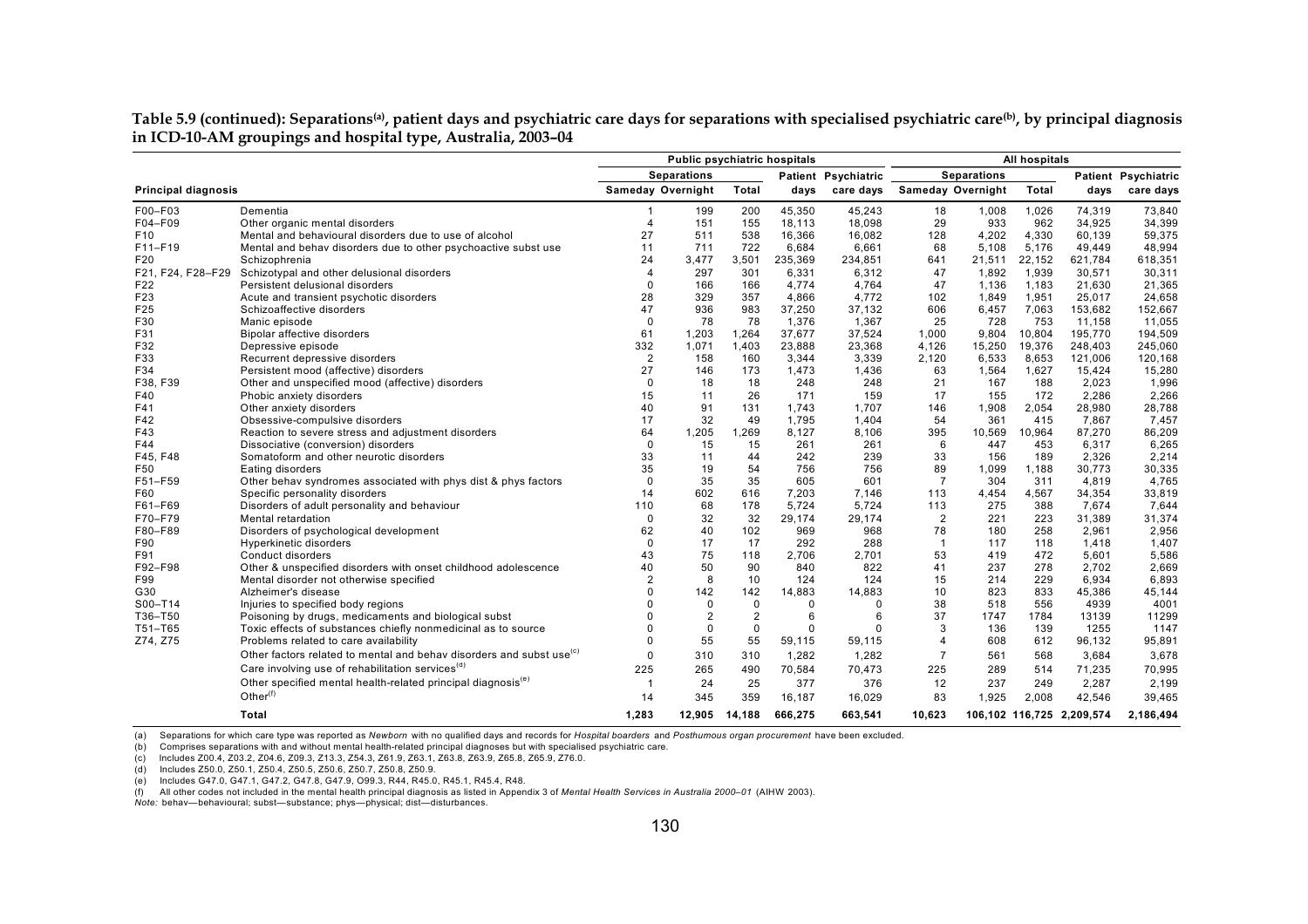**Table 5.9 (continued): Separations[(a)], patient days and psychiatric care days for separations with specialised psychiatric care[(b)], by principal diagnosis in ICD-10-AM groupings and hospital type, Australia, 2003–04**

| Principal diagnosis | | Public psychiatric hospitals | | | | | All hospitals | | | | |
|---|---|---|---|---|---|---|---|---|---|---|---|
| | | Separations | | | Patient | Psychiatric | Separations | | | Patient | Psychiatric |
| | | Sameday | Overnight | Total | days | care days | Sameday | Overnight | Total | days | care days |
| F00–F03 | Dementia | 1 | 199 | 200 | 45,350 | 45,243 | 18 | 1,008 | 1,026 | 74,319 | 73,840 |
| F04–F09 | Other organic mental disorders | 4 | 151 | 155 | 18,113 | 18,098 | 29 | 933 | 962 | 34,925 | 34,399 |
| F10 | Mental and behavioural disorders due to use of alcohol | 27 | 511 | 538 | 16,366 | 16,082 | 128 | 4,202 | 4,330 | 60,139 | 59,375 |
| F11–F19 | Mental and behav disorders due to other psychoactive subst use | 11 | 711 | 722 | 6,684 | 6,661 | 68 | 5,108 | 5,176 | 49,449 | 48,994 |
| F20 | Schizophrenia | 24 | 3,477 | 3,501 | 235,369 | 234,851 | 641 | 21,511 | 22,152 | 621,784 | 618,351 |
| F21, F24, F28–F29 | Schizotypal and other delusional disorders | 4 | 297 | 301 | 6,331 | 6,312 | 47 | 1,892 | 1,939 | 30,571 | 30,311 |
| F22 | Persistent delusional disorders | 0 | 166 | 166 | 4,774 | 4,764 | 47 | 1,136 | 1,183 | 21,630 | 21,365 |
| F23 | Acute and transient psychotic disorders | 28 | 329 | 357 | 4,866 | 4,772 | 102 | 1,849 | 1,951 | 25,017 | 24,658 |
| F25 | Schizoaffective disorders | 47 | 936 | 983 | 37,250 | 37,132 | 606 | 6,457 | 7,063 | 153,682 | 152,667 |
| F30 | Manic episode | 0 | 78 | 78 | 1,376 | 1,367 | 25 | 728 | 753 | 11,158 | 11,055 |
| F31 | Bipolar affective disorders | 61 | 1,203 | 1,264 | 37,677 | 37,524 | 1,000 | 9,804 | 10,804 | 195,770 | 194,509 |
| F32 | Depressive episode | 332 | 1,071 | 1,403 | 23,888 | 23,368 | 4,126 | 15,250 | 19,376 | 248,403 | 245,060 |
| F33 | Recurrent depressive disorders | 2 | 158 | 160 | 3,344 | 3,339 | 2,120 | 6,533 | 8,653 | 121,006 | 120,168 |
| F34 | Persistent mood (affective) disorders | 27 | 146 | 173 | 1,473 | 1,436 | 63 | 1,564 | 1,627 | 15,424 | 15,280 |
| F38, F39 | Other and unspecified mood (affective) disorders | 0 | 18 | 18 | 248 | 248 | 21 | 167 | 188 | 2,023 | 1,996 |
| F40 | Phobic anxiety disorders | 15 | 11 | 26 | 171 | 159 | 17 | 155 | 172 | 2,286 | 2,266 |
| F41 | Other anxiety disorders | 40 | 91 | 131 | 1,743 | 1,707 | 146 | 1,908 | 2,054 | 28,980 | 28,788 |
| F42 | Obsessive-compulsive disorders | 17 | 32 | 49 | 1,795 | 1,404 | 54 | 361 | 415 | 7,867 | 7,457 |
| F43 | Reaction to severe stress and adjustment disorders | 64 | 1,205 | 1,269 | 8,127 | 8,106 | 395 | 10,569 | 10,964 | 87,270 | 86,209 |
| F44 | Dissociative (conversion) disorders | 0 | 15 | 15 | 261 | 261 | 6 | 447 | 453 | 6,317 | 6,265 |
| F45, F48 | Somatoform and other neurotic disorders | 33 | 11 | 44 | 242 | 239 | 33 | 156 | 189 | 2,326 | 2,214 |
| F50 | Eating disorders | 35 | 19 | 54 | 756 | 756 | 89 | 1,099 | 1,188 | 30,773 | 30,335 |
| F51–F59 | Other behav syndromes associated with phys dist & phys factors | 0 | 35 | 35 | 605 | 601 | 7 | 304 | 311 | 4,819 | 4,765 |
| F60 | Specific personality disorders | 14 | 602 | 616 | 7,203 | 7,146 | 113 | 4,454 | 4,567 | 34,354 | 33,819 |
| F61–F69 | Disorders of adult personality and behaviour | 110 | 68 | 178 | 5,724 | 5,724 | 113 | 275 | 388 | 7,674 | 7,644 |
| F70–F79 | Mental retardation | 0 | 32 | 32 | 29,174 | 29,174 | 2 | 221 | 223 | 31,389 | 31,374 |
| F80–F89 | Disorders of psychological development | 62 | 40 | 102 | 969 | 968 | 78 | 180 | 258 | 2,961 | 2,956 |
| F90 | Hyperkinetic disorders | 0 | 17 | 17 | 292 | 288 | 1 | 117 | 118 | 1,418 | 1,407 |
| F91 | Conduct disorders | 43 | 75 | 118 | 2,706 | 2,701 | 53 | 419 | 472 | 5,601 | 5,586 |
| F92–F98 | Other & unspecified disorders with onset childhood adolescence | 40 | 50 | 90 | 840 | 822 | 41 | 237 | 278 | 2,702 | 2,669 |
| F99 | Mental disorder not otherwise specified | 2 | 8 | 10 | 124 | 124 | 15 | 214 | 229 | 6,934 | 6,893 |
| G30 | Alzheimer's disease | 0 | 142 | 142 | 14,883 | 14,883 | 10 | 823 | 833 | 45,386 | 45,144 |
| S00–T14 | Injuries to specified body regions | 0 | 0 | 0 | 0 | 0 | 38 | 518 | 556 | 4939 | 4001 |
| T36–T50 | Poisoning by drugs, medicaments and biological subst | 0 | 2 | 2 | 6 | 6 | 37 | 1747 | 1784 | 13139 | 11299 |
| T51–T65 | Toxic effects of substances chiefly nonmedicinal as to source | 0 | 0 | 0 | 0 | 0 | 3 | 136 | 139 | 1255 | 1147 |
| Z74, Z75 | Problems related to care availability | 0 | 55 | 55 | 59,115 | 59,115 | 4 | 608 | 612 | 96,132 | 95,891 |
| | Other factors related to mental and behav disorders and subst use[(c)] | 0 | 310 | 310 | 1,282 | 1,282 | 7 | 561 | 568 | 3,684 | 3,678 |
| | Care involving use of rehabilitation services[(d)] | 225 | 265 | 490 | 70,584 | 70,473 | 225 | 289 | 514 | 71,235 | 70,995 |
| | Other specified mental health-related principal diagnosis[(e)] | 1 | 24 | 25 | 377 | 376 | 12 | 237 | 249 | 2,287 | 2,199 |
| | Other[(f)] | 14 | 345 | 359 | 16,187 | 16,029 | 83 | 1,925 | 2,008 | 42,546 | 39,465 |
| | **Total** | **1,283** | **12,905** | **14,188** | **666,275** | **663,541** | **10,623** | **106,102** | **116,725** | **2,209,574** | **2,186,494** |

(a) Separations for which care type was reported as *Newborn* with no qualified days and records for *Hospital boarders* and *Posthumous organ procurement* have been excluded.

(b) Comprises separations with and without mental health-related principal diagnoses but with specialised psychiatric care.

(c) Includes Z00.4, Z03.2, Z04.6, Z09.3, Z13.3, Z54.3, Z61.9, Z63.1, Z63.8, Z63.9, Z65.8, Z65.9, Z76.0.

(d) Includes Z50.0, Z50.1, Z50.4, Z50.5, Z50.6, Z50.7, Z50.8, Z50.9.

(e) Includes G47.0, G47.1, G47.2, G47.8, G47.9, O99.3, R44, R45.0, R45.1, R45.4, R48.

(f) All other codes not included in the mental health principal diagnosis as listed in Appendix 3 of *Mental Health Services in Australia 2000–01* (AIHW 2003).

*Note:* behav—behavioural; subst—substance; phys—physical; dist—disturbances.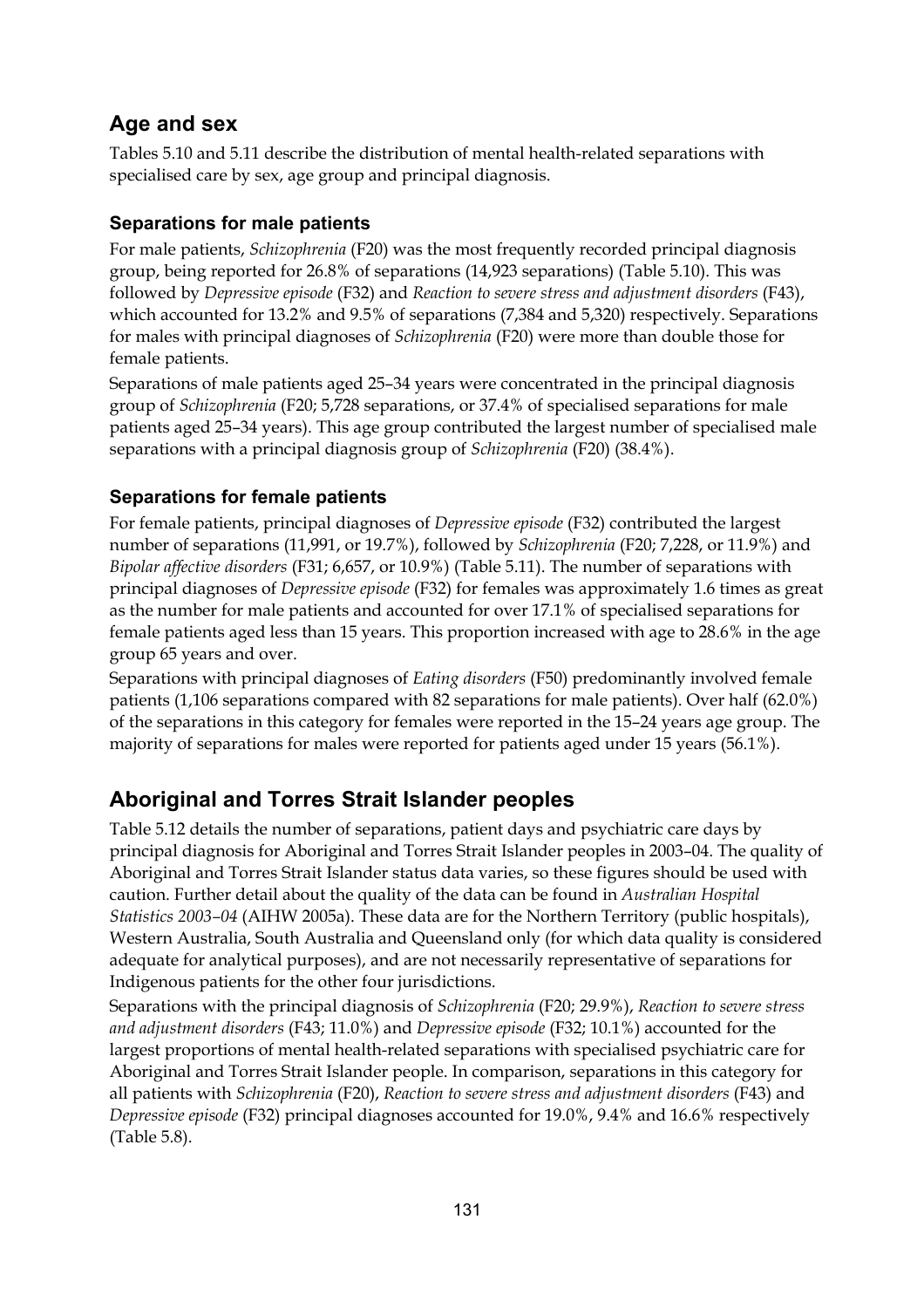## Age and sex

Tables 5.10 and 5.11 describe the distribution of mental health-related separations with specialised care by sex, age group and principal diagnosis.

### Separations for male patients

For male patients, *Schizophrenia* (F20) was the most frequently recorded principal diagnosis group, being reported for 26.8% of separations (14,923 separations) (Table 5.10). This was followed by *Depressive episode* (F32) and *Reaction to severe stress and adjustment disorders* (F43), which accounted for 13.2% and 9.5% of separations (7,384 and 5,320) respectively. Separations for males with principal diagnoses of *Schizophrenia* (F20) were more than double those for female patients.

Separations of male patients aged 25–34 years were concentrated in the principal diagnosis group of *Schizophrenia* (F20; 5,728 separations, or 37.4% of specialised separations for male patients aged 25–34 years). This age group contributed the largest number of specialised male separations with a principal diagnosis group of *Schizophrenia* (F20) (38.4%).

### Separations for female patients

For female patients, principal diagnoses of *Depressive episode* (F32) contributed the largest number of separations (11,991, or 19.7%), followed by *Schizophrenia* (F20; 7,228, or 11.9%) and *Bipolar affective disorders* (F31; 6,657, or 10.9%) (Table 5.11). The number of separations with principal diagnoses of *Depressive episode* (F32) for females was approximately 1.6 times as great as the number for male patients and accounted for over 17.1% of specialised separations for female patients aged less than 15 years. This proportion increased with age to 28.6% in the age group 65 years and over.

Separations with principal diagnoses of *Eating disorders* (F50) predominantly involved female patients (1,106 separations compared with 82 separations for male patients). Over half (62.0%) of the separations in this category for females were reported in the 15–24 years age group. The majority of separations for males were reported for patients aged under 15 years (56.1%).

## Aboriginal and Torres Strait Islander peoples

Table 5.12 details the number of separations, patient days and psychiatric care days by principal diagnosis for Aboriginal and Torres Strait Islander peoples in 2003–04. The quality of Aboriginal and Torres Strait Islander status data varies, so these figures should be used with caution. Further detail about the quality of the data can be found in *Australian Hospital Statistics 2003–04* (AIHW 2005a). These data are for the Northern Territory (public hospitals), Western Australia, South Australia and Queensland only (for which data quality is considered adequate for analytical purposes), and are not necessarily representative of separations for Indigenous patients for the other four jurisdictions.

Separations with the principal diagnosis of *Schizophrenia* (F20; 29.9%), *Reaction to severe stress and adjustment disorders* (F43; 11.0%) and *Depressive episode* (F32; 10.1%) accounted for the largest proportions of mental health-related separations with specialised psychiatric care for Aboriginal and Torres Strait Islander people. In comparison, separations in this category for all patients with *Schizophrenia* (F20), *Reaction to severe stress and adjustment disorders* (F43) and *Depressive episode* (F32) principal diagnoses accounted for 19.0%, 9.4% and 16.6% respectively (Table 5.8).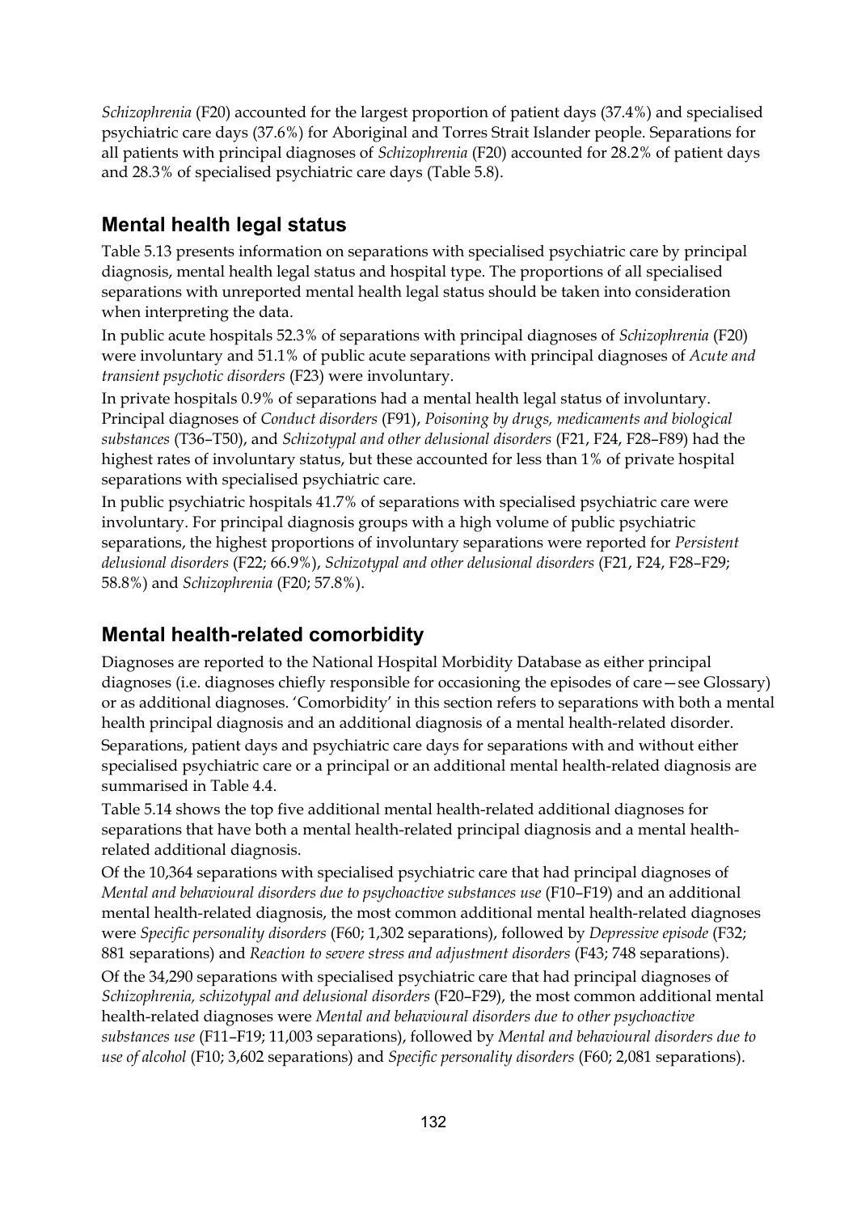*Schizophrenia* (F20) accounted for the largest proportion of patient days (37.4%) and specialised psychiatric care days (37.6%) for Aboriginal and Torres Strait Islander people. Separations for all patients with principal diagnoses of *Schizophrenia* (F20) accounted for 28.2% of patient days and 28.3% of specialised psychiatric care days (Table 5.8).

## Mental health legal status

Table 5.13 presents information on separations with specialised psychiatric care by principal diagnosis, mental health legal status and hospital type. The proportions of all specialised separations with unreported mental health legal status should be taken into consideration when interpreting the data.

In public acute hospitals 52.3% of separations with principal diagnoses of *Schizophrenia* (F20) were involuntary and 51.1% of public acute separations with principal diagnoses of *Acute and transient psychotic disorders* (F23) were involuntary.

In private hospitals 0.9% of separations had a mental health legal status of involuntary. Principal diagnoses of *Conduct disorders* (F91), *Poisoning by drugs, medicaments and biological substances* (T36–T50), and *Schizotypal and other delusional disorders* (F21, F24, F28–F89) had the highest rates of involuntary status, but these accounted for less than 1% of private hospital separations with specialised psychiatric care.

In public psychiatric hospitals 41.7% of separations with specialised psychiatric care were involuntary. For principal diagnosis groups with a high volume of public psychiatric separations, the highest proportions of involuntary separations were reported for *Persistent delusional disorders* (F22; 66.9%), *Schizotypal and other delusional disorders* (F21, F24, F28–F29; 58.8%) and *Schizophrenia* (F20; 57.8%).

## Mental health-related comorbidity

Diagnoses are reported to the National Hospital Morbidity Database as either principal diagnoses (i.e. diagnoses chiefly responsible for occasioning the episodes of care—see Glossary) or as additional diagnoses. 'Comorbidity' in this section refers to separations with both a mental health principal diagnosis and an additional diagnosis of a mental health-related disorder.

Separations, patient days and psychiatric care days for separations with and without either specialised psychiatric care or a principal or an additional mental health-related diagnosis are summarised in Table 4.4.

Table 5.14 shows the top five additional mental health-related additional diagnoses for separations that have both a mental health-related principal diagnosis and a mental health-related additional diagnosis.

Of the 10,364 separations with specialised psychiatric care that had principal diagnoses of *Mental and behavioural disorders due to psychoactive substances use* (F10–F19) and an additional mental health-related diagnosis, the most common additional mental health-related diagnoses were *Specific personality disorders* (F60; 1,302 separations), followed by *Depressive episode* (F32; 881 separations) and *Reaction to severe stress and adjustment disorders* (F43; 748 separations).

Of the 34,290 separations with specialised psychiatric care that had principal diagnoses of *Schizophrenia, schizotypal and delusional disorders* (F20–F29), the most common additional mental health-related diagnoses were *Mental and behavioural disorders due to other psychoactive substances use* (F11–F19; 11,003 separations), followed by *Mental and behavioural disorders due to use of alcohol* (F10; 3,602 separations) and *Specific personality disorders* (F60; 2,081 separations).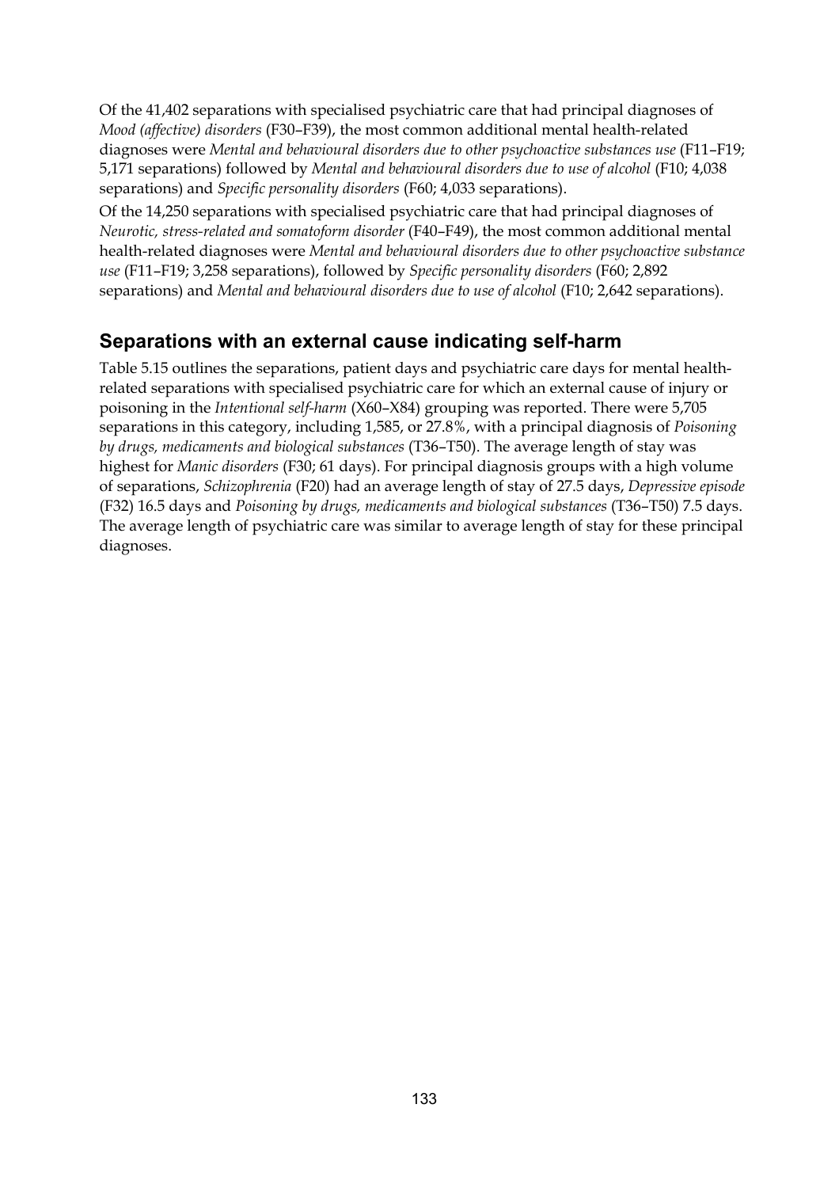Of the 41,402 separations with specialised psychiatric care that had principal diagnoses of *Mood (affective) disorders* (F30–F39), the most common additional mental health-related diagnoses were *Mental and behavioural disorders due to other psychoactive substances use* (F11–F19; 5,171 separations) followed by *Mental and behavioural disorders due to use of alcohol* (F10; 4,038 separations) and *Specific personality disorders* (F60; 4,033 separations).

Of the 14,250 separations with specialised psychiatric care that had principal diagnoses of *Neurotic, stress-related and somatoform disorder* (F40–F49), the most common additional mental health-related diagnoses were *Mental and behavioural disorders due to other psychoactive substance use* (F11–F19; 3,258 separations), followed by *Specific personality disorders* (F60; 2,892 separations) and *Mental and behavioural disorders due to use of alcohol* (F10; 2,642 separations).

## Separations with an external cause indicating self-harm

Table 5.15 outlines the separations, patient days and psychiatric care days for mental health-related separations with specialised psychiatric care for which an external cause of injury or poisoning in the *Intentional self-harm* (X60–X84) grouping was reported. There were 5,705 separations in this category, including 1,585, or 27.8%, with a principal diagnosis of *Poisoning by drugs, medicaments and biological substances* (T36–T50). The average length of stay was highest for *Manic disorders* (F30; 61 days). For principal diagnosis groups with a high volume of separations, *Schizophrenia* (F20) had an average length of stay of 27.5 days, *Depressive episode* (F32) 16.5 days and *Poisoning by drugs, medicaments and biological substances* (T36–T50) 7.5 days. The average length of psychiatric care was similar to average length of stay for these principal diagnoses.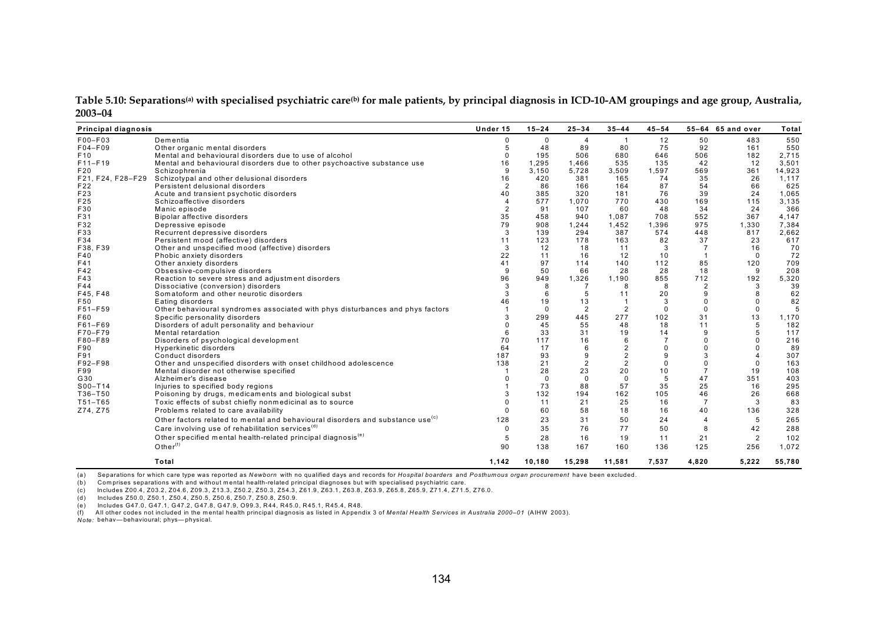**Table 5.10: Separations[(a)] with specialised psychiatric care[(b)] for male patients, by principal diagnosis in ICD-10-AM groupings and age group, Australia, 2003–04**

| Principal diagnosis | | Under 15 | 15–24 | 25–34 | 35–44 | 45–54 | 55–64 | 65 and over | Total |
|---|---|---|---|---|---|---|---|---|---|
| F00–F03 | Dementia | 0 | 0 | 4 | 1 | 12 | 50 | 483 | 550 |
| F04–F09 | Other organic mental disorders | 5 | 48 | 89 | 80 | 75 | 92 | 161 | 550 |
| F10 | Mental and behavioural disorders due to use of alcohol | 0 | 195 | 506 | 680 | 646 | 506 | 182 | 2,715 |
| F11–F19 | Mental and behavioural disorders due to other psychoactive substance use | 16 | 1,295 | 1,466 | 535 | 135 | 42 | 12 | 3,501 |
| F20 | Schizophrenia | 9 | 3,150 | 5,728 | 3,509 | 1,597 | 569 | 361 | 14,923 |
| F21, F24, F28–F29 | Schizotypal and other delusional disorders | 16 | 420 | 381 | 165 | 74 | 35 | 26 | 1,117 |
| F22 | Persistent delusional disorders | 2 | 86 | 166 | 164 | 87 | 54 | 66 | 625 |
| F23 | Acute and transient psychotic disorders | 40 | 385 | 320 | 181 | 76 | 39 | 24 | 1,065 |
| F25 | Schizoaffective disorders | 4 | 577 | 1,070 | 770 | 430 | 169 | 115 | 3,135 |
| F30 | Manic episode | 2 | 91 | 107 | 60 | 48 | 34 | 24 | 366 |
| F31 | Bipolar affective disorders | 35 | 458 | 940 | 1,087 | 708 | 552 | 367 | 4,147 |
| F32 | Depressive episode | 79 | 908 | 1,244 | 1,452 | 1,396 | 975 | 1,330 | 7,384 |
| F33 | Recurrent depressive disorders | 3 | 139 | 294 | 387 | 574 | 448 | 817 | 2,662 |
| F34 | Persistent mood (affective) disorders | 11 | 123 | 178 | 163 | 82 | 37 | 23 | 617 |
| F38, F39 | Other and unspecified mood (affective) disorders | 3 | 12 | 18 | 11 | 3 | 7 | 16 | 70 |
| F40 | Phobic anxiety disorders | 22 | 11 | 16 | 12 | 10 | 1 | 0 | 72 |
| F41 | Other anxiety disorders | 41 | 97 | 114 | 140 | 112 | 85 | 120 | 709 |
| F42 | Obsessive-compulsive disorders | 9 | 50 | 66 | 28 | 28 | 18 | 9 | 208 |
| F43 | Reaction to severe stress and adjustment disorders | 96 | 949 | 1,326 | 1,190 | 855 | 712 | 192 | 5,320 |
| F44 | Dissociative (conversion) disorders | 3 | 8 | 7 | 8 | 8 | 2 | 3 | 39 |
| F45, F48 | Somatoform and other neurotic disorders | 3 | 6 | 5 | 11 | 20 | 9 | 8 | 62 |
| F50 | Eating disorders | 46 | 19 | 13 | 1 | 3 | 0 | 0 | 82 |
| F51–F59 | Other behavioural syndromes associated with phys disturbances and phys factors | 1 | 0 | 2 | 2 | 0 | 0 | 0 | 5 |
| F60 | Specific personality disorders | 3 | 299 | 445 | 277 | 102 | 31 | 13 | 1,170 |
| F61–F69 | Disorders of adult personality and behaviour | 0 | 45 | 55 | 48 | 18 | 11 | 5 | 182 |
| F70–F79 | Mental retardation | 6 | 33 | 31 | 19 | 14 | 9 | 5 | 117 |
| F80–F89 | Disorders of psychological development | 70 | 117 | 16 | 6 | 7 | 0 | 0 | 216 |
| F90 | Hyperkinetic disorders | 64 | 17 | 6 | 2 | 0 | 0 | 0 | 89 |
| F91 | Conduct disorders | 187 | 93 | 9 | 2 | 9 | 3 | 4 | 307 |
| F92–F98 | Other and unspecified disorders with onset childhood adolescence | 138 | 21 | 2 | 2 | 0 | 0 | 0 | 163 |
| F99 | Mental disorder not otherwise specified | 1 | 28 | 23 | 20 | 10 | 7 | 19 | 108 |
| G30 | Alzheimer's disease | 0 | 0 | 0 | 0 | 5 | 47 | 351 | 403 |
| S00–T14 | Injuries to specified body regions | 1 | 73 | 88 | 57 | 35 | 25 | 16 | 295 |
| T36–T50 | Poisoning by drugs, medicaments and biological subst | 3 | 132 | 194 | 162 | 105 | 46 | 26 | 668 |
| T51–T65 | Toxic effects of subst chiefly nonmedicinal as to source | 0 | 11 | 21 | 25 | 16 | 7 | 3 | 83 |
| Z74, Z75 | Problems related to care availability | 0 | 60 | 58 | 18 | 16 | 40 | 136 | 328 |
| | Other factors related to mental and behavioural disorders and substance use[(c)] | 128 | 23 | 31 | 50 | 24 | 4 | 5 | 265 |
| | Care involving use of rehabilitation services[(d)] | 0 | 35 | 76 | 77 | 50 | 8 | 42 | 288 |
| | Other specified mental health-related principal diagnosis[(e)] | 5 | 28 | 16 | 19 | 11 | 21 | 2 | 102 |
| | Other[(f)] | 90 | 138 | 167 | 160 | 136 | 125 | 256 | 1,072 |
| | **Total** | **1,142** | **10,180** | **15,298** | **11,581** | **7,537** | **4,820** | **5,222** | **55,780** |

(a) Separations for which care type was reported as *Newborn* with no qualified days and records for *Hospital boarders* and *Posthumous organ procurement* have been excluded.
(b) Comprises separations with and without mental health-related principal diagnoses but with specialised psychiatric care.
(c) Includes Z00.4, Z03.2, Z04.6, Z09.3, Z13.3, Z50.2, Z50.3, Z54.3, Z61.9, Z63.1, Z63.8, Z63.9, Z65.8, Z65.9, Z71.4, Z71.5, Z76.0.
(d) Includes Z50.0, Z50.1, Z50.4, Z50.5, Z50.6, Z50.7, Z50.8, Z50.9.
(e) Includes G47.0, G47.1, G47.2, G47.8, G47.9, O99.3, R44, R45.0, R45.1, R45.4, R48.
(f) All other codes not included in the mental health principal diagnosis as listed in Appendix 3 of *Mental Health Services in Australia 2000–01* (AIHW 2003).
*Note:* behav—behavioural; phys—physical.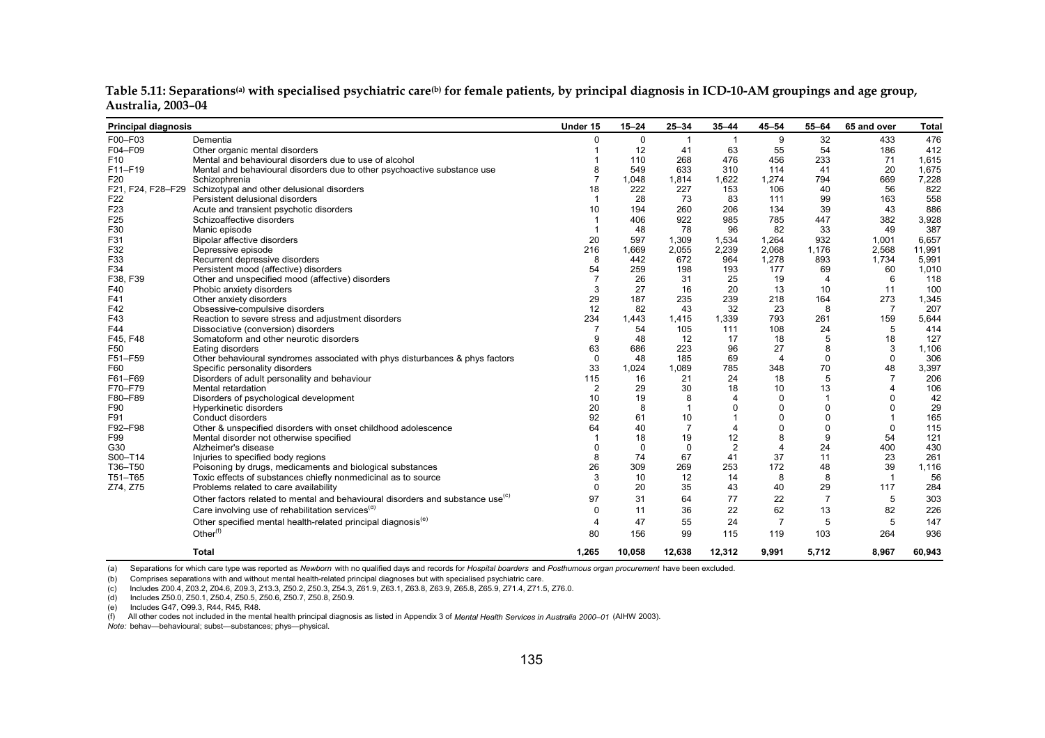**Table 5.11: Separations[(a)] with specialised psychiatric care[(b)] for female patients, by principal diagnosis in ICD-10-AM groupings and age group, Australia, 2003–04**

| Principal diagnosis | | Under 15 | 15–24 | 25–34 | 35–44 | 45–54 | 55–64 | 65 and over | Total |
|---|---|---|---|---|---|---|---|---|---|
| F00–F03 | Dementia | 0 | 0 | 1 | 1 | 9 | 32 | 433 | 476 |
| F04–F09 | Other organic mental disorders | 1 | 12 | 41 | 63 | 55 | 54 | 186 | 412 |
| F10 | Mental and behavioural disorders due to use of alcohol | 1 | 110 | 268 | 476 | 456 | 233 | 71 | 1,615 |
| F11–F19 | Mental and behavioural disorders due to other psychoactive substance use | 8 | 549 | 633 | 310 | 114 | 41 | 20 | 1,675 |
| F20 | Schizophrenia | 7 | 1,048 | 1,814 | 1,622 | 1,274 | 794 | 669 | 7,228 |
| F21, F24, F28–F29 | Schizotypal and other delusional disorders | 18 | 222 | 227 | 153 | 106 | 40 | 56 | 822 |
| F22 | Persistent delusional disorders | 1 | 28 | 73 | 83 | 111 | 99 | 163 | 558 |
| F23 | Acute and transient psychotic disorders | 10 | 194 | 260 | 206 | 134 | 39 | 43 | 886 |
| F25 | Schizoaffective disorders | 1 | 406 | 922 | 985 | 785 | 447 | 382 | 3,928 |
| F30 | Manic episode | 1 | 48 | 78 | 96 | 82 | 33 | 49 | 387 |
| F31 | Bipolar affective disorders | 20 | 597 | 1,309 | 1,534 | 1,264 | 932 | 1,001 | 6,657 |
| F32 | Depressive episode | 216 | 1,669 | 2,055 | 2,239 | 2,068 | 1,176 | 2,568 | 11,991 |
| F33 | Recurrent depressive disorders | 8 | 442 | 672 | 964 | 1,278 | 893 | 1,734 | 5,991 |
| F34 | Persistent mood (affective) disorders | 54 | 259 | 198 | 193 | 177 | 69 | 60 | 1,010 |
| F38, F39 | Other and unspecified mood (affective) disorders | 7 | 26 | 31 | 25 | 19 | 4 | 6 | 118 |
| F40 | Phobic anxiety disorders | 3 | 27 | 16 | 20 | 13 | 10 | 11 | 100 |
| F41 | Other anxiety disorders | 29 | 187 | 235 | 239 | 218 | 164 | 273 | 1,345 |
| F42 | Obsessive-compulsive disorders | 12 | 82 | 43 | 32 | 23 | 8 | 7 | 207 |
| F43 | Reaction to severe stress and adjustment disorders | 234 | 1,443 | 1,415 | 1,339 | 793 | 261 | 159 | 5,644 |
| F44 | Dissociative (conversion) disorders | 7 | 54 | 105 | 111 | 108 | 24 | 5 | 414 |
| F45, F48 | Somatoform and other neurotic disorders | 9 | 48 | 12 | 17 | 18 | 5 | 18 | 127 |
| F50 | Eating disorders | 63 | 686 | 223 | 96 | 27 | 8 | 3 | 1,106 |
| F51–F59 | Other behavioural syndromes associated with phys disturbances & phys factors | 0 | 48 | 185 | 69 | 4 | 0 | 0 | 306 |
| F60 | Specific personality disorders | 33 | 1,024 | 1,089 | 785 | 348 | 70 | 48 | 3,397 |
| F61–F69 | Disorders of adult personality and behaviour | 115 | 16 | 21 | 24 | 18 | 5 | 7 | 206 |
| F70–F79 | Mental retardation | 2 | 29 | 30 | 18 | 10 | 13 | 4 | 106 |
| F80–F89 | Disorders of psychological development | 10 | 19 | 8 | 4 | 0 | 1 | 0 | 42 |
| F90 | Hyperkinetic disorders | 20 | 8 | 1 | 0 | 0 | 0 | 0 | 29 |
| F91 | Conduct disorders | 92 | 61 | 10 | 1 | 0 | 0 | 1 | 165 |
| F92–F98 | Other & unspecified disorders with onset childhood adolescence | 64 | 40 | 7 | 4 | 0 | 0 | 0 | 115 |
| F99 | Mental disorder not otherwise specified | 1 | 18 | 19 | 12 | 8 | 9 | 54 | 121 |
| G30 | Alzheimer's disease | 0 | 0 | 0 | 2 | 4 | 24 | 400 | 430 |
| S00–T14 | Injuries to specified body regions | 8 | 74 | 67 | 41 | 37 | 11 | 23 | 261 |
| T36–T50 | Poisoning by drugs, medicaments and biological substances | 26 | 309 | 269 | 253 | 172 | 48 | 39 | 1,116 |
| T51–T65 | Toxic effects of substances chiefly nonmedicinal as to source | 3 | 10 | 12 | 14 | 8 | 8 | 1 | 56 |
| Z74, Z75 | Problems related to care availability | 0 | 20 | 35 | 43 | 40 | 29 | 117 | 284 |
| | Other factors related to mental and behavioural disorders and substance use[(c)] | 97 | 31 | 64 | 77 | 22 | 7 | 5 | 303 |
| | Care involving use of rehabilitation services[(d)] | 0 | 11 | 36 | 22 | 62 | 13 | 82 | 226 |
| | Other specified mental health-related principal diagnosis[(e)] | 4 | 47 | 55 | 24 | 7 | 5 | 5 | 147 |
| | Other[(f)] | 80 | 156 | 99 | 115 | 119 | 103 | 264 | 936 |
| | **Total** | **1,265** | **10,058** | **12,638** | **12,312** | **9,991** | **5,712** | **8,967** | **60,943** |

(a) Separations for which care type was reported as *Newborn* with no qualified days and records for *Hospital boarders* and *Posthumous organ procurement* have been excluded.

(b) Comprises separations with and without mental health-related principal diagnoses but with specialised psychiatric care.

(c) Includes Z00.4, Z03.2, Z04.6, Z09.3, Z13.3, Z50.2, Z50.3, Z54.3, Z61.9, Z63.1, Z63.8, Z63.9, Z65.8, Z65.9, Z71.4, Z71.5, Z76.0.

(d) Includes Z50.0, Z50.1, Z50.4, Z50.5, Z50.6, Z50.7, Z50.8, Z50.9.

(e) Includes G47, O99.3, R44, R45, R48.

(f) All other codes not included in the mental health principal diagnosis as listed in Appendix 3 of *Mental Health Services in Australia 2000–01* (AIHW 2003).

*Note:* behav—behavioural; subst—substances; phys—physical.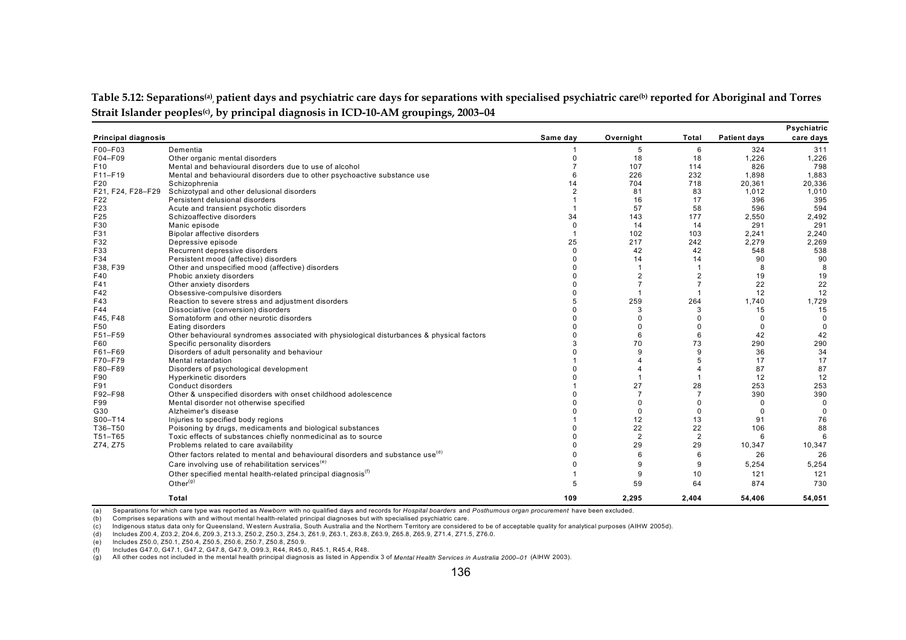**Table 5.12: Separations[(a)], patient days and psychiatric care days for separations with specialised psychiatric care[(b)] reported for Aboriginal and Torres Strait Islander peoples[(c)], by principal diagnosis in ICD-10-AM groupings, 2003–04**

| Principal diagnosis | | Same day | Overnight | Total | Patient days | Psychiatric care days |
|---|---|---|---|---|---|---|
| F00–F03 | Dementia | 1 | 5 | 6 | 324 | 311 |
| F04–F09 | Other organic mental disorders | 0 | 18 | 18 | 1,226 | 1,226 |
| F10 | Mental and behavioural disorders due to use of alcohol | 7 | 107 | 114 | 826 | 798 |
| F11–F19 | Mental and behavioural disorders due to other psychoactive substance use | 6 | 226 | 232 | 1,898 | 1,883 |
| F20 | Schizophrenia | 14 | 704 | 718 | 20,361 | 20,336 |
| F21, F24, F28–F29 | Schizotypal and other delusional disorders | 2 | 81 | 83 | 1,012 | 1,010 |
| F22 | Persistent delusional disorders | 1 | 16 | 17 | 396 | 395 |
| F23 | Acute and transient psychotic disorders | 1 | 57 | 58 | 596 | 594 |
| F25 | Schizoaffective disorders | 34 | 143 | 177 | 2,550 | 2,492 |
| F30 | Manic episode | 0 | 14 | 14 | 291 | 291 |
| F31 | Bipolar affective disorders | 1 | 102 | 103 | 2,241 | 2,240 |
| F32 | Depressive episode | 25 | 217 | 242 | 2,279 | 2,269 |
| F33 | Recurrent depressive disorders | 0 | 42 | 42 | 548 | 538 |
| F34 | Persistent mood (affective) disorders | 0 | 14 | 14 | 90 | 90 |
| F38, F39 | Other and unspecified mood (affective) disorders | 0 | 1 | 1 | 8 | 8 |
| F40 | Phobic anxiety disorders | 0 | 2 | 2 | 19 | 19 |
| F41 | Other anxiety disorders | 0 | 7 | 7 | 22 | 22 |
| F42 | Obsessive-compulsive disorders | 0 | 1 | 1 | 12 | 12 |
| F43 | Reaction to severe stress and adjustment disorders | 5 | 259 | 264 | 1,740 | 1,729 |
| F44 | Dissociative (conversion) disorders | 0 | 3 | 3 | 15 | 15 |
| F45, F48 | Somatoform and other neurotic disorders | 0 | 0 | 0 | 0 | 0 |
| F50 | Eating disorders | 0 | 0 | 0 | 0 | 0 |
| F51–F59 | Other behavioural syndromes associated with physiological disturbances & physical factors | 0 | 6 | 6 | 42 | 42 |
| F60 | Specific personality disorders | 3 | 70 | 73 | 290 | 290 |
| F61–F69 | Disorders of adult personality and behaviour | 0 | 9 | 9 | 36 | 34 |
| F70–F79 | Mental retardation | 1 | 4 | 5 | 17 | 17 |
| F80–F89 | Disorders of psychological development | 0 | 4 | 4 | 87 | 87 |
| F90 | Hyperkinetic disorders | 0 | 1 | 1 | 12 | 12 |
| F91 | Conduct disorders | 1 | 27 | 28 | 253 | 253 |
| F92–F98 | Other & unspecified disorders with onset childhood adolescence | 0 | 7 | 7 | 390 | 390 |
| F99 | Mental disorder not otherwise specified | 0 | 0 | 0 | 0 | 0 |
| G30 | Alzheimer's disease | 0 | 0 | 0 | 0 | 0 |
| S00–T14 | Injuries to specified body regions | 1 | 12 | 13 | 91 | 76 |
| T36–T50 | Poisoning by drugs, medicaments and biological substances | 0 | 22 | 22 | 106 | 88 |
| T51–T65 | Toxic effects of substances chiefly nonmedicinal as to source | 0 | 2 | 2 | 6 | 6 |
| Z74, Z75 | Problems related to care availability | 0 | 29 | 29 | 10,347 | 10,347 |
| | Other factors related to mental and behavioural disorders and substance use[(d)] | 0 | 6 | 6 | 26 | 26 |
| | Care involving use of rehabilitation services[(e)] | 0 | 9 | 9 | 5,254 | 5,254 |
| | Other specified mental health-related principal diagnosis[(f)] | 1 | 9 | 10 | 121 | 121 |
| | Other[(g)] | 5 | 59 | 64 | 874 | 730 |
| | **Total** | **109** | **2,295** | **2,404** | **54,406** | **54,051** |

(a) Separations for which care type was reported as *Newborn* with no qualified days and records for *Hospital boarders* and *Posthumous organ procurement* have been excluded.

(b) Comprises separations with and without mental health-related principal diagnoses but with specialised psychiatric care.

(c) Indigenous status data only for Queensland, Western Australia, South Australia and the Northern Territory are considered to be of acceptable quality for analytical purposes (AIHW 2005d).

(d) Includes Z00.4, Z03.2, Z04.6, Z09.3, Z13.3, Z50.2, Z50.3, Z54.3, Z61.9, Z63.1, Z63.8, Z63.9, Z65.8, Z65.9, Z71.4, Z71.5, Z76.0.

(e) Includes Z50.0, Z50.1, Z50.4, Z50.5, Z50.6, Z50.7, Z50.8, Z50.9.

(f) Includes G47.0, G47.1, G47.2, G47.8, G47.9, O99.3, R44, R45.0, R45.1, R45.4, R48.

(g) All other codes not included in the mental health principal diagnosis as listed in Appendix 3 of *Mental Health Services in Australia 2000–01* (AIHW 2003).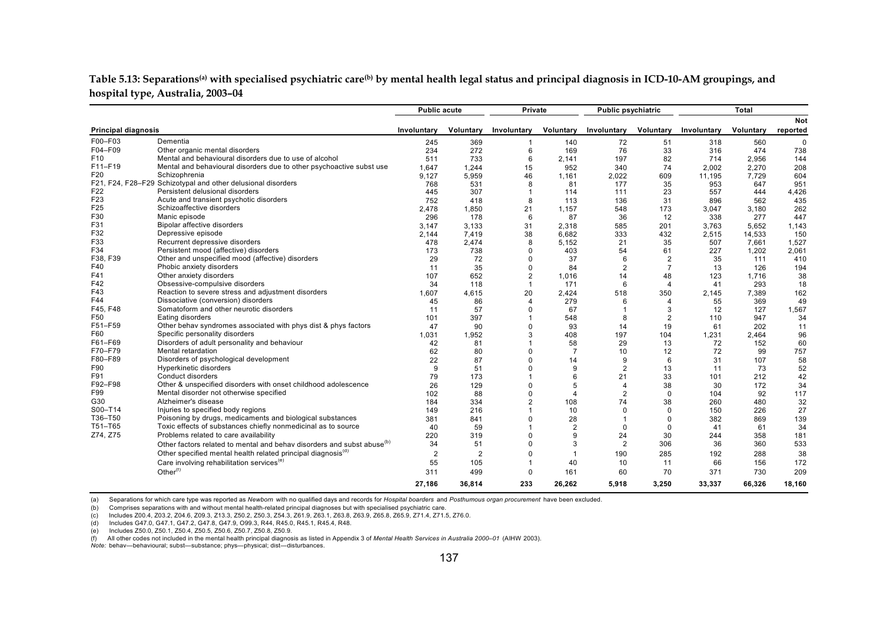**Table 5.13: Separations[(a)] with specialised psychiatric care[(b)] by mental health legal status and principal diagnosis in ICD-10-AM groupings, and hospital type, Australia, 2003–04**

| Principal diagnosis | | Public acute | | Private | | Public psychiatric | | Total | | |
|---|---|---|---|---|---|---|---|---|---|---|
| | | Involuntary | Voluntary | Involuntary | Voluntary | Involuntary | Voluntary | Involuntary | Voluntary | Not reported |
| F00–F03 | Dementia | 245 | 369 | 1 | 140 | 72 | 51 | 318 | 560 | 0 |
| F04–F09 | Other organic mental disorders | 234 | 272 | 6 | 169 | 76 | 33 | 316 | 474 | 738 |
| F10 | Mental and behavioural disorders due to use of alcohol | 511 | 733 | 6 | 2,141 | 197 | 82 | 714 | 2,956 | 144 |
| F11–F19 | Mental and behavioural disorders due to other psychoactive subst use | 1,647 | 1,244 | 15 | 952 | 340 | 74 | 2,002 | 2,270 | 208 |
| F20 | Schizophrenia | 9,127 | 5,959 | 46 | 1,161 | 2,022 | 609 | 11,195 | 7,729 | 604 |
| F21, F24, F28–F29 | Schizotypal and other delusional disorders | 768 | 531 | 8 | 81 | 177 | 35 | 953 | 647 | 951 |
| F22 | Persistent delusional disorders | 445 | 307 | 1 | 114 | 111 | 23 | 557 | 444 | 4,426 |
| F23 | Acute and transient psychotic disorders | 752 | 418 | 8 | 113 | 136 | 31 | 896 | 562 | 435 |
| F25 | Schizoaffective disorders | 2,478 | 1,850 | 21 | 1,157 | 548 | 173 | 3,047 | 3,180 | 262 |
| F30 | Manic episode | 296 | 178 | 6 | 87 | 36 | 12 | 338 | 277 | 447 |
| F31 | Bipolar affective disorders | 3,147 | 3,133 | 31 | 2,318 | 585 | 201 | 3,763 | 5,652 | 1,143 |
| F32 | Depressive episode | 2,144 | 7,419 | 38 | 6,682 | 333 | 432 | 2,515 | 14,533 | 150 |
| F33 | Recurrent depressive disorders | 478 | 2,474 | 8 | 5,152 | 21 | 35 | 507 | 7,661 | 1,527 |
| F34 | Persistent mood (affective) disorders | 173 | 738 | 0 | 403 | 54 | 61 | 227 | 1,202 | 2,061 |
| F38, F39 | Other and unspecified mood (affective) disorders | 29 | 72 | 0 | 37 | 6 | 2 | 35 | 111 | 410 |
| F40 | Phobic anxiety disorders | 11 | 35 | 0 | 84 | 2 | 7 | 13 | 126 | 194 |
| F41 | Other anxiety disorders | 107 | 652 | 2 | 1,016 | 14 | 48 | 123 | 1,716 | 38 |
| F42 | Obsessive-compulsive disorders | 34 | 118 | 1 | 171 | 6 | 4 | 41 | 293 | 18 |
| F43 | Reaction to severe stress and adjustment disorders | 1,607 | 4,615 | 20 | 2,424 | 518 | 350 | 2,145 | 7,389 | 162 |
| F44 | Dissociative (conversion) disorders | 45 | 86 | 4 | 279 | 6 | 4 | 55 | 369 | 49 |
| F45, F48 | Somatoform and other neurotic disorders | 11 | 57 | 0 | 67 | 1 | 3 | 12 | 127 | 1,567 |
| F50 | Eating disorders | 101 | 397 | 1 | 548 | 8 | 2 | 110 | 947 | 34 |
| F51–F59 | Other behav syndromes associated with phys dist & phys factors | 47 | 90 | 0 | 93 | 14 | 19 | 61 | 202 | 11 |
| F60 | Specific personality disorders | 1,031 | 1,952 | 3 | 408 | 197 | 104 | 1,231 | 2,464 | 96 |
| F61–F69 | Disorders of adult personality and behaviour | 42 | 81 | 1 | 58 | 29 | 13 | 72 | 152 | 60 |
| F70–F79 | Mental retardation | 62 | 80 | 0 | 7 | 10 | 12 | 72 | 99 | 757 |
| F80–F89 | Disorders of psychological development | 22 | 87 | 0 | 14 | 9 | 6 | 31 | 107 | 58 |
| F90 | Hyperkinetic disorders | 9 | 51 | 0 | 9 | 2 | 13 | 11 | 73 | 52 |
| F91 | Conduct disorders | 79 | 173 | 1 | 6 | 21 | 33 | 101 | 212 | 42 |
| F92–F98 | Other & unspecified disorders with onset childhood adolescence | 26 | 129 | 0 | 5 | 4 | 38 | 30 | 172 | 34 |
| F99 | Mental disorder not otherwise specified | 102 | 88 | 0 | 4 | 2 | 0 | 104 | 92 | 117 |
| G30 | Alzheimer's disease | 184 | 334 | 2 | 108 | 74 | 38 | 260 | 480 | 32 |
| S00–T14 | Injuries to specified body regions | 149 | 216 | 1 | 10 | 0 | 0 | 150 | 226 | 27 |
| T36–T50 | Poisoning by drugs, medicaments and biological substances | 381 | 841 | 0 | 28 | 1 | 0 | 382 | 869 | 139 |
| T51–T65 | Toxic effects of substances chiefly nonmedicinal as to source | 40 | 59 | 1 | 2 | 0 | 0 | 41 | 61 | 34 |
| Z74, Z75 | Problems related to care availability | 220 | 319 | 0 | 9 | 24 | 30 | 244 | 358 | 181 |
| | Other factors related to mental and behav disorders and subst abuse[(b)] | 34 | 51 | 0 | 3 | 2 | 306 | 36 | 360 | 533 |
| | Other specified mental health related principal diagnosis[(d)] | 2 | 2 | 0 | 1 | 190 | 285 | 192 | 288 | 38 |
| | Care involving rehabilitation services[(e)] | 55 | 105 | 1 | 40 | 10 | 11 | 66 | 156 | 172 |
| | Other[(f)] | 311 | 499 | 0 | 161 | 60 | 70 | 371 | 730 | 209 |
| | | **27,186** | **36,814** | **233** | **26,262** | **5,918** | **3,250** | **33,337** | **66,326** | **18,160** |

(a) Separations for which care type was reported as *Newborn* with no qualified days and records for *Hospital boarders* and *Posthumous organ procurement* have been excluded.

(b) Comprises separations with and without mental health-related principal diagnoses but with specialised psychiatric care.

(c) Includes Z00.4, Z03.2, Z04.6, Z09.3, Z13.3, Z50.2, Z50.3, Z54.3, Z61.9, Z63.1, Z63.8, Z63.9, Z65.8, Z65.9, Z71.4, Z71.5, Z76.0.

(d) Includes G47.0, G47.1, G47.2, G47.8, G47.9, O99.3, R44, R45.0, R45.1, R45.4, R48.

(e) Includes Z50.0, Z50.1, Z50.4, Z50.5, Z50.6, Z50.7, Z50.8, Z50.9.

(f) All other codes not included in the mental health principal diagnosis as listed in Appendix 3 of *Mental Health Services in Australia 2000–01* (AIHW 2003).

*Note:* behav—behavioural; subst—substance; phys—physical; dist—disturbances.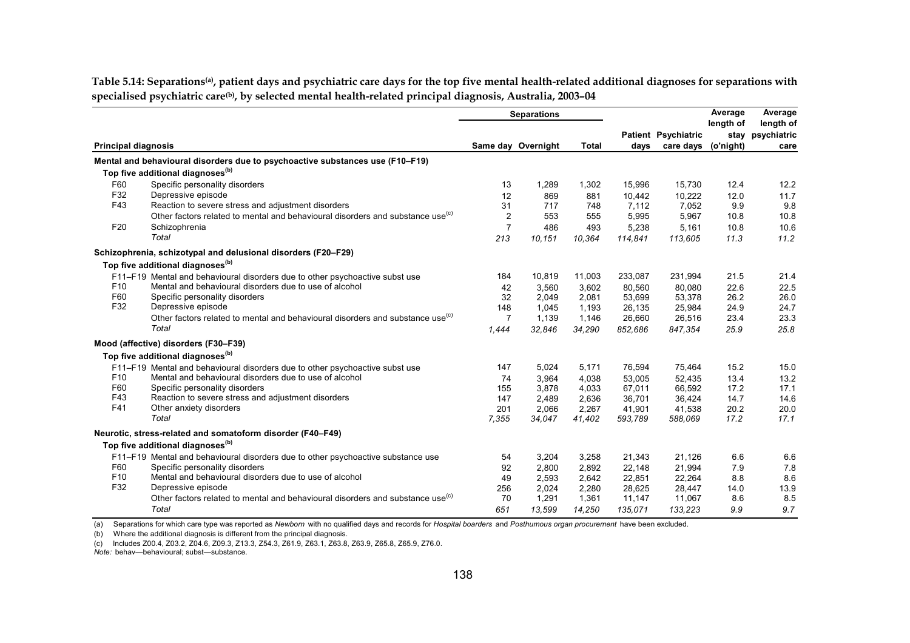**Table 5.14: Separations[(a)], patient days and psychiatric care days for the top five mental health-related additional diagnoses for separations with specialised psychiatric care[(b)], by selected mental health-related principal diagnosis, Australia, 2003–04**

| Principal diagnosis | | Separations | | | Patient days | Psychiatric care days | Average length of stay (o'night) | Average length of psychiatric care |
|---|---|---|---|---|---|---|---|---|
| | | Same day | Overnight | Total | | | | |
| **Mental and behavioural disorders due to psychoactive substances use (F10–F19)** | | | | | | | | |
| **Top five additional diagnoses[(b)]** | | | | | | | | |
| F60 | Specific personality disorders | 13 | 1,289 | 1,302 | 15,996 | 15,730 | 12.4 | 12.2 |
| F32 | Depressive episode | 12 | 869 | 881 | 10,442 | 10,222 | 12.0 | 11.7 |
| F43 | Reaction to severe stress and adjustment disorders | 31 | 717 | 748 | 7,112 | 7,052 | 9.9 | 9.8 |
| | Other factors related to mental and behavioural disorders and substance use[(c)] | 2 | 553 | 555 | 5,995 | 5,967 | 10.8 | 10.8 |
| F20 | Schizophrenia | 7 | 486 | 493 | 5,238 | 5,161 | 10.8 | 10.6 |
| | *Total* | *213* | *10,151* | *10,364* | *114,841* | *113,605* | *11.3* | *11.2* |
| **Schizophrenia, schizotypal and delusional disorders (F20–F29)** | | | | | | | | |
| **Top five additional diagnoses[(b)]** | | | | | | | | |
| F11–F19 | Mental and behavioural disorders due to other psychoactive subst use | 184 | 10,819 | 11,003 | 233,087 | 231,994 | 21.5 | 21.4 |
| F10 | Mental and behavioural disorders due to use of alcohol | 42 | 3,560 | 3,602 | 80,560 | 80,080 | 22.6 | 22.5 |
| F60 | Specific personality disorders | 32 | 2,049 | 2,081 | 53,699 | 53,378 | 26.2 | 26.0 |
| F32 | Depressive episode | 148 | 1,045 | 1,193 | 26,135 | 25,984 | 24.9 | 24.7 |
| | Other factors related to mental and behavioural disorders and substance use[(c)] | 7 | 1,139 | 1,146 | 26,660 | 26,516 | 23.4 | 23.3 |
| | *Total* | *1,444* | *32,846* | *34,290* | *852,686* | *847,354* | *25.9* | *25.8* |
| **Mood (affective) disorders (F30–F39)** | | | | | | | | |
| **Top five additional diagnoses[(b)]** | | | | | | | | |
| F11–F19 | Mental and behavioural disorders due to other psychoactive subst use | 147 | 5,024 | 5,171 | 76,594 | 75,464 | 15.2 | 15.0 |
| F10 | Mental and behavioural disorders due to use of alcohol | 74 | 3,964 | 4,038 | 53,005 | 52,435 | 13.4 | 13.2 |
| F60 | Specific personality disorders | 155 | 3,878 | 4,033 | 67,011 | 66,592 | 17.2 | 17.1 |
| F43 | Reaction to severe stress and adjustment disorders | 147 | 2,489 | 2,636 | 36,701 | 36,424 | 14.7 | 14.6 |
| F41 | Other anxiety disorders | 201 | 2,066 | 2,267 | 41,901 | 41,538 | 20.2 | 20.0 |
| | *Total* | *7,355* | *34,047* | *41,402* | *593,789* | *588,069* | *17.2* | *17.1* |
| **Neurotic, stress-related and somatoform disorder (F40–F49)** | | | | | | | | |
| **Top five additional diagnoses[(b)]** | | | | | | | | |
| F11–F19 | Mental and behavioural disorders due to other psychoactive substance use | 54 | 3,204 | 3,258 | 21,343 | 21,126 | 6.6 | 6.6 |
| F60 | Specific personality disorders | 92 | 2,800 | 2,892 | 22,148 | 21,994 | 7.9 | 7.8 |
| F10 | Mental and behavioural disorders due to use of alcohol | 49 | 2,593 | 2,642 | 22,851 | 22,264 | 8.8 | 8.6 |
| F32 | Depressive episode | 256 | 2,024 | 2,280 | 28,625 | 28,447 | 14.0 | 13.9 |
| | Other factors related to mental and behavioural disorders and substance use[(c)] | 70 | 1,291 | 1,361 | 11,147 | 11,067 | 8.6 | 8.5 |
| | *Total* | *651* | *13,599* | *14,250* | *135,071* | *133,223* | *9.9* | *9.7* |

(a) Separations for which care type was reported as *Newborn* with no qualified days and records for *Hospital boarders* and *Posthumous organ procurement* have been excluded.

(b) Where the additional diagnosis is different from the principal diagnosis.

(c) Includes Z00.4, Z03.2, Z04.6, Z09.3, Z13.3, Z54.3, Z61.9, Z63.1, Z63.8, Z63.9, Z65.8, Z65.9, Z76.0.

*Note:* behav—behavioural; subst—substance.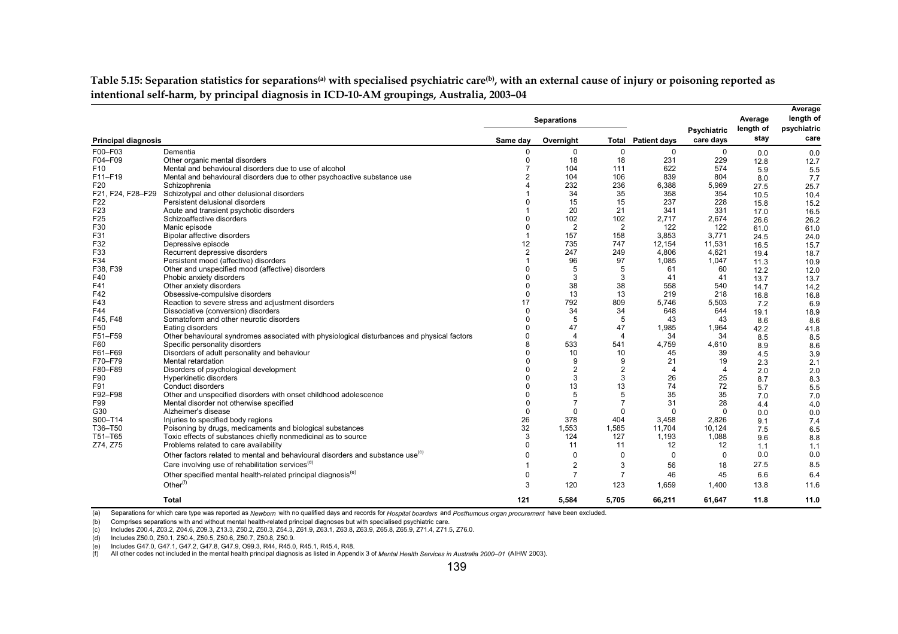**Table 5.15: Separation statistics for separations[(a)] with specialised psychiatric care[(b)], with an external cause of injury or poisoning reported as intentional self-harm, by principal diagnosis in ICD-10-AM groupings, Australia, 2003–04**

| Principal diagnosis | | Separations | | | Patient days | Psychiatric care days | Average length of stay | Average length of psychiatric care |
|---|---|---|---|---|---|---|---|---|
| | | Same day | Overnight | Total | | | | |
| F00–F03 | Dementia | 0 | 0 | 0 | 0 | 0 | 0.0 | 0.0 |
| F04–F09 | Other organic mental disorders | 0 | 18 | 18 | 231 | 229 | 12.8 | 12.7 |
| F10 | Mental and behavioural disorders due to use of alcohol | 7 | 104 | 111 | 622 | 574 | 5.9 | 5.5 |
| F11–F19 | Mental and behavioural disorders due to other psychoactive substance use | 2 | 104 | 106 | 839 | 804 | 8.0 | 7.7 |
| F20 | Schizophrenia | 4 | 232 | 236 | 6,388 | 5,969 | 27.5 | 25.7 |
| F21, F24, F28–F29 | Schizotypal and other delusional disorders | 1 | 34 | 35 | 358 | 354 | 10.5 | 10.4 |
| F22 | Persistent delusional disorders | 0 | 15 | 15 | 237 | 228 | 15.8 | 15.2 |
| F23 | Acute and transient psychotic disorders | 1 | 20 | 21 | 341 | 331 | 17.0 | 16.5 |
| F25 | Schizoaffective disorders | 0 | 102 | 102 | 2,717 | 2,674 | 26.6 | 26.2 |
| F30 | Manic episode | 0 | 2 | 2 | 122 | 122 | 61.0 | 61.0 |
| F31 | Bipolar affective disorders | 1 | 157 | 158 | 3,853 | 3,771 | 24.5 | 24.0 |
| F32 | Depressive episode | 12 | 735 | 747 | 12,154 | 11,531 | 16.5 | 15.7 |
| F33 | Recurrent depressive disorders | 2 | 247 | 249 | 4,806 | 4,621 | 19.4 | 18.7 |
| F34 | Persistent mood (affective) disorders | 1 | 96 | 97 | 1,085 | 1,047 | 11.3 | 10.9 |
| F38, F39 | Other and unspecified mood (affective) disorders | 0 | 5 | 5 | 61 | 60 | 12.2 | 12.0 |
| F40 | Phobic anxiety disorders | 0 | 3 | 3 | 41 | 41 | 13.7 | 13.7 |
| F41 | Other anxiety disorders | 0 | 38 | 38 | 558 | 540 | 14.7 | 14.2 |
| F42 | Obsessive-compulsive disorders | 0 | 13 | 13 | 219 | 218 | 16.8 | 16.8 |
| F43 | Reaction to severe stress and adjustment disorders | 17 | 792 | 809 | 5,746 | 5,503 | 7.2 | 6.9 |
| F44 | Dissociative (conversion) disorders | 0 | 34 | 34 | 648 | 644 | 19.1 | 18.9 |
| F45, F48 | Somatoform and other neurotic disorders | 0 | 5 | 5 | 43 | 43 | 8.6 | 8.6 |
| F50 | Eating disorders | 0 | 47 | 47 | 1,985 | 1,964 | 42.2 | 41.8 |
| F51–F59 | Other behavioural syndromes associated with physiological disturbances and physical factors | 0 | 4 | 4 | 34 | 34 | 8.5 | 8.5 |
| F60 | Specific personality disorders | 8 | 533 | 541 | 4,759 | 4,610 | 8.9 | 8.6 |
| F61–F69 | Disorders of adult personality and behaviour | 0 | 10 | 10 | 45 | 39 | 4.5 | 3.9 |
| F70–F79 | Mental retardation | 0 | 9 | 9 | 21 | 19 | 2.3 | 2.1 |
| F80–F89 | Disorders of psychological development | 0 | 2 | 2 | 4 | 4 | 2.0 | 2.0 |
| F90 | Hyperkinetic disorders | 0 | 3 | 3 | 26 | 25 | 8.7 | 8.3 |
| F91 | Conduct disorders | 0 | 13 | 13 | 74 | 72 | 5.7 | 5.5 |
| F92–F98 | Other and unspecified disorders with onset childhood adolescence | 0 | 5 | 5 | 35 | 35 | 7.0 | 7.0 |
| F99 | Mental disorder not otherwise specified | 0 | 7 | 7 | 31 | 28 | 4.4 | 4.0 |
| G30 | Alzheimer's disease | 0 | 0 | 0 | 0 | 0 | 0.0 | 0.0 |
| S00–T14 | Injuries to specified body regions | 26 | 378 | 404 | 3,458 | 2,826 | 9.1 | 7.4 |
| T36–T50 | Poisoning by drugs, medicaments and biological substances | 32 | 1,553 | 1,585 | 11,704 | 10,124 | 7.5 | 6.5 |
| T51–T65 | Toxic effects of substances chiefly nonmedicinal as to source | 3 | 124 | 127 | 1,193 | 1,088 | 9.6 | 8.8 |
| Z74, Z75 | Problems related to care availability | 0 | 11 | 11 | 12 | 12 | 1.1 | 1.1 |
| | Other factors related to mental and behavioural disorders and substance use[(c)] | 0 | 0 | 0 | 0 | 0 | 0.0 | 0.0 |
| | Care involving use of rehabilitation services[(d)] | 1 | 2 | 3 | 56 | 18 | 27.5 | 8.5 |
| | Other specified mental health-related principal diagnosis[(e)] | 0 | 7 | 7 | 46 | 45 | 6.6 | 6.4 |
| | Other[(f)] | 3 | 120 | 123 | 1,659 | 1,400 | 13.8 | 11.6 |
| | **Total** | **121** | **5,584** | **5,705** | **66,211** | **61,647** | **11.8** | **11.0** |

(a) Separations for which care type was reported as *Newborn* with no qualified days and records for *Hospital boarders* and *Posthumous organ procurement* have been excluded.

(b) Comprises separations with and without mental health-related principal diagnoses but with specialised psychiatric care.

(c) Includes Z00.4, Z03.2, Z04.6, Z09.3, Z13.3, Z50.2, Z50.3, Z54.3, Z61.9, Z63.1, Z63.8, Z63.9, Z65.8, Z65.9, Z71.4, Z71.5, Z76.0.

(d) Includes Z50.0, Z50.1, Z50.4, Z50.5, Z50.6, Z50.7, Z50.8, Z50.9.

(e) Includes G47.0, G47.1, G47.2, G47.8, G47.9, O99.3, R44, R45.0, R45.1, R45.4, R48.

(f) All other codes not included in the mental health principal diagnosis as listed in Appendix 3 of *Mental Health Services in Australia 2000–01* (AIHW 2003).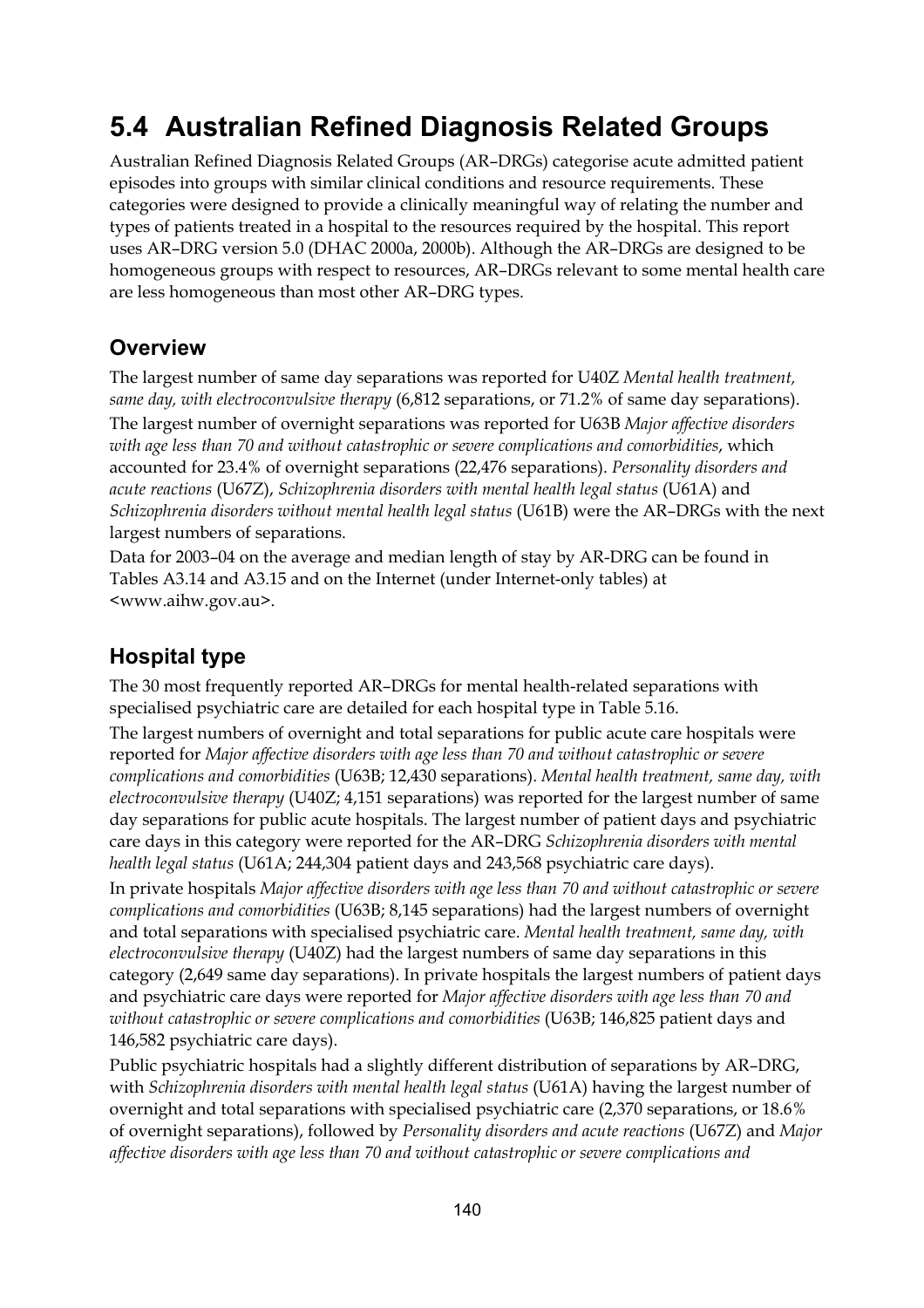# 5.4 Australian Refined Diagnosis Related Groups

Australian Refined Diagnosis Related Groups (AR–DRGs) categorise acute admitted patient episodes into groups with similar clinical conditions and resource requirements. These categories were designed to provide a clinically meaningful way of relating the number and types of patients treated in a hospital to the resources required by the hospital. This report uses AR–DRG version 5.0 (DHAC 2000a, 2000b). Although the AR–DRGs are designed to be homogeneous groups with respect to resources, AR–DRGs relevant to some mental health care are less homogeneous than most other AR–DRG types.

## Overview

The largest number of same day separations was reported for U40Z *Mental health treatment, same day, with electroconvulsive therapy* (6,812 separations, or 71.2% of same day separations). The largest number of overnight separations was reported for U63B *Major affective disorders with age less than 70 and without catastrophic or severe complications and comorbidities*, which accounted for 23.4% of overnight separations (22,476 separations). *Personality disorders and acute reactions* (U67Z), *Schizophrenia disorders with mental health legal status* (U61A) and *Schizophrenia disorders without mental health legal status* (U61B) were the AR–DRGs with the next largest numbers of separations.

Data for 2003–04 on the average and median length of stay by AR-DRG can be found in Tables A3.14 and A3.15 and on the Internet (under Internet-only tables) at <www.aihw.gov.au>.

## Hospital type

The 30 most frequently reported AR–DRGs for mental health-related separations with specialised psychiatric care are detailed for each hospital type in Table 5.16.

The largest numbers of overnight and total separations for public acute care hospitals were reported for *Major affective disorders with age less than 70 and without catastrophic or severe complications and comorbidities* (U63B; 12,430 separations). *Mental health treatment, same day, with electroconvulsive therapy* (U40Z; 4,151 separations) was reported for the largest number of same day separations for public acute hospitals. The largest number of patient days and psychiatric care days in this category were reported for the AR–DRG *Schizophrenia disorders with mental health legal status* (U61A; 244,304 patient days and 243,568 psychiatric care days).

In private hospitals *Major affective disorders with age less than 70 and without catastrophic or severe complications and comorbidities* (U63B; 8,145 separations) had the largest numbers of overnight and total separations with specialised psychiatric care. *Mental health treatment, same day, with electroconvulsive therapy* (U40Z) had the largest numbers of same day separations in this category (2,649 same day separations). In private hospitals the largest numbers of patient days and psychiatric care days were reported for *Major affective disorders with age less than 70 and without catastrophic or severe complications and comorbidities* (U63B; 146,825 patient days and 146,582 psychiatric care days).

Public psychiatric hospitals had a slightly different distribution of separations by AR–DRG, with *Schizophrenia disorders with mental health legal status* (U61A) having the largest number of overnight and total separations with specialised psychiatric care (2,370 separations, or 18.6% of overnight separations), followed by *Personality disorders and acute reactions* (U67Z) and *Major affective disorders with age less than 70 and without catastrophic or severe complications and*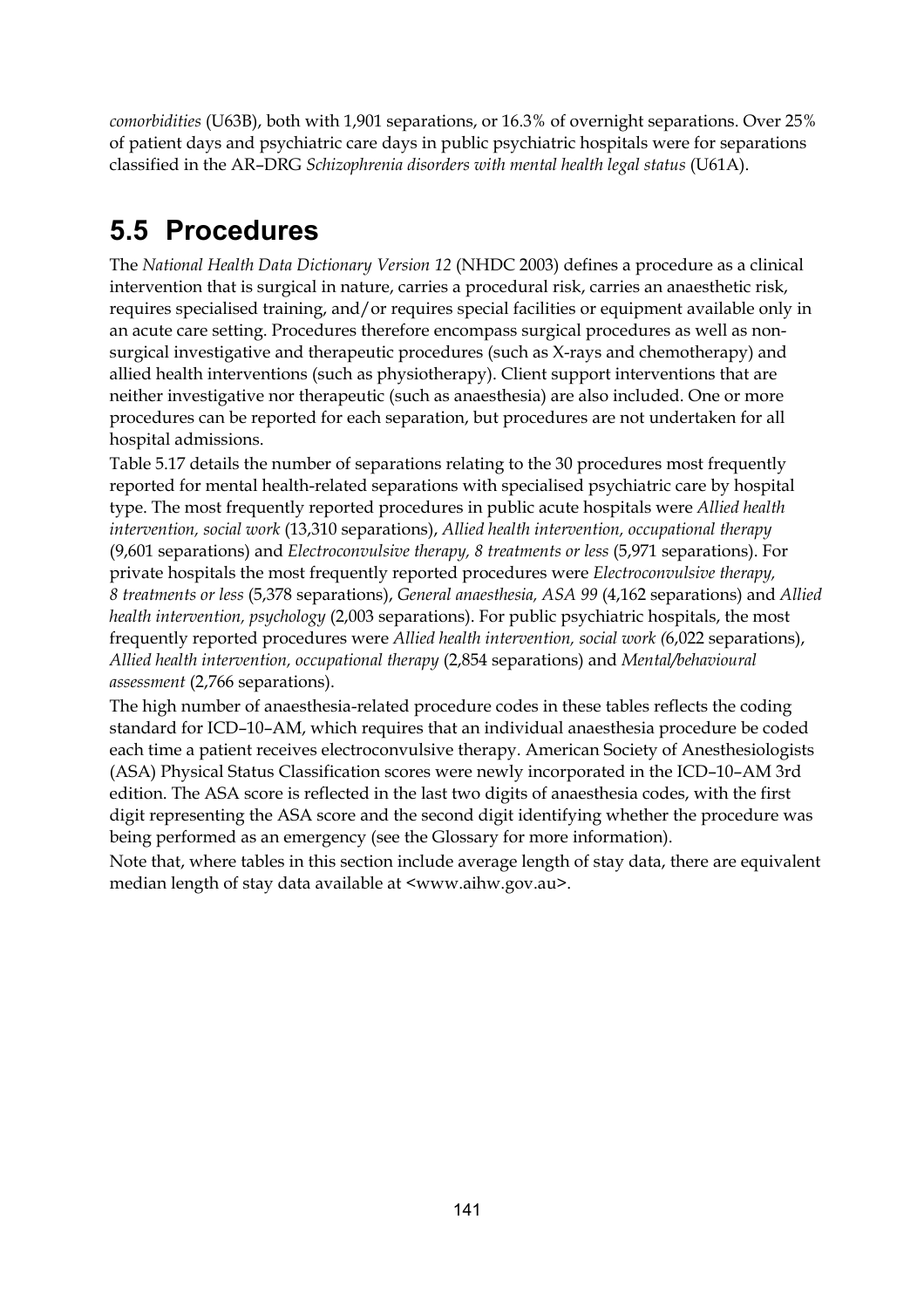*comorbidities* (U63B), both with 1,901 separations, or 16.3% of overnight separations. Over 25% of patient days and psychiatric care days in public psychiatric hospitals were for separations classified in the AR–DRG *Schizophrenia disorders with mental health legal status* (U61A).

## 5.5 Procedures

The *National Health Data Dictionary Version 12* (NHDC 2003) defines a procedure as a clinical intervention that is surgical in nature, carries a procedural risk, carries an anaesthetic risk, requires specialised training, and/or requires special facilities or equipment available only in an acute care setting. Procedures therefore encompass surgical procedures as well as non-surgical investigative and therapeutic procedures (such as X-rays and chemotherapy) and allied health interventions (such as physiotherapy). Client support interventions that are neither investigative nor therapeutic (such as anaesthesia) are also included. One or more procedures can be reported for each separation, but procedures are not undertaken for all hospital admissions.

Table 5.17 details the number of separations relating to the 30 procedures most frequently reported for mental health-related separations with specialised psychiatric care by hospital type. The most frequently reported procedures in public acute hospitals were *Allied health intervention, social work* (13,310 separations), *Allied health intervention, occupational therapy* (9,601 separations) and *Electroconvulsive therapy, 8 treatments or less* (5,971 separations). For private hospitals the most frequently reported procedures were *Electroconvulsive therapy, 8 treatments or less* (5,378 separations), *General anaesthesia, ASA 99* (4,162 separations) and *Allied health intervention, psychology* (2,003 separations). For public psychiatric hospitals, the most frequently reported procedures were *Allied health intervention, social work* (6,022 separations), *Allied health intervention, occupational therapy* (2,854 separations) and *Mental/behavioural assessment* (2,766 separations).

The high number of anaesthesia-related procedure codes in these tables reflects the coding standard for ICD–10–AM, which requires that an individual anaesthesia procedure be coded each time a patient receives electroconvulsive therapy. American Society of Anesthesiologists (ASA) Physical Status Classification scores were newly incorporated in the ICD–10–AM 3rd edition. The ASA score is reflected in the last two digits of anaesthesia codes, with the first digit representing the ASA score and the second digit identifying whether the procedure was being performed as an emergency (see the Glossary for more information).

Note that, where tables in this section include average length of stay data, there are equivalent median length of stay data available at <www.aihw.gov.au>.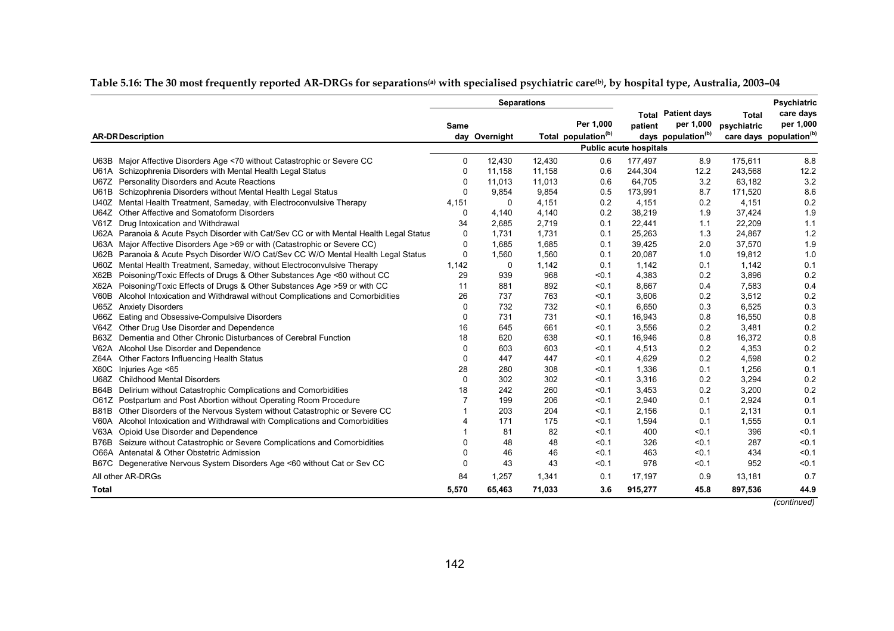**Table 5.16: The 30 most frequently reported AR-DRGs for separations[(a)] with specialised psychiatric care[(b)], by hospital type, Australia, 2003–04**

| AR-DR | Description | Separations | | | | Total patient days | Patient days per 1,000 population[(b)] | Total psychiatric care days | Psychiatric care days per 1,000 population[(b)] |
|---|---|---|---|---|---|---|---|---|---|
| | | Same day | Overnight | Total | Per 1,000 population[(b)] | | | | |
| | | **Public acute hospitals** | | | | | | | |
| U63B | Major Affective Disorders Age <70 without Catastrophic or Severe CC | 0 | 12,430 | 12,430 | 0.6 | 177,497 | 8.9 | 175,611 | 8.8 |
| U61A | Schizophrenia Disorders with Mental Health Legal Status | 0 | 11,158 | 11,158 | 0.6 | 244,304 | 12.2 | 243,568 | 12.2 |
| U67Z | Personality Disorders and Acute Reactions | 0 | 11,013 | 11,013 | 0.6 | 64,705 | 3.2 | 63,182 | 3.2 |
| U61B | Schizophrenia Disorders without Mental Health Legal Status | 0 | 9,854 | 9,854 | 0.5 | 173,991 | 8.7 | 171,520 | 8.6 |
| U40Z | Mental Health Treatment, Sameday, with Electroconvulsive Therapy | 4,151 | 0 | 4,151 | 0.2 | 4,151 | 0.2 | 4,151 | 0.2 |
| U64Z | Other Affective and Somatoform Disorders | 0 | 4,140 | 4,140 | 0.2 | 38,219 | 1.9 | 37,424 | 1.9 |
| V61Z | Drug Intoxication and Withdrawal | 34 | 2,685 | 2,719 | 0.1 | 22,441 | 1.1 | 22,209 | 1.1 |
| U62A | Paranoia & Acute Psych Disorder with Cat/Sev CC or with Mental Health Legal Status | 0 | 1,731 | 1,731 | 0.1 | 25,263 | 1.3 | 24,867 | 1.2 |
| U63A | Major Affective Disorders Age >69 or with (Catastrophic or Severe CC) | 0 | 1,685 | 1,685 | 0.1 | 39,425 | 2.0 | 37,570 | 1.9 |
| U62B | Paranoia & Acute Psych Disorder W/O Cat/Sev CC W/O Mental Health Legal Status | 0 | 1,560 | 1,560 | 0.1 | 20,087 | 1.0 | 19,812 | 1.0 |
| U60Z | Mental Health Treatment, Sameday, without Electroconvulsive Therapy | 1,142 | 0 | 1,142 | 0.1 | 1,142 | 0.1 | 1,142 | 0.1 |
| X62B | Poisoning/Toxic Effects of Drugs & Other Substances Age <60 without CC | 29 | 939 | 968 | <0.1 | 4,383 | 0.2 | 3,896 | 0.2 |
| X62A | Poisoning/Toxic Effects of Drugs & Other Substances Age >59 or with CC | 11 | 881 | 892 | <0.1 | 8,667 | 0.4 | 7,583 | 0.4 |
| V60B | Alcohol Intoxication and Withdrawal without Complications and Comorbidities | 26 | 737 | 763 | <0.1 | 3,606 | 0.2 | 3,512 | 0.2 |
| U65Z | Anxiety Disorders | 0 | 732 | 732 | <0.1 | 6,650 | 0.3 | 6,525 | 0.3 |
| U66Z | Eating and Obsessive-Compulsive Disorders | 0 | 731 | 731 | <0.1 | 16,943 | 0.8 | 16,550 | 0.8 |
| V64Z | Other Drug Use Disorder and Dependence | 16 | 645 | 661 | <0.1 | 3,556 | 0.2 | 3,481 | 0.2 |
| B63Z | Dementia and Other Chronic Disturbances of Cerebral Function | 18 | 620 | 638 | <0.1 | 16,946 | 0.8 | 16,372 | 0.8 |
| V62A | Alcohol Use Disorder and Dependence | 0 | 603 | 603 | <0.1 | 4,513 | 0.2 | 4,353 | 0.2 |
| Z64A | Other Factors Influencing Health Status | 0 | 447 | 447 | <0.1 | 4,629 | 0.2 | 4,598 | 0.2 |
| X60C | Injuries Age <65 | 28 | 280 | 308 | <0.1 | 1,336 | 0.1 | 1,256 | 0.1 |
| U68Z | Childhood Mental Disorders | 0 | 302 | 302 | <0.1 | 3,316 | 0.2 | 3,294 | 0.2 |
| B64B | Delirium without Catastrophic Complications and Comorbidities | 18 | 242 | 260 | <0.1 | 3,453 | 0.2 | 3,200 | 0.2 |
| O61Z | Postpartum and Post Abortion without Operating Room Procedure | 7 | 199 | 206 | <0.1 | 2,940 | 0.1 | 2,924 | 0.1 |
| B81B | Other Disorders of the Nervous System without Catastrophic or Severe CC | 1 | 203 | 204 | <0.1 | 2,156 | 0.1 | 2,131 | 0.1 |
| V60A | Alcohol Intoxication and Withdrawal with Complications and Comorbidities | 4 | 171 | 175 | <0.1 | 1,594 | 0.1 | 1,555 | 0.1 |
| V63A | Opioid Use Disorder and Dependence | 1 | 81 | 82 | <0.1 | 400 | <0.1 | 396 | <0.1 |
| B76B | Seizure without Catastrophic or Severe Complications and Comorbidities | 0 | 48 | 48 | <0.1 | 326 | <0.1 | 287 | <0.1 |
| O66A | Antenatal & Other Obstetric Admission | 0 | 46 | 46 | <0.1 | 463 | <0.1 | 434 | <0.1 |
| B67C | Degenerative Nervous System Disorders Age <60 without Cat or Sev CC | 0 | 43 | 43 | <0.1 | 978 | <0.1 | 952 | <0.1 |
| All other AR-DRGs | | 84 | 1,257 | 1,341 | 0.1 | 17,197 | 0.9 | 13,181 | 0.7 |
| **Total** | | **5,570** | **65,463** | **71,033** | **3.6** | **915,277** | **45.8** | **897,536** | **44.9** |

*(continued)*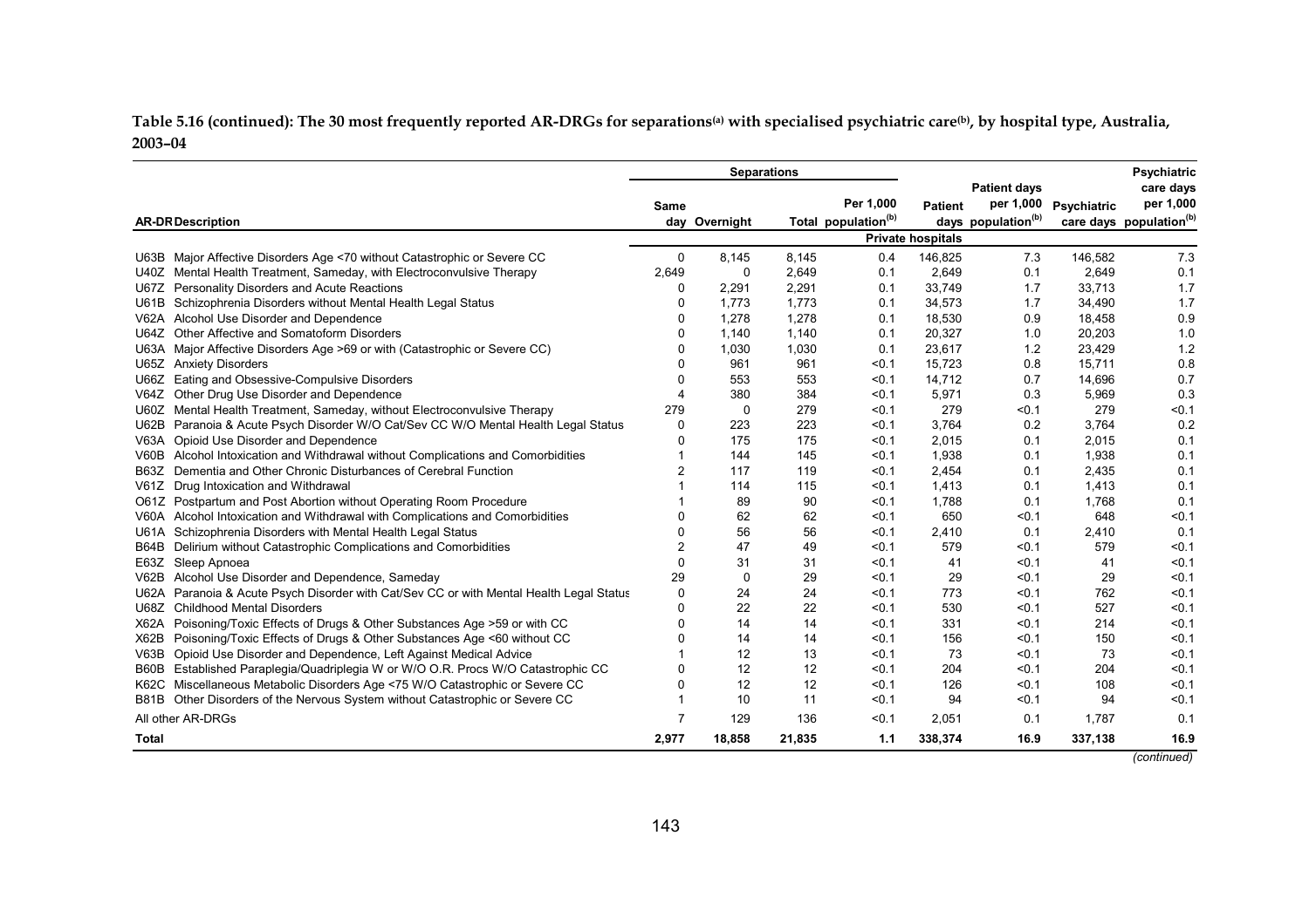**Table 5.16 (continued): The 30 most frequently reported AR-DRGs for separations[(a)] with specialised psychiatric care[(b)], by hospital type, Australia, 2003–04**

| AR-DRG | Description | Separations | | | | Patient days | Patient days per 1,000 population[(b)] | Psychiatric care days | Psychiatric care days per 1,000 population[(b)] |
|---|---|---|---|---|---|---|---|---|---|
| | | Same day | Overnight | Total | Per 1,000 population[(b)] | | | | |
| | | **Private hospitals** | | | | | | | |
| U63B | Major Affective Disorders Age <70 without Catastrophic or Severe CC | 0 | 8,145 | 8,145 | 0.4 | 146,825 | 7.3 | 146,582 | 7.3 |
| U40Z | Mental Health Treatment, Sameday, with Electroconvulsive Therapy | 2,649 | 0 | 2,649 | 0.1 | 2,649 | 0.1 | 2,649 | 0.1 |
| U67Z | Personality Disorders and Acute Reactions | 0 | 2,291 | 2,291 | 0.1 | 33,749 | 1.7 | 33,713 | 1.7 |
| U61B | Schizophrenia Disorders without Mental Health Legal Status | 0 | 1,773 | 1,773 | 0.1 | 34,573 | 1.7 | 34,490 | 1.7 |
| V62A | Alcohol Use Disorder and Dependence | 0 | 1,278 | 1,278 | 0.1 | 18,530 | 0.9 | 18,458 | 0.9 |
| U64Z | Other Affective and Somatoform Disorders | 0 | 1,140 | 1,140 | 0.1 | 20,327 | 1.0 | 20,203 | 1.0 |
| U63A | Major Affective Disorders Age >69 or with (Catastrophic or Severe CC) | 0 | 1,030 | 1,030 | 0.1 | 23,617 | 1.2 | 23,429 | 1.2 |
| U65Z | Anxiety Disorders | 0 | 961 | 961 | <0.1 | 15,723 | 0.8 | 15,711 | 0.8 |
| U66Z | Eating and Obsessive-Compulsive Disorders | 0 | 553 | 553 | <0.1 | 14,712 | 0.7 | 14,696 | 0.7 |
| V64Z | Other Drug Use Disorder and Dependence | 4 | 380 | 384 | <0.1 | 5,971 | 0.3 | 5,969 | 0.3 |
| U60Z | Mental Health Treatment, Sameday, without Electroconvulsive Therapy | 279 | 0 | 279 | <0.1 | 279 | <0.1 | 279 | <0.1 |
| U62B | Paranoia & Acute Psych Disorder W/O Cat/Sev CC W/O Mental Health Legal Status | 0 | 223 | 223 | <0.1 | 3,764 | 0.2 | 3,764 | 0.2 |
| V63A | Opioid Use Disorder and Dependence | 0 | 175 | 175 | <0.1 | 2,015 | 0.1 | 2,015 | 0.1 |
| V60B | Alcohol Intoxication and Withdrawal without Complications and Comorbidities | 1 | 144 | 145 | <0.1 | 1,938 | 0.1 | 1,938 | 0.1 |
| B63Z | Dementia and Other Chronic Disturbances of Cerebral Function | 2 | 117 | 119 | <0.1 | 2,454 | 0.1 | 2,435 | 0.1 |
| V61Z | Drug Intoxication and Withdrawal | 1 | 114 | 115 | <0.1 | 1,413 | 0.1 | 1,413 | 0.1 |
| O61Z | Postpartum and Post Abortion without Operating Room Procedure | 1 | 89 | 90 | <0.1 | 1,788 | 0.1 | 1,768 | 0.1 |
| V60A | Alcohol Intoxication and Withdrawal with Complications and Comorbidities | 0 | 62 | 62 | <0.1 | 650 | <0.1 | 648 | <0.1 |
| U61A | Schizophrenia Disorders with Mental Health Legal Status | 0 | 56 | 56 | <0.1 | 2,410 | 0.1 | 2,410 | 0.1 |
| B64B | Delirium without Catastrophic Complications and Comorbidities | 2 | 47 | 49 | <0.1 | 579 | <0.1 | 579 | <0.1 |
| E63Z | Sleep Apnoea | 0 | 31 | 31 | <0.1 | 41 | <0.1 | 41 | <0.1 |
| V62B | Alcohol Use Disorder and Dependence, Sameday | 29 | 0 | 29 | <0.1 | 29 | <0.1 | 29 | <0.1 |
| U62A | Paranoia & Acute Psych Disorder with Cat/Sev CC or with Mental Health Legal Status | 0 | 24 | 24 | <0.1 | 773 | <0.1 | 762 | <0.1 |
| U68Z | Childhood Mental Disorders | 0 | 22 | 22 | <0.1 | 530 | <0.1 | 527 | <0.1 |
| X62A | Poisoning/Toxic Effects of Drugs & Other Substances Age >59 or with CC | 0 | 14 | 14 | <0.1 | 331 | <0.1 | 214 | <0.1 |
| X62B | Poisoning/Toxic Effects of Drugs & Other Substances Age <60 without CC | 0 | 14 | 14 | <0.1 | 156 | <0.1 | 150 | <0.1 |
| V63B | Opioid Use Disorder and Dependence, Left Against Medical Advice | 1 | 12 | 13 | <0.1 | 73 | <0.1 | 73 | <0.1 |
| B60B | Established Paraplegia/Quadriplegia W or W/O O.R. Procs W/O Catastrophic CC | 0 | 12 | 12 | <0.1 | 204 | <0.1 | 204 | <0.1 |
| K62C | Miscellaneous Metabolic Disorders Age <75 W/O Catastrophic or Severe CC | 0 | 12 | 12 | <0.1 | 126 | <0.1 | 108 | <0.1 |
| B81B | Other Disorders of the Nervous System without Catastrophic or Severe CC | 1 | 10 | 11 | <0.1 | 94 | <0.1 | 94 | <0.1 |
| All other AR-DRGs | | 7 | 129 | 136 | <0.1 | 2,051 | 0.1 | 1,787 | 0.1 |
| **Total** | | **2,977** | **18,858** | **21,835** | **1.1** | **338,374** | **16.9** | **337,138** | **16.9** |

*(continued)*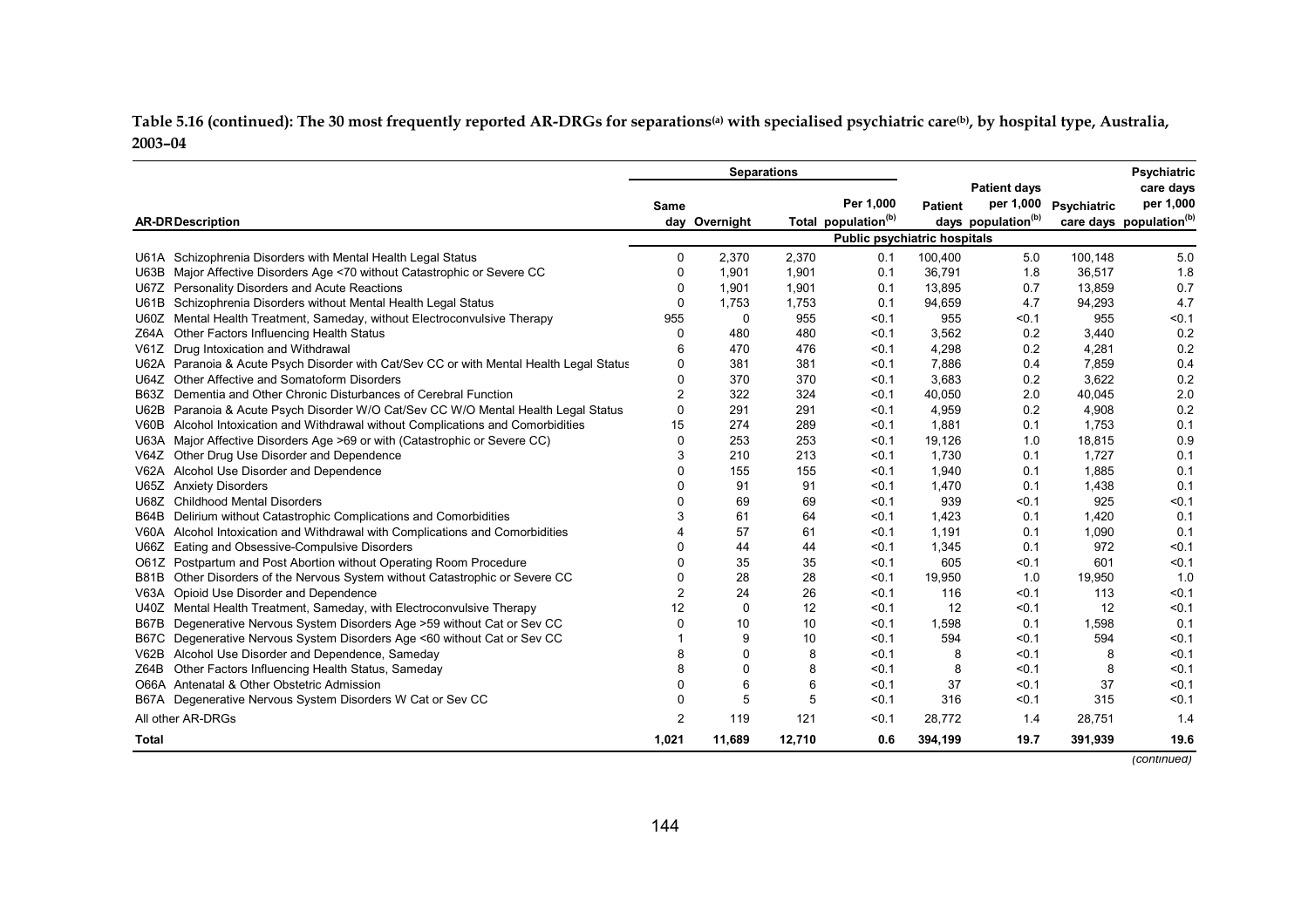**Table 5.16 (continued): The 30 most frequently reported AR-DRGs for separations[(a)] with specialised psychiatric care[(b)], by hospital type, Australia, 2003–04**

| AR-DR | Description | Separations | | | | Patient days | Patient days per 1,000 population[(b)] | Psychiatric care days | Psychiatric care days per 1,000 population[(b)] |
|---|---|---|---|---|---|---|---|---|---|
| | | Same day | Overnight | Total | Per 1,000 population[(b)] | | | | |
| | | **Public psychiatric hospitals** | | | | | | | |
| U61A | Schizophrenia Disorders with Mental Health Legal Status | 0 | 2,370 | 2,370 | 0.1 | 100,400 | 5.0 | 100,148 | 5.0 |
| U63B | Major Affective Disorders Age <70 without Catastrophic or Severe CC | 0 | 1,901 | 1,901 | 0.1 | 36,791 | 1.8 | 36,517 | 1.8 |
| U67Z | Personality Disorders and Acute Reactions | 0 | 1,901 | 1,901 | 0.1 | 13,895 | 0.7 | 13,859 | 0.7 |
| U61B | Schizophrenia Disorders without Mental Health Legal Status | 0 | 1,753 | 1,753 | 0.1 | 94,659 | 4.7 | 94,293 | 4.7 |
| U60Z | Mental Health Treatment, Sameday, without Electroconvulsive Therapy | 955 | 0 | 955 | <0.1 | 955 | <0.1 | 955 | <0.1 |
| Z64A | Other Factors Influencing Health Status | 0 | 480 | 480 | <0.1 | 3,562 | 0.2 | 3,440 | 0.2 |
| V61Z | Drug Intoxication and Withdrawal | 6 | 470 | 476 | <0.1 | 4,298 | 0.2 | 4,281 | 0.2 |
| U62A | Paranoia & Acute Psych Disorder with Cat/Sev CC or with Mental Health Legal Status | 0 | 381 | 381 | <0.1 | 7,886 | 0.4 | 7,859 | 0.4 |
| U64Z | Other Affective and Somatoform Disorders | 0 | 370 | 370 | <0.1 | 3,683 | 0.2 | 3,622 | 0.2 |
| B63Z | Dementia and Other Chronic Disturbances of Cerebral Function | 2 | 322 | 324 | <0.1 | 40,050 | 2.0 | 40,045 | 2.0 |
| U62B | Paranoia & Acute Psych Disorder W/O Cat/Sev CC W/O Mental Health Legal Status | 0 | 291 | 291 | <0.1 | 4,959 | 0.2 | 4,908 | 0.2 |
| V60B | Alcohol Intoxication and Withdrawal without Complications and Comorbidities | 15 | 274 | 289 | <0.1 | 1,881 | 0.1 | 1,753 | 0.1 |
| U63A | Major Affective Disorders Age >69 or with (Catastrophic or Severe CC) | 0 | 253 | 253 | <0.1 | 19,126 | 1.0 | 18,815 | 0.9 |
| V64Z | Other Drug Use Disorder and Dependence | 3 | 210 | 213 | <0.1 | 1,730 | 0.1 | 1,727 | 0.1 |
| V62A | Alcohol Use Disorder and Dependence | 0 | 155 | 155 | <0.1 | 1,940 | 0.1 | 1,885 | 0.1 |
| U65Z | Anxiety Disorders | 0 | 91 | 91 | <0.1 | 1,470 | 0.1 | 1,438 | 0.1 |
| U68Z | Childhood Mental Disorders | 0 | 69 | 69 | <0.1 | 939 | <0.1 | 925 | <0.1 |
| B64B | Delirium without Catastrophic Complications and Comorbidities | 3 | 61 | 64 | <0.1 | 1,423 | 0.1 | 1,420 | 0.1 |
| V60A | Alcohol Intoxication and Withdrawal with Complications and Comorbidities | 4 | 57 | 61 | <0.1 | 1,191 | 0.1 | 1,090 | 0.1 |
| U66Z | Eating and Obsessive-Compulsive Disorders | 0 | 44 | 44 | <0.1 | 1,345 | 0.1 | 972 | <0.1 |
| O61Z | Postpartum and Post Abortion without Operating Room Procedure | 0 | 35 | 35 | <0.1 | 605 | <0.1 | 601 | <0.1 |
| B81B | Other Disorders of the Nervous System without Catastrophic or Severe CC | 0 | 28 | 28 | <0.1 | 19,950 | 1.0 | 19,950 | 1.0 |
| V63A | Opioid Use Disorder and Dependence | 2 | 24 | 26 | <0.1 | 116 | <0.1 | 113 | <0.1 |
| U40Z | Mental Health Treatment, Sameday, with Electroconvulsive Therapy | 12 | 0 | 12 | <0.1 | 12 | <0.1 | 12 | <0.1 |
| B67B | Degenerative Nervous System Disorders Age >59 without Cat or Sev CC | 0 | 10 | 10 | <0.1 | 1,598 | 0.1 | 1,598 | 0.1 |
| B67C | Degenerative Nervous System Disorders Age <60 without Cat or Sev CC | 1 | 9 | 10 | <0.1 | 594 | <0.1 | 594 | <0.1 |
| V62B | Alcohol Use Disorder and Dependence, Sameday | 8 | 0 | 8 | <0.1 | 8 | <0.1 | 8 | <0.1 |
| Z64B | Other Factors Influencing Health Status, Sameday | 8 | 0 | 8 | <0.1 | 8 | <0.1 | 8 | <0.1 |
| O66A | Antenatal & Other Obstetric Admission | 0 | 6 | 6 | <0.1 | 37 | <0.1 | 37 | <0.1 |
| B67A | Degenerative Nervous System Disorders W Cat or Sev CC | 0 | 5 | 5 | <0.1 | 316 | <0.1 | 315 | <0.1 |
| | All other AR-DRGs | 2 | 119 | 121 | <0.1 | 28,772 | 1.4 | 28,751 | 1.4 |
| **Total** | | **1,021** | **11,689** | **12,710** | **0.6** | **394,199** | **19.7** | **391,939** | **19.6** |

*(continued)*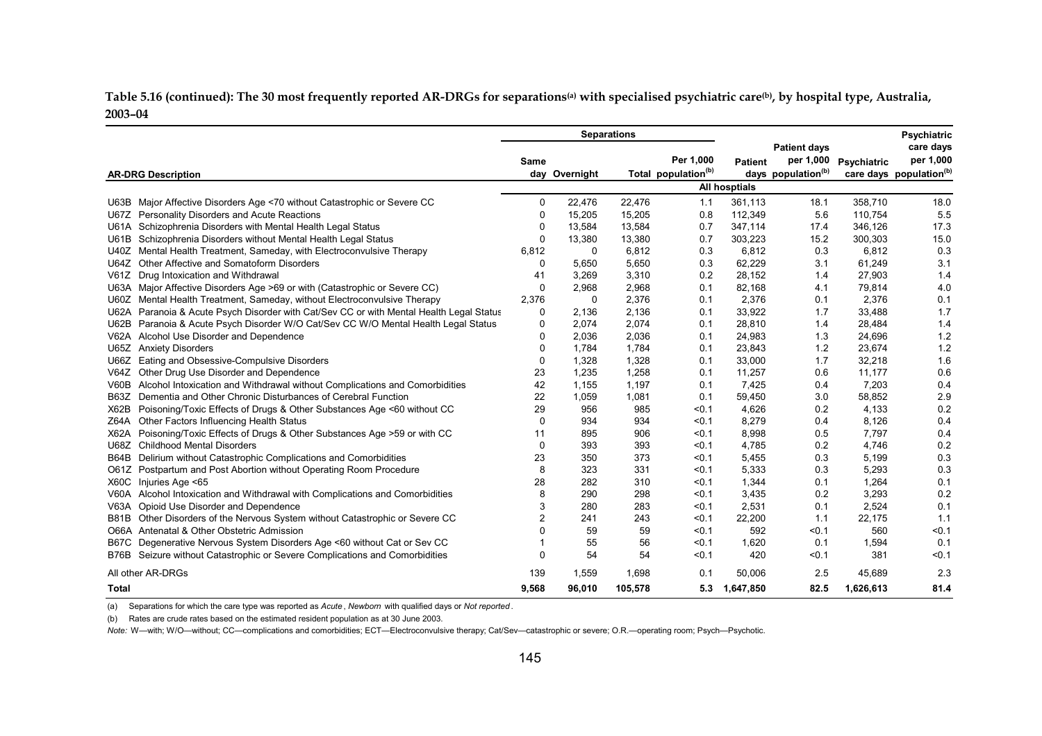**Table 5.16 (continued): The 30 most frequently reported AR-DRGs for separations[(a)] with specialised psychiatric care[(b)], by hospital type, Australia, 2003–04**

| AR-DRG Description | Separations | | | | | | | Psychiatric care days |
|---|---|---|---|---|---|---|---|---|
| | Same day | Overnight | Total | Per 1,000 population[(b)] | Patient days | Patient days per 1,000 population[(b)] | Psychiatric care days | per 1,000 population[(b)] |
| | **All hosptials** | | | | | | | |
| U63B Major Affective Disorders Age <70 without Catastrophic or Severe CC | 0 | 22,476 | 22,476 | 1.1 | 361,113 | 18.1 | 358,710 | 18.0 |
| U67Z Personality Disorders and Acute Reactions | 0 | 15,205 | 15,205 | 0.8 | 112,349 | 5.6 | 110,754 | 5.5 |
| U61A Schizophrenia Disorders with Mental Health Legal Status | 0 | 13,584 | 13,584 | 0.7 | 347,114 | 17.4 | 346,126 | 17.3 |
| U61B Schizophrenia Disorders without Mental Health Legal Status | 0 | 13,380 | 13,380 | 0.7 | 303,223 | 15.2 | 300,303 | 15.0 |
| U40Z Mental Health Treatment, Sameday, with Electroconvulsive Therapy | 6,812 | 0 | 6,812 | 0.3 | 6,812 | 0.3 | 6,812 | 0.3 |
| U64Z Other Affective and Somatoform Disorders | 0 | 5,650 | 5,650 | 0.3 | 62,229 | 3.1 | 61,249 | 3.1 |
| V61Z Drug Intoxication and Withdrawal | 41 | 3,269 | 3,310 | 0.2 | 28,152 | 1.4 | 27,903 | 1.4 |
| U63A Major Affective Disorders Age >69 or with (Catastrophic or Severe CC) | 0 | 2,968 | 2,968 | 0.1 | 82,168 | 4.1 | 79,814 | 4.0 |
| U60Z Mental Health Treatment, Sameday, without Electroconvulsive Therapy | 2,376 | 0 | 2,376 | 0.1 | 2,376 | 0.1 | 2,376 | 0.1 |
| U62A Paranoia & Acute Psych Disorder with Cat/Sev CC or with Mental Health Legal Status | 0 | 2,136 | 2,136 | 0.1 | 33,922 | 1.7 | 33,488 | 1.7 |
| U62B Paranoia & Acute Psych Disorder W/O Cat/Sev CC W/O Mental Health Legal Status | 0 | 2,074 | 2,074 | 0.1 | 28,810 | 1.4 | 28,484 | 1.4 |
| V62A Alcohol Use Disorder and Dependence | 0 | 2,036 | 2,036 | 0.1 | 24,983 | 1.3 | 24,696 | 1.2 |
| U65Z Anxiety Disorders | 0 | 1,784 | 1,784 | 0.1 | 23,843 | 1.2 | 23,674 | 1.2 |
| U66Z Eating and Obsessive-Compulsive Disorders | 0 | 1,328 | 1,328 | 0.1 | 33,000 | 1.7 | 32,218 | 1.6 |
| V64Z Other Drug Use Disorder and Dependence | 23 | 1,235 | 1,258 | 0.1 | 11,257 | 0.6 | 11,177 | 0.6 |
| V60B Alcohol Intoxication and Withdrawal without Complications and Comorbidities | 42 | 1,155 | 1,197 | 0.1 | 7,425 | 0.4 | 7,203 | 0.4 |
| B63Z Dementia and Other Chronic Disturbances of Cerebral Function | 22 | 1,059 | 1,081 | 0.1 | 59,450 | 3.0 | 58,852 | 2.9 |
| X62B Poisoning/Toxic Effects of Drugs & Other Substances Age <60 without CC | 29 | 956 | 985 | <0.1 | 4,626 | 0.2 | 4,133 | 0.2 |
| Z64A Other Factors Influencing Health Status | 0 | 934 | 934 | <0.1 | 8,279 | 0.4 | 8,126 | 0.4 |
| X62A Poisoning/Toxic Effects of Drugs & Other Substances Age >59 or with CC | 11 | 895 | 906 | <0.1 | 8,998 | 0.5 | 7,797 | 0.4 |
| U68Z Childhood Mental Disorders | 0 | 393 | 393 | <0.1 | 4,785 | 0.2 | 4,746 | 0.2 |
| B64B Delirium without Catastrophic Complications and Comorbidities | 23 | 350 | 373 | <0.1 | 5,455 | 0.3 | 5,199 | 0.3 |
| O61Z Postpartum and Post Abortion without Operating Room Procedure | 8 | 323 | 331 | <0.1 | 5,333 | 0.3 | 5,293 | 0.3 |
| X60C Injuries Age <65 | 28 | 282 | 310 | <0.1 | 1,344 | 0.1 | 1,264 | 0.1 |
| V60A Alcohol Intoxication and Withdrawal with Complications and Comorbidities | 8 | 290 | 298 | <0.1 | 3,435 | 0.2 | 3,293 | 0.2 |
| V63A Opioid Use Disorder and Dependence | 3 | 280 | 283 | <0.1 | 2,531 | 0.1 | 2,524 | 0.1 |
| B81B Other Disorders of the Nervous System without Catastrophic or Severe CC | 2 | 241 | 243 | <0.1 | 22,200 | 1.1 | 22,175 | 1.1 |
| O66A Antenatal & Other Obstetric Admission | 0 | 59 | 59 | <0.1 | 592 | <0.1 | 560 | <0.1 |
| B67C Degenerative Nervous System Disorders Age <60 without Cat or Sev CC | 1 | 55 | 56 | <0.1 | 1,620 | 0.1 | 1,594 | 0.1 |
| B76B Seizure without Catastrophic or Severe Complications and Comorbidities | 0 | 54 | 54 | <0.1 | 420 | <0.1 | 381 | <0.1 |
| All other AR-DRGs | 139 | 1,559 | 1,698 | 0.1 | 50,006 | 2.5 | 45,689 | 2.3 |
| **Total** | **9,568** | **96,010** | **105,578** | **5.3** | **1,647,850** | **82.5** | **1,626,613** | **81.4** |

(a) Separations for which the care type was reported as *Acute*, *Newborn* with qualified days or *Not reported*.

(b) Rates are crude rates based on the estimated resident population as at 30 June 2003.

*Note:* W—with; W/O—without; CC—complications and comorbidities; ECT—Electroconvulsive therapy; Cat/Sev—catastrophic or severe; O.R.—operating room; Psych—Psychotic.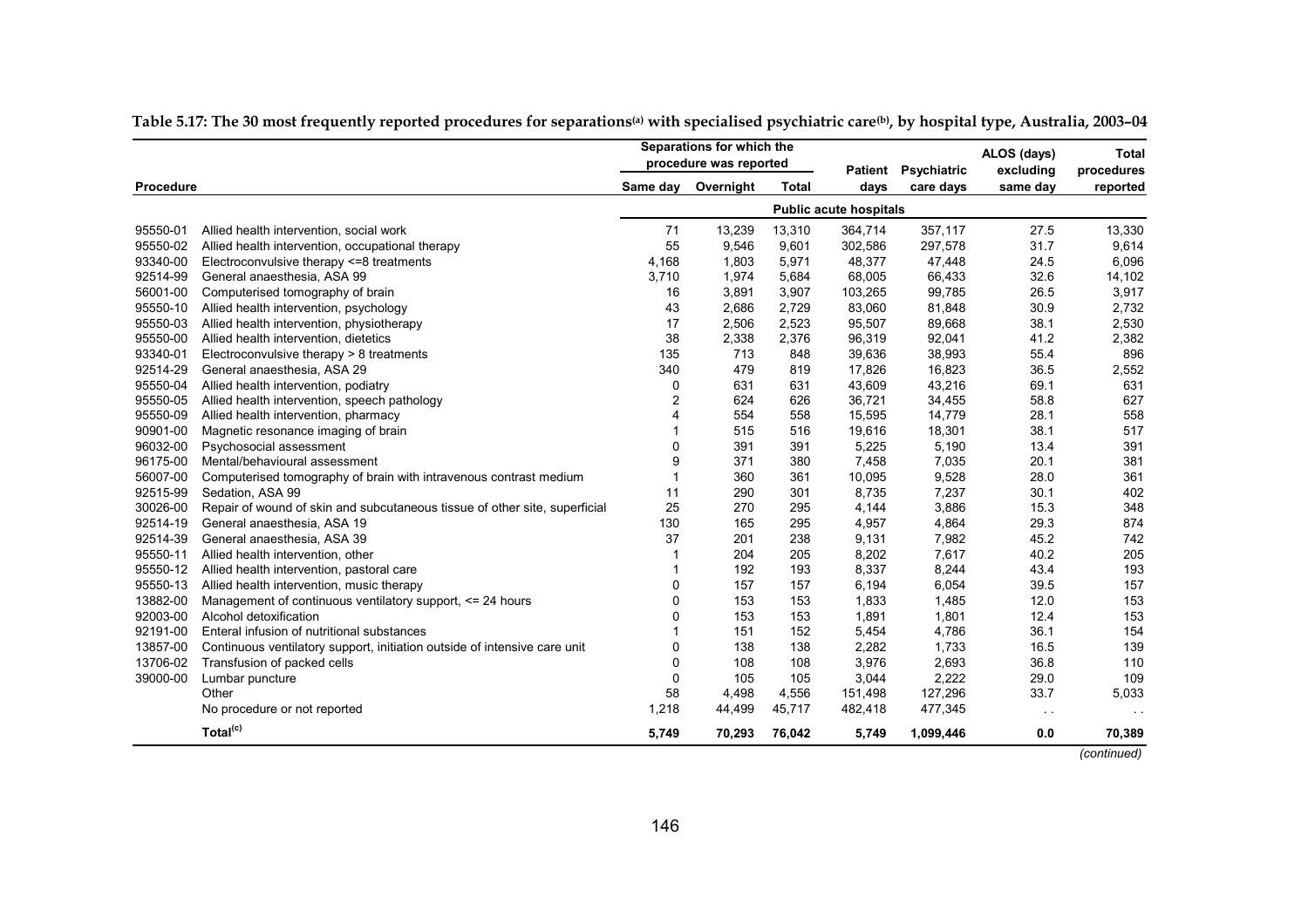**Table 5.17: The 30 most frequently reported procedures for separations[(a)] with specialised psychiatric care[(b)], by hospital type, Australia, 2003–04**

| Procedure | | Separations for which the procedure was reported | | | Patient days | Psychiatric care days | ALOS (days) excluding same day | Total procedures reported |
|---|---|---|---|---|---|---|---|---|
| | | Same day | Overnight | Total | | | | |
| | | **Public acute hospitals** | | | | | | |
| 95550-01 | Allied health intervention, social work | 71 | 13,239 | 13,310 | 364,714 | 357,117 | 27.5 | 13,330 |
| 95550-02 | Allied health intervention, occupational therapy | 55 | 9,546 | 9,601 | 302,586 | 297,578 | 31.7 | 9,614 |
| 93340-00 | Electroconvulsive therapy <=8 treatments | 4,168 | 1,803 | 5,971 | 48,377 | 47,448 | 24.5 | 6,096 |
| 92514-99 | General anaesthesia, ASA 99 | 3,710 | 1,974 | 5,684 | 68,005 | 66,433 | 32.6 | 14,102 |
| 56001-00 | Computerised tomography of brain | 16 | 3,891 | 3,907 | 103,265 | 99,785 | 26.5 | 3,917 |
| 95550-10 | Allied health intervention, psychology | 43 | 2,686 | 2,729 | 83,060 | 81,848 | 30.9 | 2,732 |
| 95550-03 | Allied health intervention, physiotherapy | 17 | 2,506 | 2,523 | 95,507 | 89,668 | 38.1 | 2,530 |
| 95550-00 | Allied health intervention, dietetics | 38 | 2,338 | 2,376 | 96,319 | 92,041 | 41.2 | 2,382 |
| 93340-01 | Electroconvulsive therapy > 8 treatments | 135 | 713 | 848 | 39,636 | 38,993 | 55.4 | 896 |
| 92514-29 | General anaesthesia, ASA 29 | 340 | 479 | 819 | 17,826 | 16,823 | 36.5 | 2,552 |
| 95550-04 | Allied health intervention, podiatry | 0 | 631 | 631 | 43,609 | 43,216 | 69.1 | 631 |
| 95550-05 | Allied health intervention, speech pathology | 2 | 624 | 626 | 36,721 | 34,455 | 58.8 | 627 |
| 95550-09 | Allied health intervention, pharmacy | 4 | 554 | 558 | 15,595 | 14,779 | 28.1 | 558 |
| 90901-00 | Magnetic resonance imaging of brain | 1 | 515 | 516 | 19,616 | 18,301 | 38.1 | 517 |
| 96032-00 | Psychosocial assessment | 0 | 391 | 391 | 5,225 | 5,190 | 13.4 | 391 |
| 96175-00 | Mental/behavioural assessment | 9 | 371 | 380 | 7,458 | 7,035 | 20.1 | 381 |
| 56007-00 | Computerised tomography of brain with intravenous contrast medium | 1 | 360 | 361 | 10,095 | 9,528 | 28.0 | 361 |
| 92515-99 | Sedation, ASA 99 | 11 | 290 | 301 | 8,735 | 7,237 | 30.1 | 402 |
| 30026-00 | Repair of wound of skin and subcutaneous tissue of other site, superficial | 25 | 270 | 295 | 4,144 | 3,886 | 15.3 | 348 |
| 92514-19 | General anaesthesia, ASA 19 | 130 | 165 | 295 | 4,957 | 4,864 | 29.3 | 874 |
| 92514-39 | General anaesthesia, ASA 39 | 37 | 201 | 238 | 9,131 | 7,982 | 45.2 | 742 |
| 95550-11 | Allied health intervention, other | 1 | 204 | 205 | 8,202 | 7,617 | 40.2 | 205 |
| 95550-12 | Allied health intervention, pastoral care | 1 | 192 | 193 | 8,337 | 8,244 | 43.4 | 193 |
| 95550-13 | Allied health intervention, music therapy | 0 | 157 | 157 | 6,194 | 6,054 | 39.5 | 157 |
| 13882-00 | Management of continuous ventilatory support, <= 24 hours | 0 | 153 | 153 | 1,833 | 1,485 | 12.0 | 153 |
| 92003-00 | Alcohol detoxification | 0 | 153 | 153 | 1,891 | 1,801 | 12.4 | 153 |
| 92191-00 | Enteral infusion of nutritional substances | 1 | 151 | 152 | 5,454 | 4,786 | 36.1 | 154 |
| 13857-00 | Continuous ventilatory support, initiation outside of intensive care unit | 0 | 138 | 138 | 2,282 | 1,733 | 16.5 | 139 |
| 13706-02 | Transfusion of packed cells | 0 | 108 | 108 | 3,976 | 2,693 | 36.8 | 110 |
| 39000-00 | Lumbar puncture | 0 | 105 | 105 | 3,044 | 2,222 | 29.0 | 109 |
| | Other | 58 | 4,498 | 4,556 | 151,498 | 127,296 | 33.7 | 5,033 |
| | No procedure or not reported | 1,218 | 44,499 | 45,717 | 482,418 | 477,345 | . . | . . |
| | **Total[(c)]** | **5,749** | **70,293** | **76,042** | **5,749** | **1,099,446** | **0.0** | **70,389** |

*(continued)*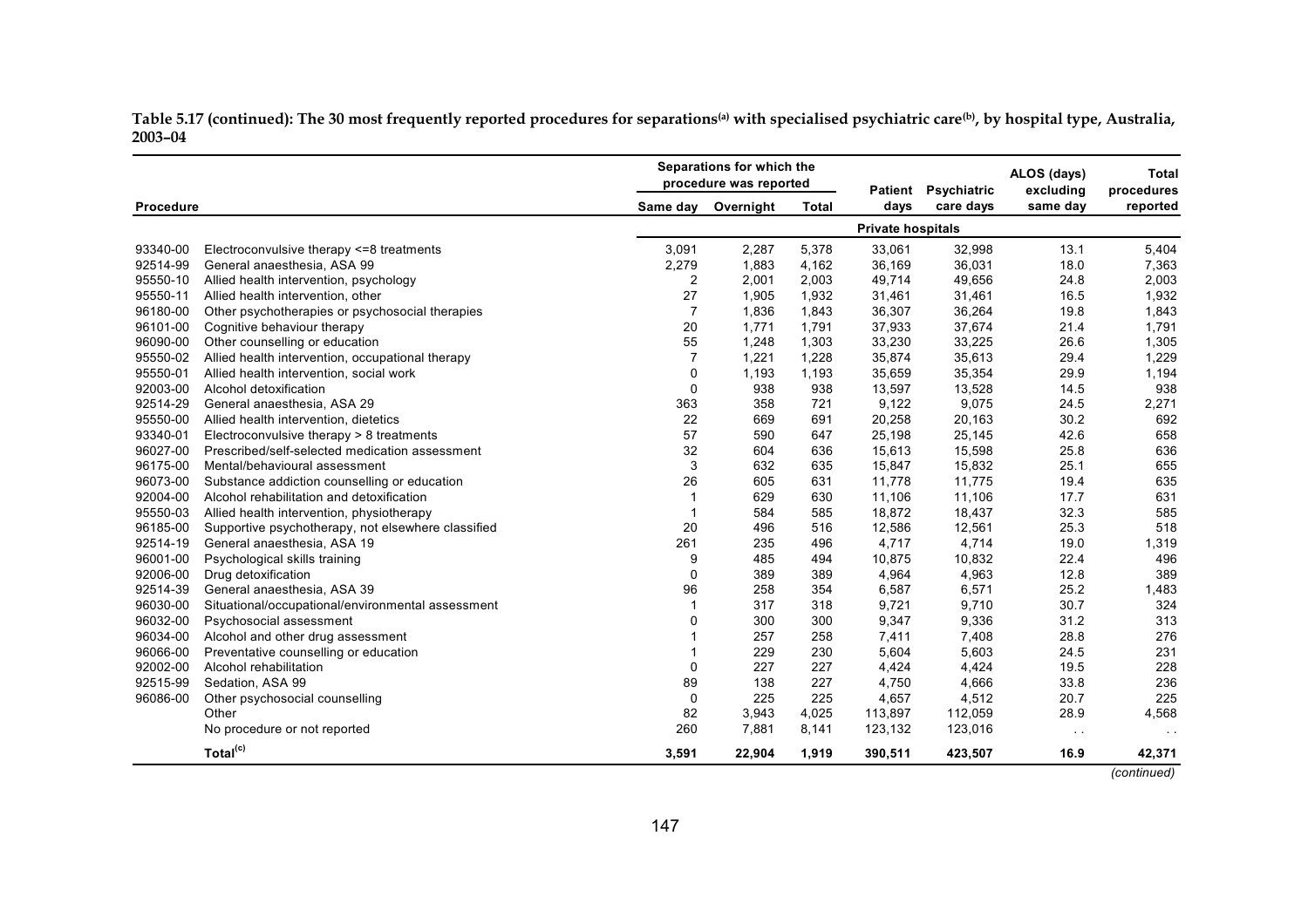**Table 5.17 (continued): The 30 most frequently reported procedures for separations[(a)] with specialised psychiatric care[(b)], by hospital type, Australia, 2003–04**

| Procedure | | Separations for which the procedure was reported | | | Patient days | Psychiatric care days | ALOS (days) excluding same day | Total procedures reported |
|---|---|---|---|---|---|---|---|---|
| | | Same day | Overnight | Total | | | | |
| | | **Private hospitals** | | | | | | |
| 93340-00 | Electroconvulsive therapy <=8 treatments | 3,091 | 2,287 | 5,378 | 33,061 | 32,998 | 13.1 | 5,404 |
| 92514-99 | General anaesthesia, ASA 99 | 2,279 | 1,883 | 4,162 | 36,169 | 36,031 | 18.0 | 7,363 |
| 95550-10 | Allied health intervention, psychology | 2 | 2,001 | 2,003 | 49,714 | 49,656 | 24.8 | 2,003 |
| 95550-11 | Allied health intervention, other | 27 | 1,905 | 1,932 | 31,461 | 31,461 | 16.5 | 1,932 |
| 96180-00 | Other psychotherapies or psychosocial therapies | 7 | 1,836 | 1,843 | 36,307 | 36,264 | 19.8 | 1,843 |
| 96101-00 | Cognitive behaviour therapy | 20 | 1,771 | 1,791 | 37,933 | 37,674 | 21.4 | 1,791 |
| 96090-00 | Other counselling or education | 55 | 1,248 | 1,303 | 33,230 | 33,225 | 26.6 | 1,305 |
| 95550-02 | Allied health intervention, occupational therapy | 7 | 1,221 | 1,228 | 35,874 | 35,613 | 29.4 | 1,229 |
| 95550-01 | Allied health intervention, social work | 0 | 1,193 | 1,193 | 35,659 | 35,354 | 29.9 | 1,194 |
| 92003-00 | Alcohol detoxification | 0 | 938 | 938 | 13,597 | 13,528 | 14.5 | 938 |
| 92514-29 | General anaesthesia, ASA 29 | 363 | 358 | 721 | 9,122 | 9,075 | 24.5 | 2,271 |
| 95550-00 | Allied health intervention, dietetics | 22 | 669 | 691 | 20,258 | 20,163 | 30.2 | 692 |
| 93340-01 | Electroconvulsive therapy > 8 treatments | 57 | 590 | 647 | 25,198 | 25,145 | 42.6 | 658 |
| 96027-00 | Prescribed/self-selected medication assessment | 32 | 604 | 636 | 15,613 | 15,598 | 25.8 | 636 |
| 96175-00 | Mental/behavioural assessment | 3 | 632 | 635 | 15,847 | 15,832 | 25.1 | 655 |
| 96073-00 | Substance addiction counselling or education | 26 | 605 | 631 | 11,778 | 11,775 | 19.4 | 635 |
| 92004-00 | Alcohol rehabilitation and detoxification | 1 | 629 | 630 | 11,106 | 11,106 | 17.7 | 631 |
| 95550-03 | Allied health intervention, physiotherapy | 1 | 584 | 585 | 18,872 | 18,437 | 32.3 | 585 |
| 96185-00 | Supportive psychotherapy, not elsewhere classified | 20 | 496 | 516 | 12,586 | 12,561 | 25.3 | 518 |
| 92514-19 | General anaesthesia, ASA 19 | 261 | 235 | 496 | 4,717 | 4,714 | 19.0 | 1,319 |
| 96001-00 | Psychological skills training | 9 | 485 | 494 | 10,875 | 10,832 | 22.4 | 496 |
| 92006-00 | Drug detoxification | 0 | 389 | 389 | 4,964 | 4,963 | 12.8 | 389 |
| 92514-39 | General anaesthesia, ASA 39 | 96 | 258 | 354 | 6,587 | 6,571 | 25.2 | 1,483 |
| 96030-00 | Situational/occupational/environmental assessment | 1 | 317 | 318 | 9,721 | 9,710 | 30.7 | 324 |
| 96032-00 | Psychosocial assessment | 0 | 300 | 300 | 9,347 | 9,336 | 31.2 | 313 |
| 96034-00 | Alcohol and other drug assessment | 1 | 257 | 258 | 7,411 | 7,408 | 28.8 | 276 |
| 96066-00 | Preventative counselling or education | 1 | 229 | 230 | 5,604 | 5,603 | 24.5 | 231 |
| 92002-00 | Alcohol rehabilitation | 0 | 227 | 227 | 4,424 | 4,424 | 19.5 | 228 |
| 92515-99 | Sedation, ASA 99 | 89 | 138 | 227 | 4,750 | 4,666 | 33.8 | 236 |
| 96086-00 | Other psychosocial counselling | 0 | 225 | 225 | 4,657 | 4,512 | 20.7 | 225 |
| | Other | 82 | 3,943 | 4,025 | 113,897 | 112,059 | 28.9 | 4,568 |
| | No procedure or not reported | 260 | 7,881 | 8,141 | 123,132 | 123,016 | . . | . . |
| | **Total[(c)]** | **3,591** | **22,904** | **1,919** | **390,511** | **423,507** | **16.9** | **42,371** |

*(continued)*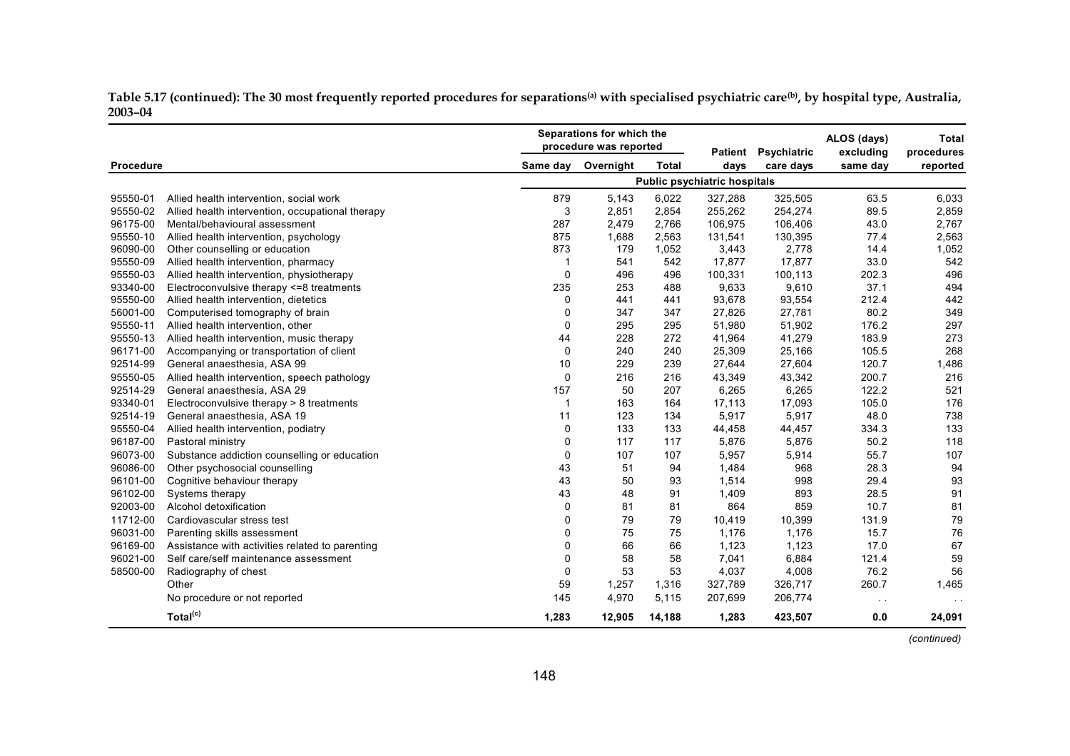**Table 5.17 (continued): The 30 most frequently reported procedures for separations[(a)] with specialised psychiatric care[(b)], by hospital type, Australia, 2003–04**

| Procedure | | Separations for which the procedure was reported | | | Patient days | Psychiatric care days | ALOS (days) excluding same day | Total procedures reported |
|---|---|---|---|---|---|---|---|---|
| | | Same day | Overnight | Total | | | | |
| | | **Public psychiatric hospitals** | | | | | | |
| 95550-01 | Allied health intervention, social work | 879 | 5,143 | 6,022 | 327,288 | 325,505 | 63.5 | 6,033 |
| 95550-02 | Allied health intervention, occupational therapy | 3 | 2,851 | 2,854 | 255,262 | 254,274 | 89.5 | 2,859 |
| 96175-00 | Mental/behavioural assessment | 287 | 2,479 | 2,766 | 106,975 | 106,406 | 43.0 | 2,767 |
| 95550-10 | Allied health intervention, psychology | 875 | 1,688 | 2,563 | 131,541 | 130,395 | 77.4 | 2,563 |
| 96090-00 | Other counselling or education | 873 | 179 | 1,052 | 3,443 | 2,778 | 14.4 | 1,052 |
| 95550-09 | Allied health intervention, pharmacy | 1 | 541 | 542 | 17,877 | 17,877 | 33.0 | 542 |
| 95550-03 | Allied health intervention, physiotherapy | 0 | 496 | 496 | 100,331 | 100,113 | 202.3 | 496 |
| 93340-00 | Electroconvulsive therapy <=8 treatments | 235 | 253 | 488 | 9,633 | 9,610 | 37.1 | 494 |
| 95550-00 | Allied health intervention, dietetics | 0 | 441 | 441 | 93,678 | 93,554 | 212.4 | 442 |
| 56001-00 | Computerised tomography of brain | 0 | 347 | 347 | 27,826 | 27,781 | 80.2 | 349 |
| 95550-11 | Allied health intervention, other | 0 | 295 | 295 | 51,980 | 51,902 | 176.2 | 297 |
| 95550-13 | Allied health intervention, music therapy | 44 | 228 | 272 | 41,964 | 41,279 | 183.9 | 273 |
| 96171-00 | Accompanying or transportation of client | 0 | 240 | 240 | 25,309 | 25,166 | 105.5 | 268 |
| 92514-99 | General anaesthesia, ASA 99 | 10 | 229 | 239 | 27,644 | 27,604 | 120.7 | 1,486 |
| 95550-05 | Allied health intervention, speech pathology | 0 | 216 | 216 | 43,349 | 43,342 | 200.7 | 216 |
| 92514-29 | General anaesthesia, ASA 29 | 157 | 50 | 207 | 6,265 | 6,265 | 122.2 | 521 |
| 93340-01 | Electroconvulsive therapy > 8 treatments | 1 | 163 | 164 | 17,113 | 17,093 | 105.0 | 176 |
| 92514-19 | General anaesthesia, ASA 19 | 11 | 123 | 134 | 5,917 | 5,917 | 48.0 | 738 |
| 95550-04 | Allied health intervention, podiatry | 0 | 133 | 133 | 44,458 | 44,457 | 334.3 | 133 |
| 96187-00 | Pastoral ministry | 0 | 117 | 117 | 5,876 | 5,876 | 50.2 | 118 |
| 96073-00 | Substance addiction counselling or education | 0 | 107 | 107 | 5,957 | 5,914 | 55.7 | 107 |
| 96086-00 | Other psychosocial counselling | 43 | 51 | 94 | 1,484 | 968 | 28.3 | 94 |
| 96101-00 | Cognitive behaviour therapy | 43 | 50 | 93 | 1,514 | 998 | 29.4 | 93 |
| 96102-00 | Systems therapy | 43 | 48 | 91 | 1,409 | 893 | 28.5 | 91 |
| 92003-00 | Alcohol detoxification | 0 | 81 | 81 | 864 | 859 | 10.7 | 81 |
| 11712-00 | Cardiovascular stress test | 0 | 79 | 79 | 10,419 | 10,399 | 131.9 | 79 |
| 96031-00 | Parenting skills assessment | 0 | 75 | 75 | 1,176 | 1,176 | 15.7 | 76 |
| 96169-00 | Assistance with activities related to parenting | 0 | 66 | 66 | 1,123 | 1,123 | 17.0 | 67 |
| 96021-00 | Self care/self maintenance assessment | 0 | 58 | 58 | 7,041 | 6,884 | 121.4 | 59 |
| 58500-00 | Radiography of chest | 0 | 53 | 53 | 4,037 | 4,008 | 76.2 | 56 |
| | Other | 59 | 1,257 | 1,316 | 327,789 | 326,717 | 260.7 | 1,465 |
| | No procedure or not reported | 145 | 4,970 | 5,115 | 207,699 | 206,774 | . . | . . |
| | **Total[(c)]** | **1,283** | **12,905** | **14,188** | **1,283** | **423,507** | **0.0** | **24,091** |

*(continued)*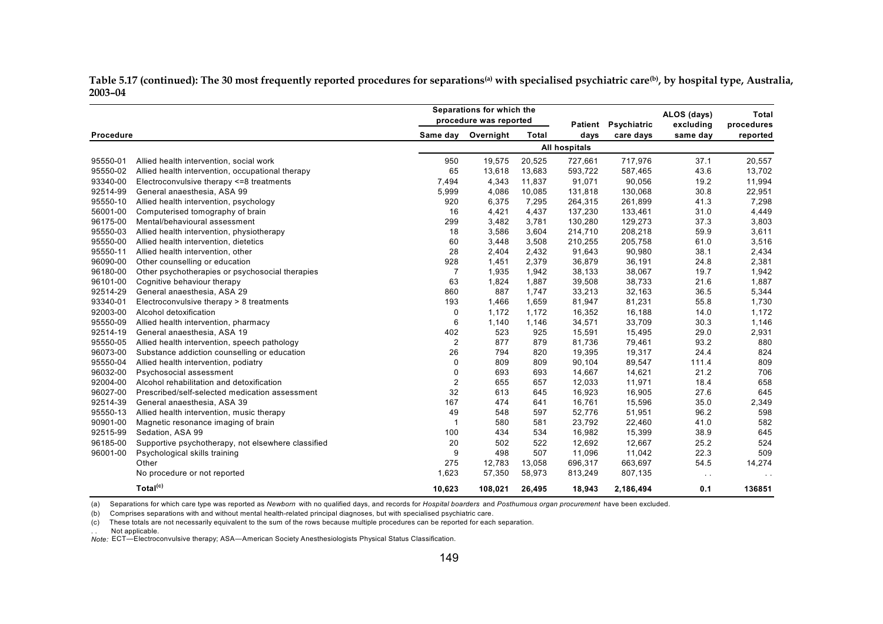**Table 5.17 (continued): The 30 most frequently reported procedures for separations[(a)] with specialised psychiatric care[(b)], by hospital type, Australia, 2003–04**

| Procedure | | Separations for which the procedure was reported | | | Patient days | Psychiatric care days | ALOS (days) excluding same day | Total procedures reported |
|---|---|---|---|---|---|---|---|---|
| | | Same day | Overnight | Total | | | | |
| | | | | | All hospitals | | | |
| 95550-01 | Allied health intervention, social work | 950 | 19,575 | 20,525 | 727,661 | 717,976 | 37.1 | 20,557 |
| 95550-02 | Allied health intervention, occupational therapy | 65 | 13,618 | 13,683 | 593,722 | 587,465 | 43.6 | 13,702 |
| 93340-00 | Electroconvulsive therapy <=8 treatments | 7,494 | 4,343 | 11,837 | 91,071 | 90,056 | 19.2 | 11,994 |
| 92514-99 | General anaesthesia, ASA 99 | 5,999 | 4,086 | 10,085 | 131,818 | 130,068 | 30.8 | 22,951 |
| 95550-10 | Allied health intervention, psychology | 920 | 6,375 | 7,295 | 264,315 | 261,899 | 41.3 | 7,298 |
| 56001-00 | Computerised tomography of brain | 16 | 4,421 | 4,437 | 137,230 | 133,461 | 31.0 | 4,449 |
| 96175-00 | Mental/behavioural assessment | 299 | 3,482 | 3,781 | 130,280 | 129,273 | 37.3 | 3,803 |
| 95550-03 | Allied health intervention, physiotherapy | 18 | 3,586 | 3,604 | 214,710 | 208,218 | 59.9 | 3,611 |
| 95550-00 | Allied health intervention, dietetics | 60 | 3,448 | 3,508 | 210,255 | 205,758 | 61.0 | 3,516 |
| 95550-11 | Allied health intervention, other | 28 | 2,404 | 2,432 | 91,643 | 90,980 | 38.1 | 2,434 |
| 96090-00 | Other counselling or education | 928 | 1,451 | 2,379 | 36,879 | 36,191 | 24.8 | 2,381 |
| 96180-00 | Other psychotherapies or psychosocial therapies | 7 | 1,935 | 1,942 | 38,133 | 38,067 | 19.7 | 1,942 |
| 96101-00 | Cognitive behaviour therapy | 63 | 1,824 | 1,887 | 39,508 | 38,733 | 21.6 | 1,887 |
| 92514-29 | General anaesthesia, ASA 29 | 860 | 887 | 1,747 | 33,213 | 32,163 | 36.5 | 5,344 |
| 93340-01 | Electroconvulsive therapy > 8 treatments | 193 | 1,466 | 1,659 | 81,947 | 81,231 | 55.8 | 1,730 |
| 92003-00 | Alcohol detoxification | 0 | 1,172 | 1,172 | 16,352 | 16,188 | 14.0 | 1,172 |
| 95550-09 | Allied health intervention, pharmacy | 6 | 1,140 | 1,146 | 34,571 | 33,709 | 30.3 | 1,146 |
| 92514-19 | General anaesthesia, ASA 19 | 402 | 523 | 925 | 15,591 | 15,495 | 29.0 | 2,931 |
| 95550-05 | Allied health intervention, speech pathology | 2 | 877 | 879 | 81,736 | 79,461 | 93.2 | 880 |
| 96073-00 | Substance addiction counselling or education | 26 | 794 | 820 | 19,395 | 19,317 | 24.4 | 824 |
| 95550-04 | Allied health intervention, podiatry | 0 | 809 | 809 | 90,104 | 89,547 | 111.4 | 809 |
| 96032-00 | Psychosocial assessment | 0 | 693 | 693 | 14,667 | 14,621 | 21.2 | 706 |
| 92004-00 | Alcohol rehabilitation and detoxification | 2 | 655 | 657 | 12,033 | 11,971 | 18.4 | 658 |
| 96027-00 | Prescribed/self-selected medication assessment | 32 | 613 | 645 | 16,923 | 16,905 | 27.6 | 645 |
| 92514-39 | General anaesthesia, ASA 39 | 167 | 474 | 641 | 16,761 | 15,596 | 35.0 | 2,349 |
| 95550-13 | Allied health intervention, music therapy | 49 | 548 | 597 | 52,776 | 51,951 | 96.2 | 598 |
| 90901-00 | Magnetic resonance imaging of brain | 1 | 580 | 581 | 23,792 | 22,460 | 41.0 | 582 |
| 92515-99 | Sedation, ASA 99 | 100 | 434 | 534 | 16,982 | 15,399 | 38.9 | 645 |
| 96185-00 | Supportive psychotherapy, not elsewhere classified | 20 | 502 | 522 | 12,692 | 12,667 | 25.2 | 524 |
| 96001-00 | Psychological skills training | 9 | 498 | 507 | 11,096 | 11,042 | 22.3 | 509 |
| | Other | 275 | 12,783 | 13,058 | 696,317 | 663,697 | 54.5 | 14,274 |
| | No procedure or not reported | 1,623 | 57,350 | 58,973 | 813,249 | 807,135 | . . | . . |
| | **Total[(c)]** | **10,623** | **108,021** | **26,495** | **18,943** | **2,186,494** | **0.1** | **136851** |

(a) Separations for which care type was reported as *Newborn* with no qualified days, and records for *Hospital boarders* and *Posthumous organ procurement* have been excluded.

(b) Comprises separations with and without mental health-related principal diagnoses, but with specialised psychiatric care.

(c) These totals are not necessarily equivalent to the sum of the rows because multiple procedures can be reported for each separation.

. . Not applicable.

*Note:* ECT—Electroconvulsive therapy; ASA—American Society Anesthesiologists Physical Status Classification.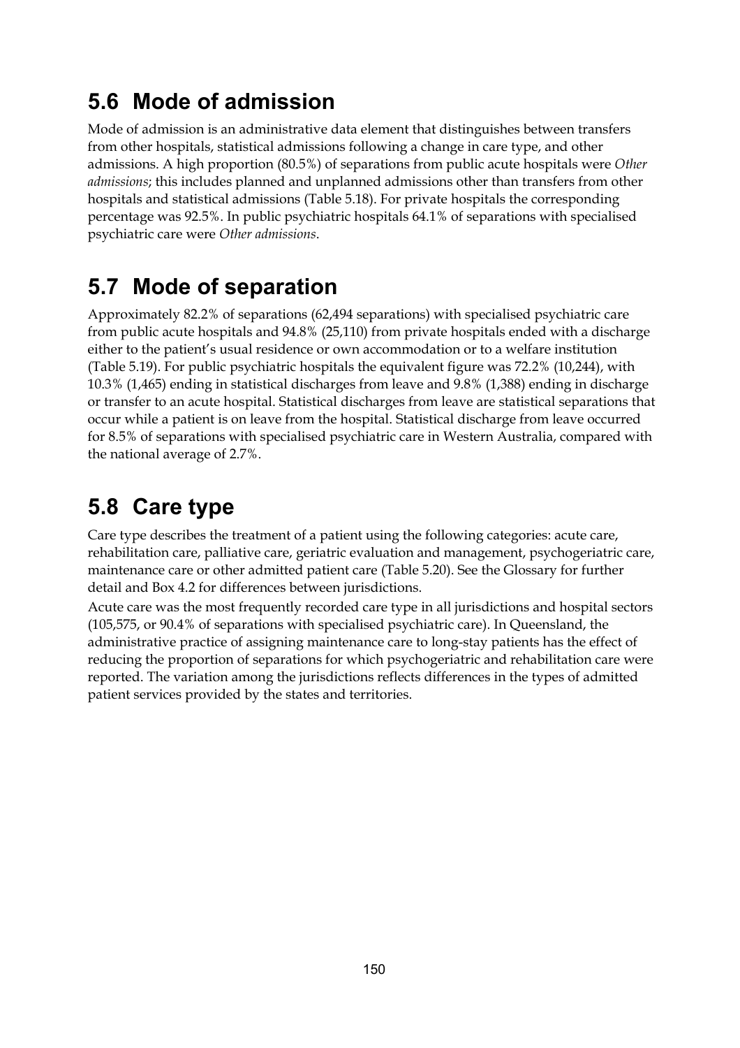## 5.6 Mode of admission

Mode of admission is an administrative data element that distinguishes between transfers from other hospitals, statistical admissions following a change in care type, and other admissions. A high proportion (80.5%) of separations from public acute hospitals were *Other admissions*; this includes planned and unplanned admissions other than transfers from other hospitals and statistical admissions (Table 5.18). For private hospitals the corresponding percentage was 92.5%. In public psychiatric hospitals 64.1% of separations with specialised psychiatric care were *Other admissions*.

## 5.7 Mode of separation

Approximately 82.2% of separations (62,494 separations) with specialised psychiatric care from public acute hospitals and 94.8% (25,110) from private hospitals ended with a discharge either to the patient's usual residence or own accommodation or to a welfare institution (Table 5.19). For public psychiatric hospitals the equivalent figure was 72.2% (10,244), with 10.3% (1,465) ending in statistical discharges from leave and 9.8% (1,388) ending in discharge or transfer to an acute hospital. Statistical discharges from leave are statistical separations that occur while a patient is on leave from the hospital. Statistical discharge from leave occurred for 8.5% of separations with specialised psychiatric care in Western Australia, compared with the national average of 2.7%.

## 5.8 Care type

Care type describes the treatment of a patient using the following categories: acute care, rehabilitation care, palliative care, geriatric evaluation and management, psychogeriatric care, maintenance care or other admitted patient care (Table 5.20). See the Glossary for further detail and Box 4.2 for differences between jurisdictions.

Acute care was the most frequently recorded care type in all jurisdictions and hospital sectors (105,575, or 90.4% of separations with specialised psychiatric care). In Queensland, the administrative practice of assigning maintenance care to long-stay patients has the effect of reducing the proportion of separations for which psychogeriatric and rehabilitation care were reported. The variation among the jurisdictions reflects differences in the types of admitted patient services provided by the states and territories.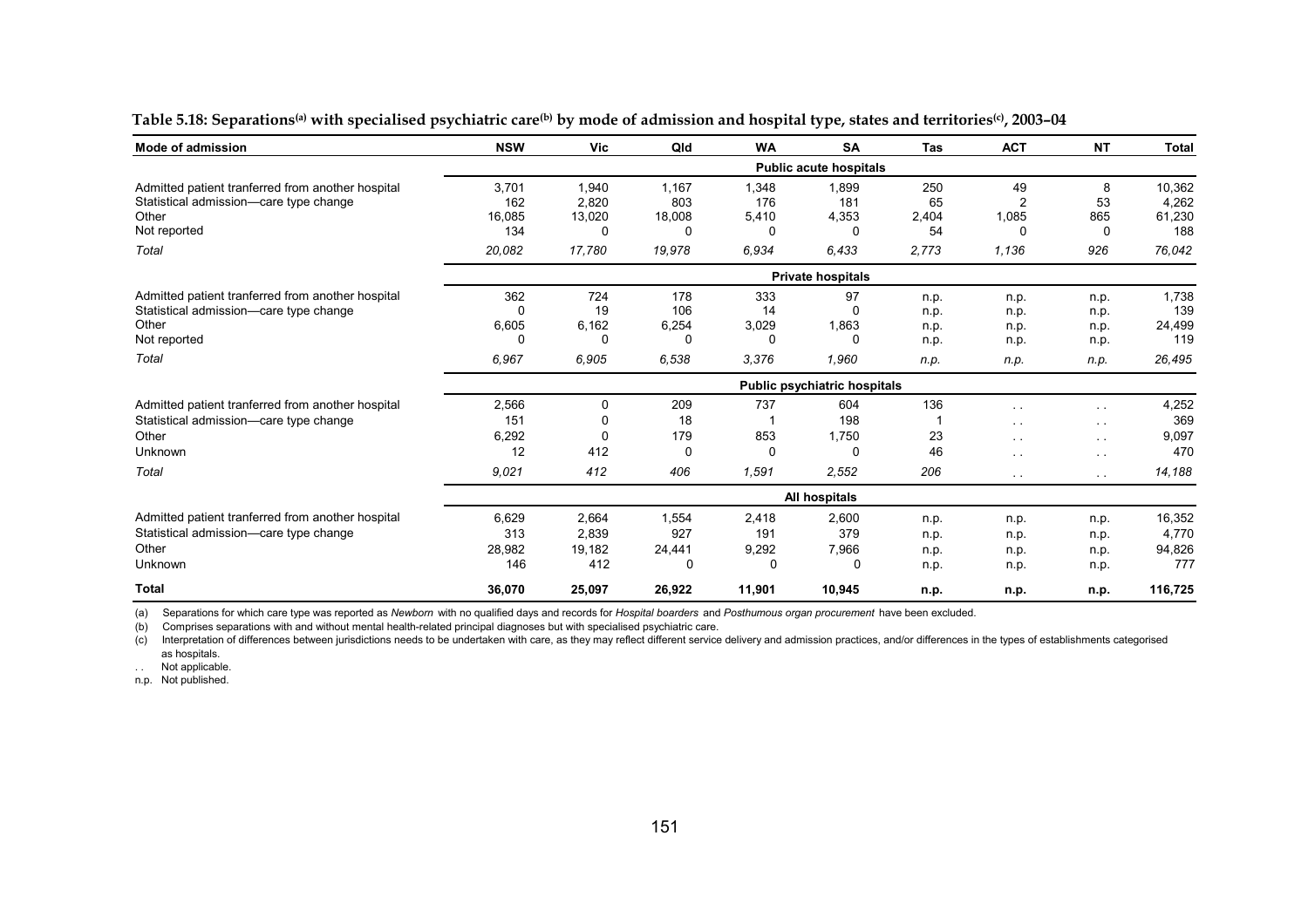**Table 5.18: Separations[(a)] with specialised psychiatric care[(b)] by mode of admission and hospital type, states and territories[(c)], 2003–04**

| Mode of admission | NSW | Vic | Qld | WA | SA | Tas | ACT | NT | Total |
|---|---|---|---|---|---|---|---|---|---|
| | | | | | **Public acute hospitals** | | | | |
| Admitted patient tranferred from another hospital | 3,701 | 1,940 | 1,167 | 1,348 | 1,899 | 250 | 49 | 8 | 10,362 |
| Statistical admission—care type change | 162 | 2,820 | 803 | 176 | 181 | 65 | 2 | 53 | 4,262 |
| Other | 16,085 | 13,020 | 18,008 | 5,410 | 4,353 | 2,404 | 1,085 | 865 | 61,230 |
| Not reported | 134 | 0 | 0 | 0 | 0 | 54 | 0 | 0 | 188 |
| *Total* | *20,082* | *17,780* | *19,978* | *6,934* | *6,433* | *2,773* | *1,136* | *926* | *76,042* |
| | | | | | **Private hospitals** | | | | |
| Admitted patient tranferred from another hospital | 362 | 724 | 178 | 333 | 97 | n.p. | n.p. | n.p. | 1,738 |
| Statistical admission—care type change | 0 | 19 | 106 | 14 | 0 | n.p. | n.p. | n.p. | 139 |
| Other | 6,605 | 6,162 | 6,254 | 3,029 | 1,863 | n.p. | n.p. | n.p. | 24,499 |
| Not reported | 0 | 0 | 0 | 0 | 0 | n.p. | n.p. | n.p. | 119 |
| *Total* | *6,967* | *6,905* | *6,538* | *3,376* | *1,960* | *n.p.* | *n.p.* | *n.p.* | *26,495* |
| | | | | | **Public psychiatric hospitals** | | | | |
| Admitted patient tranferred from another hospital | 2,566 | 0 | 209 | 737 | 604 | 136 | . . | . . | 4,252 |
| Statistical admission—care type change | 151 | 0 | 18 | 1 | 198 | 1 | . . | . . | 369 |
| Other | 6,292 | 0 | 179 | 853 | 1,750 | 23 | . . | . . | 9,097 |
| Unknown | 12 | 412 | 0 | 0 | 0 | 46 | . . | . . | 470 |
| *Total* | *9,021* | *412* | *406* | *1,591* | *2,552* | *206* | *. .* | *. .* | *14,188* |
| | | | | | **All hospitals** | | | | |
| Admitted patient tranferred from another hospital | 6,629 | 2,664 | 1,554 | 2,418 | 2,600 | n.p. | n.p. | n.p. | 16,352 |
| Statistical admission—care type change | 313 | 2,839 | 927 | 191 | 379 | n.p. | n.p. | n.p. | 4,770 |
| Other | 28,982 | 19,182 | 24,441 | 9,292 | 7,966 | n.p. | n.p. | n.p. | 94,826 |
| Unknown | 146 | 412 | 0 | 0 | 0 | n.p. | n.p. | n.p. | 777 |
| **Total** | **36,070** | **25,097** | **26,922** | **11,901** | **10,945** | **n.p.** | **n.p.** | **n.p.** | **116,725** |

(a) Separations for which care type was reported as *Newborn* with no qualified days and records for *Hospital boarders* and *Posthumous organ procurement* have been excluded.

(b) Comprises separations with and without mental health-related principal diagnoses but with specialised psychiatric care.

(c) Interpretation of differences between jurisdictions needs to be undertaken with care, as they may reflect different service delivery and admission practices, and/or differences in the types of establishments categorised as hospitals.

. . Not applicable.

n.p. Not published.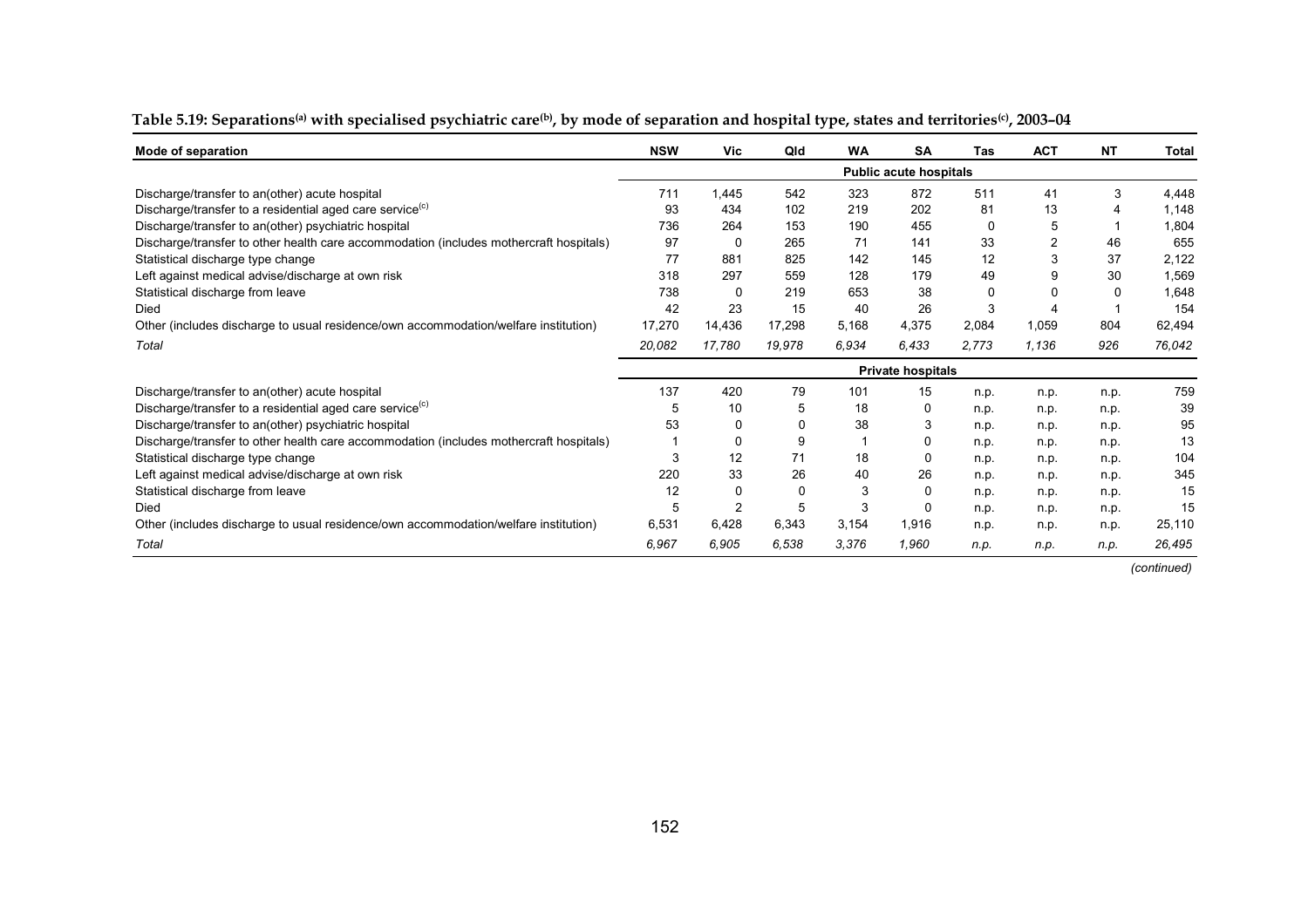**Table 5.19: Separations[(a)] with specialised psychiatric care[(b)], by mode of separation and hospital type, states and territories[(c)], 2003–04**

| Mode of separation | NSW | Vic | Qld | WA | SA | Tas | ACT | NT | Total |
|---|---|---|---|---|---|---|---|---|---|
| | | | | | **Public acute hospitals** | | | | |
| Discharge/transfer to an(other) acute hospital | 711 | 1,445 | 542 | 323 | 872 | 511 | 41 | 3 | 4,448 |
| Discharge/transfer to a residential aged care service[(c)] | 93 | 434 | 102 | 219 | 202 | 81 | 13 | 4 | 1,148 |
| Discharge/transfer to an(other) psychiatric hospital | 736 | 264 | 153 | 190 | 455 | 0 | 5 | 1 | 1,804 |
| Discharge/transfer to other health care accommodation (includes mothercraft hospitals) | 97 | 0 | 265 | 71 | 141 | 33 | 2 | 46 | 655 |
| Statistical discharge type change | 77 | 881 | 825 | 142 | 145 | 12 | 3 | 37 | 2,122 |
| Left against medical advise/discharge at own risk | 318 | 297 | 559 | 128 | 179 | 49 | 9 | 30 | 1,569 |
| Statistical discharge from leave | 738 | 0 | 219 | 653 | 38 | 0 | 0 | 0 | 1,648 |
| Died | 42 | 23 | 15 | 40 | 26 | 3 | 4 | 1 | 154 |
| Other (includes discharge to usual residence/own accommodation/welfare institution) | 17,270 | 14,436 | 17,298 | 5,168 | 4,375 | 2,084 | 1,059 | 804 | 62,494 |
| *Total* | *20,082* | *17,780* | *19,978* | *6,934* | *6,433* | *2,773* | *1,136* | *926* | *76,042* |
| | | | | | **Private hospitals** | | | | |
| Discharge/transfer to an(other) acute hospital | 137 | 420 | 79 | 101 | 15 | n.p. | n.p. | n.p. | 759 |
| Discharge/transfer to a residential aged care service[(c)] | 5 | 10 | 5 | 18 | 0 | n.p. | n.p. | n.p. | 39 |
| Discharge/transfer to an(other) psychiatric hospital | 53 | 0 | 0 | 38 | 3 | n.p. | n.p. | n.p. | 95 |
| Discharge/transfer to other health care accommodation (includes mothercraft hospitals) | 1 | 0 | 9 | 1 | 0 | n.p. | n.p. | n.p. | 13 |
| Statistical discharge type change | 3 | 12 | 71 | 18 | 0 | n.p. | n.p. | n.p. | 104 |
| Left against medical advise/discharge at own risk | 220 | 33 | 26 | 40 | 26 | n.p. | n.p. | n.p. | 345 |
| Statistical discharge from leave | 12 | 0 | 0 | 3 | 0 | n.p. | n.p. | n.p. | 15 |
| Died | 5 | 2 | 5 | 3 | 0 | n.p. | n.p. | n.p. | 15 |
| Other (includes discharge to usual residence/own accommodation/welfare institution) | 6,531 | 6,428 | 6,343 | 3,154 | 1,916 | n.p. | n.p. | n.p. | 25,110 |
| *Total* | *6,967* | *6,905* | *6,538* | *3,376* | *1,960* | *n.p.* | *n.p.* | *n.p.* | *26,495* |

*(continued)*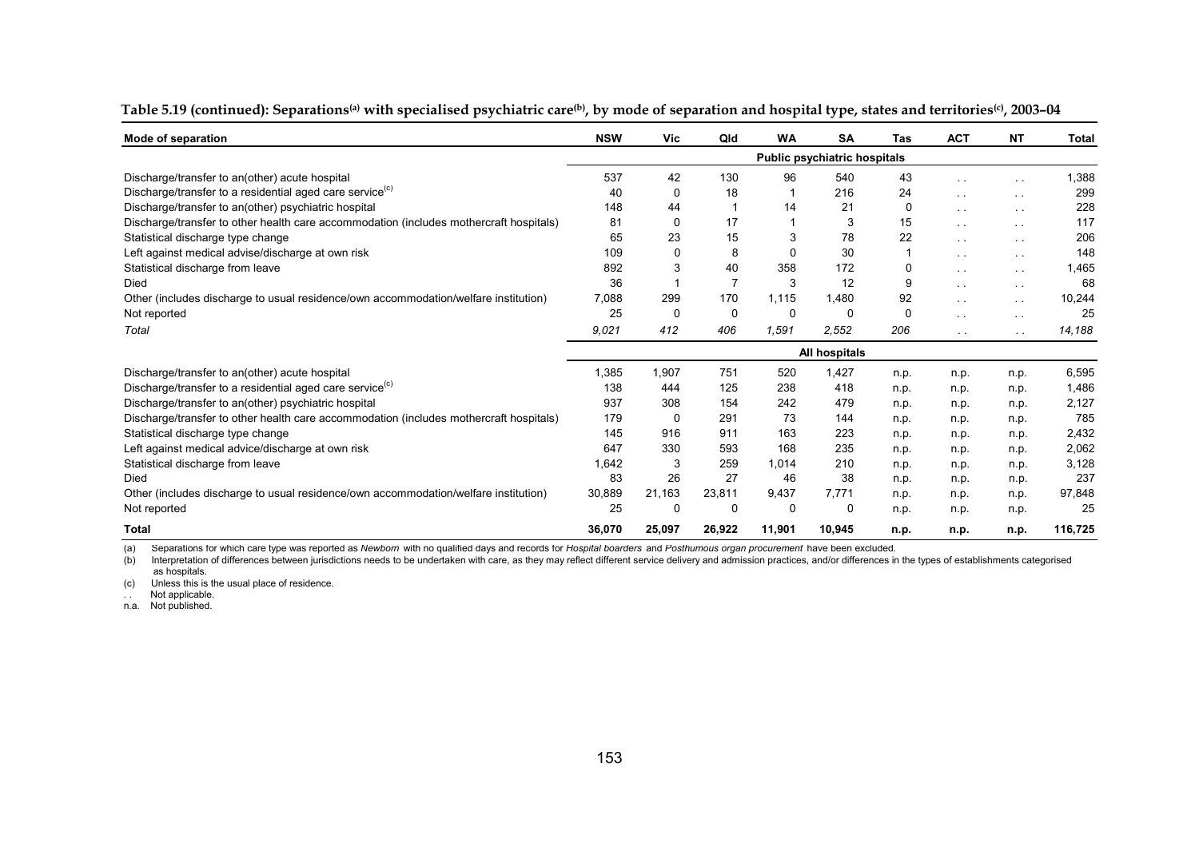**Table 5.19 (continued): Separations[(a)] with specialised psychiatric care[(b)], by mode of separation and hospital type, states and territories[(c)], 2003–04**

| Mode of separation | NSW | Vic | Qld | WA | SA | Tas | ACT | NT | Total |
|---|---|---|---|---|---|---|---|---|---|
| | | | | | Public psychiatric hospitals | | | | |
| Discharge/transfer to an(other) acute hospital | 537 | 42 | 130 | 96 | 540 | 43 | . . | . . | 1,388 |
| Discharge/transfer to a residential aged care service[(c)] | 40 | 0 | 18 | 1 | 216 | 24 | . . | . . | 299 |
| Discharge/transfer to an(other) psychiatric hospital | 148 | 44 | 1 | 14 | 21 | 0 | . . | . . | 228 |
| Discharge/transfer to other health care accommodation (includes mothercraft hospitals) | 81 | 0 | 17 | 1 | 3 | 15 | . . | . . | 117 |
| Statistical discharge type change | 65 | 23 | 15 | 3 | 78 | 22 | . . | . . | 206 |
| Left against medical advise/discharge at own risk | 109 | 0 | 8 | 0 | 30 | 1 | . . | . . | 148 |
| Statistical discharge from leave | 892 | 3 | 40 | 358 | 172 | 0 | . . | . . | 1,465 |
| Died | 36 | 1 | 7 | 3 | 12 | 9 | . . | . . | 68 |
| Other (includes discharge to usual residence/own accommodation/welfare institution) | 7,088 | 299 | 170 | 1,115 | 1,480 | 92 | . . | . . | 10,244 |
| Not reported | 25 | 0 | 0 | 0 | 0 | 0 | . . | . . | 25 |
| *Total* | *9,021* | *412* | *406* | *1,591* | *2,552* | *206* | . . | . . | *14,188* |
| | | | | | All hospitals | | | | |
| Discharge/transfer to an(other) acute hospital | 1,385 | 1,907 | 751 | 520 | 1,427 | n.p. | n.p. | n.p. | 6,595 |
| Discharge/transfer to a residential aged care service[(c)] | 138 | 444 | 125 | 238 | 418 | n.p. | n.p. | n.p. | 1,486 |
| Discharge/transfer to an(other) psychiatric hospital | 937 | 308 | 154 | 242 | 479 | n.p. | n.p. | n.p. | 2,127 |
| Discharge/transfer to other health care accommodation (includes mothercraft hospitals) | 179 | 0 | 291 | 73 | 144 | n.p. | n.p. | n.p. | 785 |
| Statistical discharge type change | 145 | 916 | 911 | 163 | 223 | n.p. | n.p. | n.p. | 2,432 |
| Left against medical advice/discharge at own risk | 647 | 330 | 593 | 168 | 235 | n.p. | n.p. | n.p. | 2,062 |
| Statistical discharge from leave | 1,642 | 3 | 259 | 1,014 | 210 | n.p. | n.p. | n.p. | 3,128 |
| Died | 83 | 26 | 27 | 46 | 38 | n.p. | n.p. | n.p. | 237 |
| Other (includes discharge to usual residence/own accommodation/welfare institution) | 30,889 | 21,163 | 23,811 | 9,437 | 7,771 | n.p. | n.p. | n.p. | 97,848 |
| Not reported | 25 | 0 | 0 | 0 | 0 | n.p. | n.p. | n.p. | 25 |
| **Total** | **36,070** | **25,097** | **26,922** | **11,901** | **10,945** | **n.p.** | **n.p.** | **n.p.** | **116,725** |

(a) Separations for which care type was reported as *Newborn* with no qualified days and records for *Hospital boarders* and *Posthumous organ procurement* have been excluded.

(b) Interpretation of differences between jurisdictions needs to be undertaken with care, as they may reflect different service delivery and admission practices, and/or differences in the types of establishments categorised as hospitals.

(c) Unless this is the usual place of residence.

. . Not applicable.

n.a. Not published.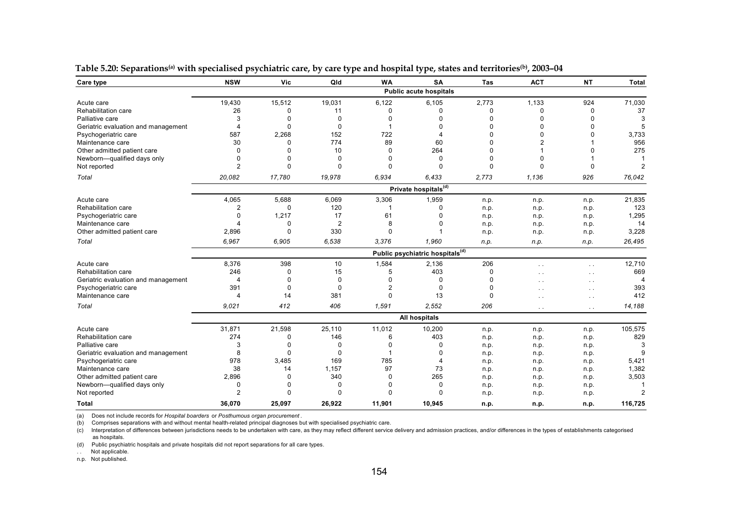**Table 5.20: Separations[(a)] with specialised psychiatric care, by care type and hospital type, states and territories[(b)], 2003–04**

| Care type | NSW | Vic | Qld | WA | SA | Tas | ACT | NT | Total |
|---|---|---|---|---|---|---|---|---|---|
| | | | | | **Public acute hospitals** | | | | |
| Acute care | 19,430 | 15,512 | 19,031 | 6,122 | 6,105 | 2,773 | 1,133 | 924 | 71,030 |
| Rehabilitation care | 26 | 0 | 11 | 0 | 0 | 0 | 0 | 0 | 37 |
| Palliative care | 3 | 0 | 0 | 0 | 0 | 0 | 0 | 0 | 3 |
| Geriatric evaluation and management | 4 | 0 | 0 | 1 | 0 | 0 | 0 | 0 | 5 |
| Psychogeriatric care | 587 | 2,268 | 152 | 722 | 4 | 0 | 0 | 0 | 3,733 |
| Maintenance care | 30 | 0 | 774 | 89 | 60 | 0 | 2 | 1 | 956 |
| Other admitted patient care | 0 | 0 | 10 | 0 | 264 | 0 | 1 | 0 | 275 |
| Newborn—qualified days only | 0 | 0 | 0 | 0 | 0 | 0 | 0 | 1 | 1 |
| Not reported | 2 | 0 | 0 | 0 | 0 | 0 | 0 | 0 | 2 |
| *Total* | *20,082* | *17,780* | *19,978* | *6,934* | *6,433* | *2,773* | *1,136* | *926* | *76,042* |
| | | | | | **Private hospitals[(d)]** | | | | |
| Acute care | 4,065 | 5,688 | 6,069 | 3,306 | 1,959 | n.p. | n.p. | n.p. | 21,835 |
| Rehabilitation care | 2 | 0 | 120 | 1 | 0 | n.p. | n.p. | n.p. | 123 |
| Psychogeriatric care | 0 | 1,217 | 17 | 61 | 0 | n.p. | n.p. | n.p. | 1,295 |
| Maintenance care | 4 | 0 | 2 | 8 | 0 | n.p. | n.p. | n.p. | 14 |
| Other admitted patient care | 2,896 | 0 | 330 | 0 | 1 | n.p. | n.p. | n.p. | 3,228 |
| *Total* | *6,967* | *6,905* | *6,538* | *3,376* | *1,960* | *n.p.* | *n.p.* | *n.p.* | *26,495* |
| | | | | | **Public psychiatric hospitals[(d)]** | | | | |
| Acute care | 8,376 | 398 | 10 | 1,584 | 2,136 | 206 | . . | . . | 12,710 |
| Rehabilitation care | 246 | 0 | 15 | 5 | 403 | 0 | . . | . . | 669 |
| Geriatric evaluation and management | 4 | 0 | 0 | 0 | 0 | 0 | . . | . . | 4 |
| Psychogeriatric care | 391 | 0 | 0 | 2 | 0 | 0 | . . | . . | 393 |
| Maintenance care | 4 | 14 | 381 | 0 | 13 | 0 | . . | . . | 412 |
| *Total* | *9,021* | *412* | *406* | *1,591* | *2,552* | *206* | *. .* | *. .* | *14,188* |
| | | | | | **All hospitals** | | | | |
| Acute care | 31,871 | 21,598 | 25,110 | 11,012 | 10,200 | n.p. | n.p. | n.p. | 105,575 |
| Rehabilitation care | 274 | 0 | 146 | 6 | 403 | n.p. | n.p. | n.p. | 829 |
| Palliative care | 3 | 0 | 0 | 0 | 0 | n.p. | n.p. | n.p. | 3 |
| Geriatric evaluation and management | 8 | 0 | 0 | 1 | 0 | n.p. | n.p. | n.p. | 9 |
| Psychogeriatric care | 978 | 3,485 | 169 | 785 | 4 | n.p. | n.p. | n.p. | 5,421 |
| Maintenance care | 38 | 14 | 1,157 | 97 | 73 | n.p. | n.p. | n.p. | 1,382 |
| Other admitted patient care | 2,896 | 0 | 340 | 0 | 265 | n.p. | n.p. | n.p. | 3,503 |
| Newborn—qualified days only | 0 | 0 | 0 | 0 | 0 | n.p. | n.p. | n.p. | 1 |
| Not reported | 2 | 0 | 0 | 0 | 0 | n.p. | n.p. | n.p. | 2 |
| **Total** | **36,070** | **25,097** | **26,922** | **11,901** | **10,945** | **n.p.** | **n.p.** | **n.p.** | **116,725** |

(a) Does not include records for *Hospital boarders* or *Posthumous organ procurement*.

(b) Comprises separations with and without mental health-related principal diagnoses but with specialised psychiatric care.

(c) Interpretation of differences between jurisdictions needs to be undertaken with care, as they may reflect different service delivery and admission practices, and/or differences in the types of establishments categorised as hospitals.

(d) Public psychiatric hospitals and private hospitals did not report separations for all care types.

. . Not applicable.

n.p. Not published.